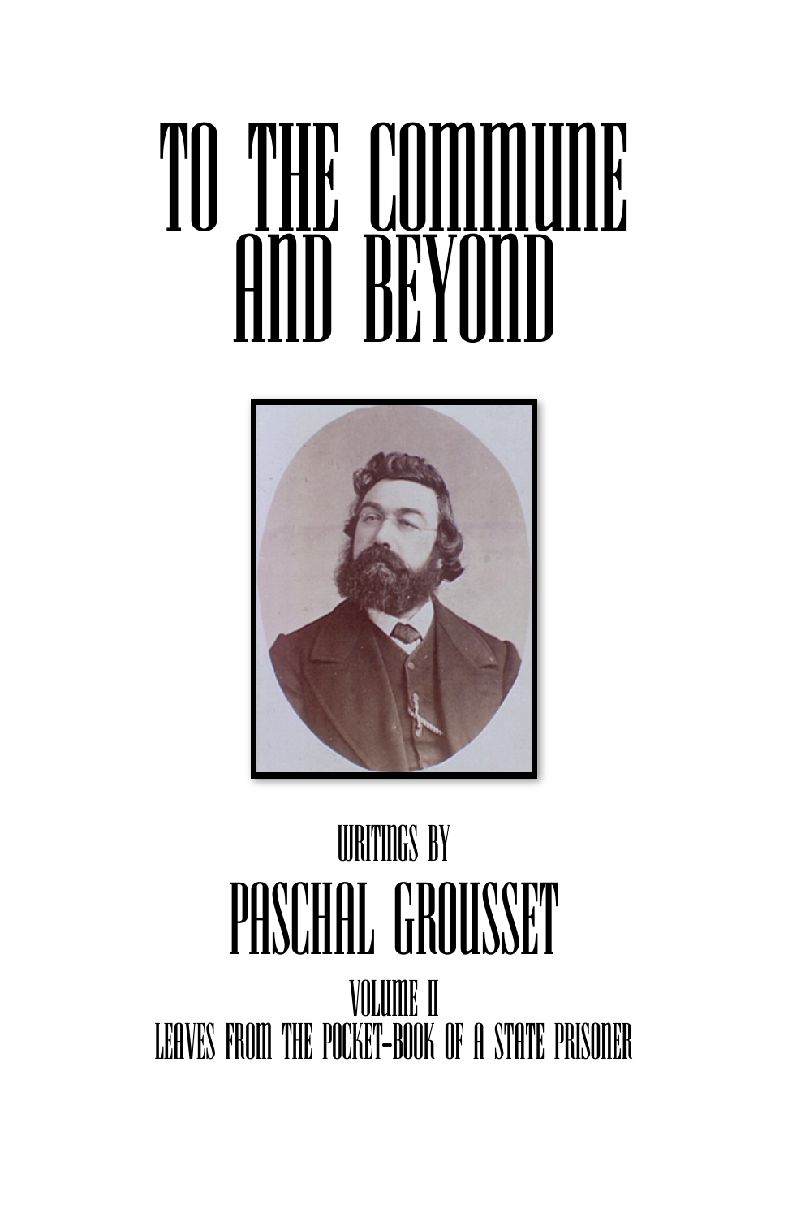# TO THE COMMUNE AND BEYOND

WRITINGS BY

# PASCHAL GROUSSET

VOLUME II

LEAVES FROM THE POCKET-BOOK OF A STATE PRISONER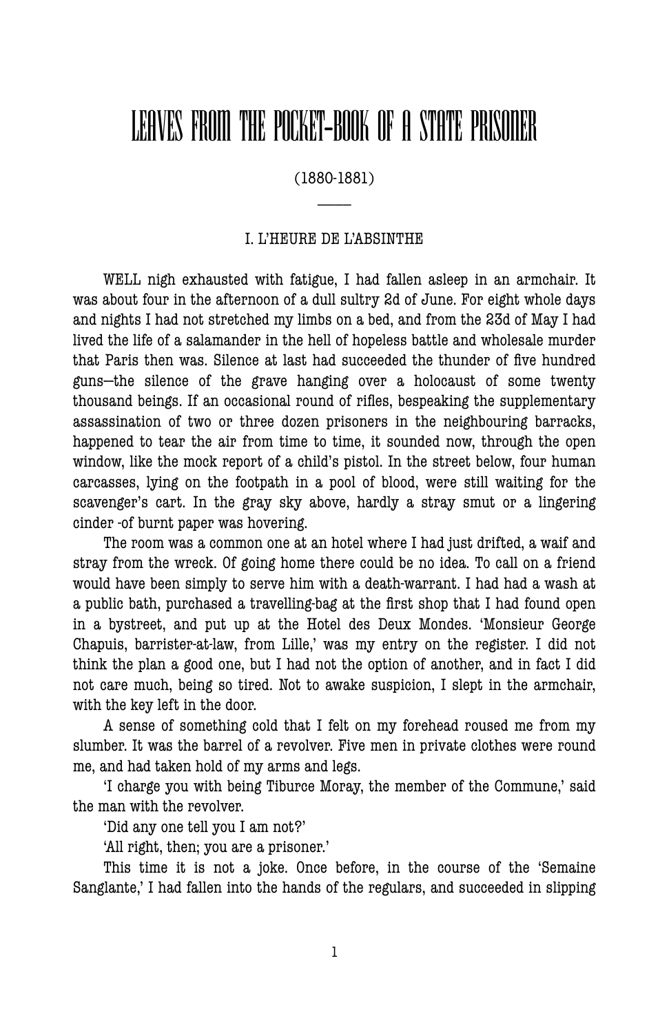# LEAVES FROM THE POCKET-BOOK OF A STATE PRISONER

(1880-1881)

———

## I. L'HEURE DE L'ABSINTHE

WELL nigh exhausted with fatigue, I had fallen asleep in an armchair. It was about four in the afternoon of a dull sultry 2d of June. For eight whole days and nights I had not stretched my limbs on a bed, and from the 23d of May I had lived the life of a salamander in the hell of hopeless battle and wholesale murder that Paris then was. Silence at last had succeeded the thunder of five hundred guns—the silence of the grave hanging over a holocaust of some twenty thousand beings. If an occasional round of rifles, bespeaking the supplementary assassination of two or three dozen prisoners in the neighbouring barracks, happened to tear the air from time to time, it sounded now, through the open window, like the mock report of a child's pistol. In the street below, four human carcasses, lying on the footpath in a pool of blood, were still waiting for the scavenger's cart. In the gray sky above, hardly a stray smut or a lingering cinder -of burnt paper was hovering.

The room was a common one at an hotel where I had just drifted, a waif and stray from the wreck. Of going home there could be no idea. To call on a friend would have been simply to serve him with a death-warrant. I had had a wash at a public bath, purchased a travelling-bag at the first shop that I had found open in a bystreet, and put up at the Hotel des Deux Mondes. 'Monsieur George Chapuis, barrister-at-law, from Lille,' was my entry on the register. I did not think the plan a good one, but I had not the option of another, and in fact I did not care much, being so tired. Not to awake suspicion, I slept in the armchair, with the key left in the door.

A sense of something cold that I felt on my forehead roused me from my slumber. It was the barrel of a revolver. Five men in private clothes were round me, and had taken hold of my arms and legs.

'I charge you with being Tiburce Moray, the member of the Commune,' said the man with the revolver.

'Did any one tell you I am not?'

'All right, then; you are a prisoner.'

This time it is not a joke. Once before, in the course of the 'Semaine Sanglante,' I had fallen into the hands of the regulars, and succeeded in slipping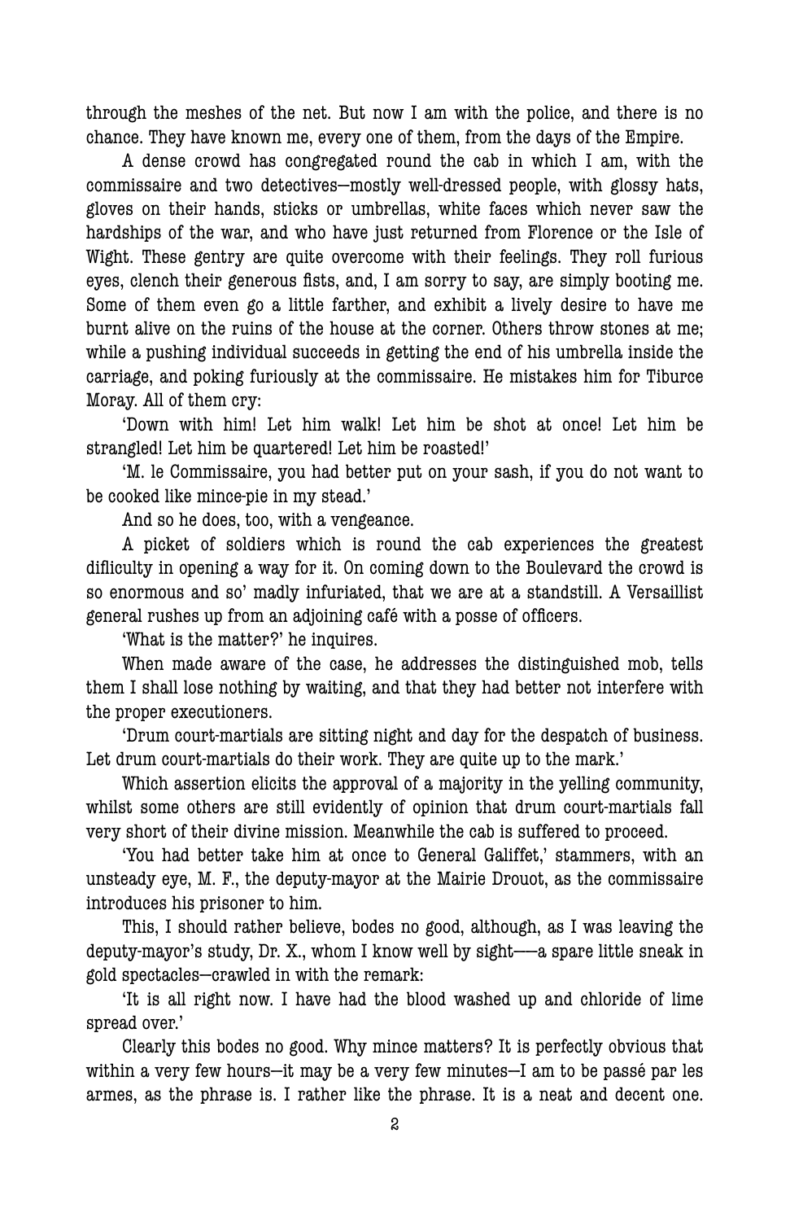through the meshes of the net. But now I am with the police, and there is no chance. They have known me, every one of them, from the days of the Empire.

A dense crowd has congregated round the cab in which I am, with the commissaire and two detectives—mostly well-dressed people, with glossy hats, gloves on their hands, sticks or umbrellas, white faces which never saw the hardships of the war, and who have just returned from Florence or the Isle of Wight. These gentry are quite overcome with their feelings. They roll furious eyes, clench their generous fists, and, I am sorry to say, are simply booting me. Some of them even go a little farther, and exhibit a lively desire to have me burnt alive on the ruins of the house at the corner. Others throw stones at me; while a pushing individual succeeds in getting the end of his umbrella inside the carriage, and poking furiously at the commissaire. He mistakes him for Tiburce Moray. All of them cry:

'Down with him! Let him walk! Let him be shot at once! Let him be strangled! Let him be quartered! Let him be roasted!'

'M. le Commissaire, you had better put on your sash, if you do not want to be cooked like mince-pie in my stead.'

And so he does, too, with a vengeance.

A picket of soldiers which is round the cab experiences the greatest difficulty in opening a way for it. On coming down to the Boulevard the crowd is so enormous and so' madly infuriated, that we are at a standstill. A Versaillist general rushes up from an adjoining café with a posse of officers.

'What is the matter?' he inquires.

When made aware of the case, he addresses the distinguished mob, tells them I shall lose nothing by waiting, and that they had better not interfere with the proper executioners.

'Drum court-martials are sitting night and day for the despatch of business. Let drum court-martials do their work. They are quite up to the mark.'

Which assertion elicits the approval of a majority in the yelling community, whilst some others are still evidently of opinion that drum court-martials fall very short of their divine mission. Meanwhile the cab is suffered to proceed.

'You had better take him at once to General Galiffet,' stammers, with an unsteady eye, M. F., the deputy-mayor at the Mairie Drouot, as the commissaire introduces his prisoner to him.

This, I should rather believe, bodes no good, although, as I was leaving the deputy-mayor's study, Dr. X., whom I know well by sight—–a spare little sneak in gold spectacles—crawled in with the remark:

'It is all right now. I have had the blood washed up and chloride of lime spread over.'

Clearly this bodes no good. Why mince matters? It is perfectly obvious that within a very few hours—it may be a very few minutes—I am to be passé par les armes, as the phrase is. I rather like the phrase. It is a neat and decent one.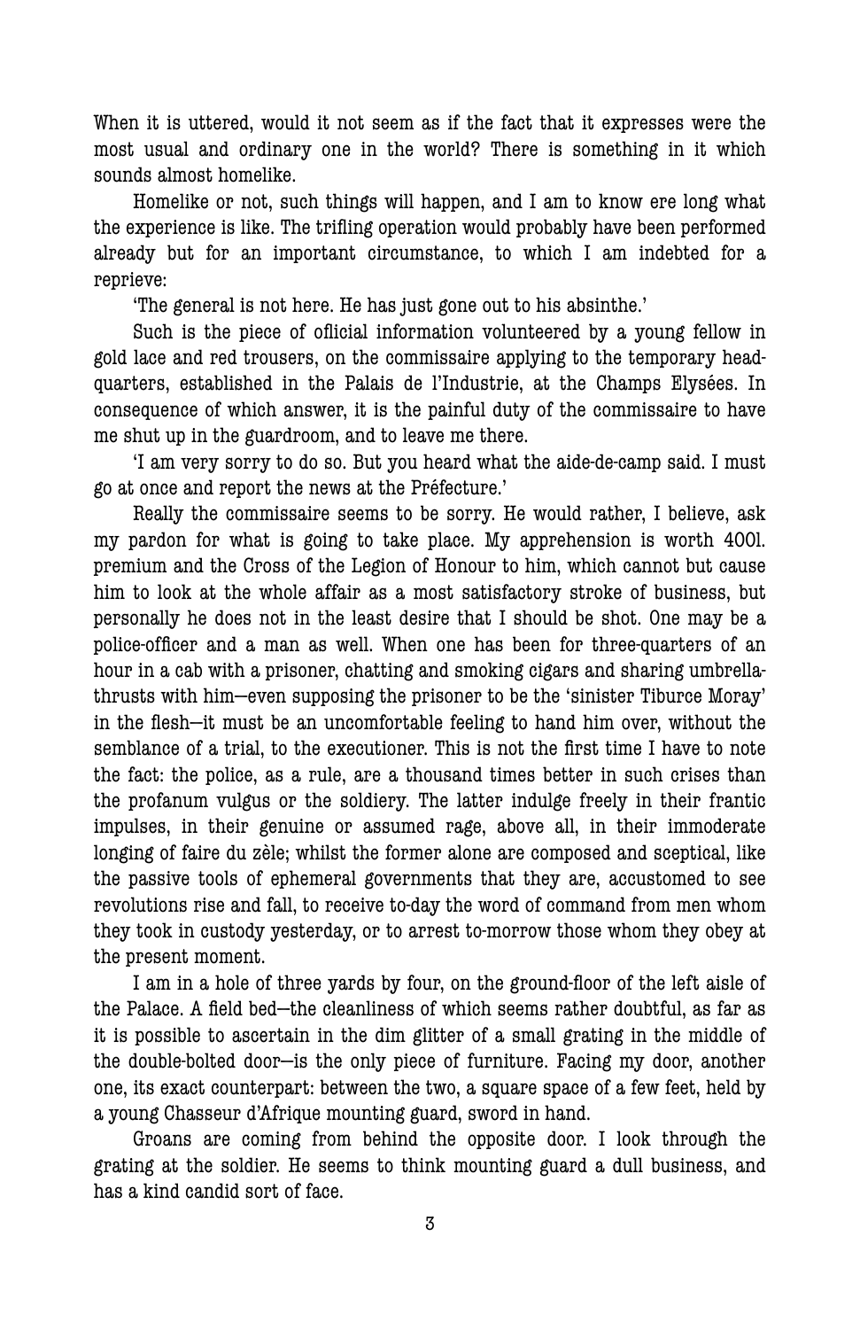When it is uttered, would it not seem as if the fact that it expresses were the most usual and ordinary one in the world? There is something in it which sounds almost homelike.

Homelike or not, such things will happen, and I am to know ere long what the experience is like. The trifling operation would probably have been performed already but for an important circumstance, to which I am indebted for a reprieve:

'The general is not here. He has just gone out to his absinthe.'

Such is the piece of official information volunteered by a young fellow in gold lace and red trousers, on the commissaire applying to the temporary head-quarters, established in the Palais de l'Industrie, at the Champs Elysées. In consequence of which answer, it is the painful duty of the commissaire to have me shut up in the guardroom, and to leave me there.

'I am very sorry to do so. But you heard what the aide-de-camp said. I must go at once and report the news at the Préfecture.'

Really the commissaire seems to be sorry. He would rather, I believe, ask my pardon for what is going to take place. My apprehension is worth 400l. premium and the Cross of the Legion of Honour to him, which cannot but cause him to look at the whole affair as a most satisfactory stroke of business, but personally he does not in the least desire that I should be shot. One may be a police-officer and a man as well. When one has been for three-quarters of an hour in a cab with a prisoner, chatting and smoking cigars and sharing umbrella-thrusts with him—even supposing the prisoner to be the 'sinister Tiburce Moray' in the flesh—it must be an uncomfortable feeling to hand him over, without the semblance of a trial, to the executioner. This is not the first time I have to note the fact: the police, as a rule, are a thousand times better in such crises than the profanum vulgus or the soldiery. The latter indulge freely in their frantic impulses, in their genuine or assumed rage, above all, in their immoderate longing of faire du zèle; whilst the former alone are composed and sceptical, like the passive tools of ephemeral governments that they are, accustomed to see revolutions rise and fall, to receive to-day the word of command from men whom they took in custody yesterday, or to arrest to-morrow those whom they obey at the present moment.

I am in a hole of three yards by four, on the ground-floor of the left aisle of the Palace. A field bed—the cleanliness of which seems rather doubtful, as far as it is possible to ascertain in the dim glitter of a small grating in the middle of the double-bolted door—is the only piece of furniture. Facing my door, another one, its exact counterpart: between the two, a square space of a few feet, held by a young Chasseur d'Afrique mounting guard, sword in hand.

Groans are coming from behind the opposite door. I look through the grating at the soldier. He seems to think mounting guard a dull business, and has a kind candid sort of face.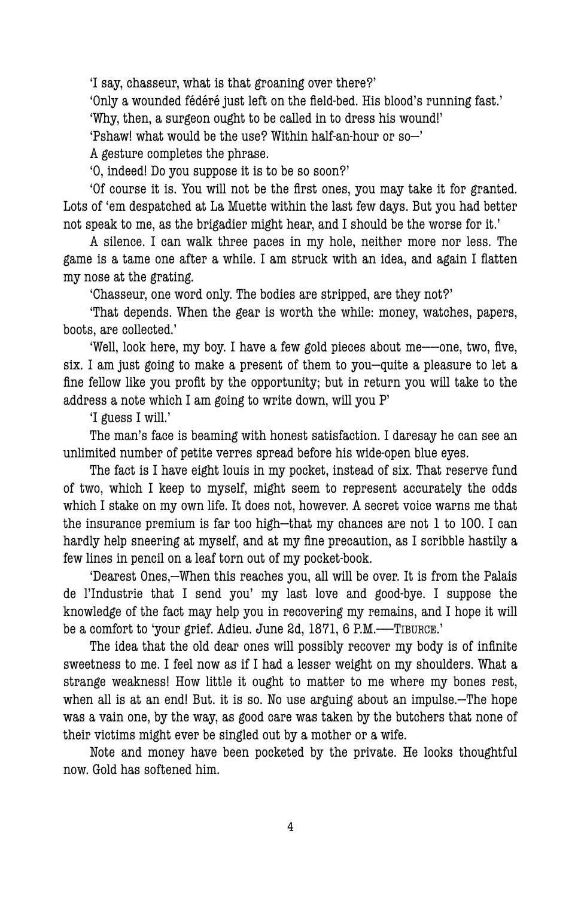'I say, chasseur, what is that groaning over there?'

'Only a wounded fédéré just left on the field-bed. His blood's running fast.'

'Why, then, a surgeon ought to be called in to dress his wound!'

'Pshaw! what would be the use? Within half-an-hour or so—'

A gesture completes the phrase.

'O, indeed! Do you suppose it is to be so soon?'

'Of course it is. You will not be the first ones, you may take it for granted. Lots of 'em despatched at La Muette within the last few days. But you had better not speak to me, as the brigadier might hear, and I should be the worse for it.'

A silence. I can walk three paces in my hole, neither more nor less. The game is a tame one after a while. I am struck with an idea, and again I flatten my nose at the grating.

'Chasseur, one word only. The bodies are stripped, are they not?'

'That depends. When the gear is worth the while: money, watches, papers, boots, are collected.'

'Well, look here, my boy. I have a few gold pieces about me——one, two, five, six. I am just going to make a present of them to you—quite a pleasure to let a fine fellow like you profit by the opportunity; but in return you will take to the address a note which I am going to write down, will you P'

'I guess I will.'

The man's face is beaming with honest satisfaction. I daresay he can see an unlimited number of petite verres spread before his wide-open blue eyes.

The fact is I have eight louis in my pocket, instead of six. That reserve fund of two, which I keep to myself, might seem to represent accurately the odds which I stake on my own life. It does not, however. A secret voice warns me that the insurance premium is far too high—that my chances are not 1 to 100. I can hardly help sneering at myself, and at my fine precaution, as I scribble hastily a few lines in pencil on a leaf torn out of my pocket-book.

'Dearest Ones,—When this reaches you, all will be over. It is from the Palais de l'Industrie that I send you' my last love and good-bye. I suppose the knowledge of the fact may help you in recovering my remains, and I hope it will be a comfort to 'your grief. Adieu. June 2d, 1871, 6 P.M.——TIBURCE.'

The idea that the old dear ones will possibly recover my body is of infinite sweetness to me. I feel now as if I had a lesser weight on my shoulders. What a strange weakness! How little it ought to matter to me where my bones rest, when all is at an end! But. it is so. No use arguing about an impulse.—The hope was a vain one, by the way, as good care was taken by the butchers that none of their victims might ever be singled out by a mother or a wife.

Note and money have been pocketed by the private. He looks thoughtful now. Gold has softened him.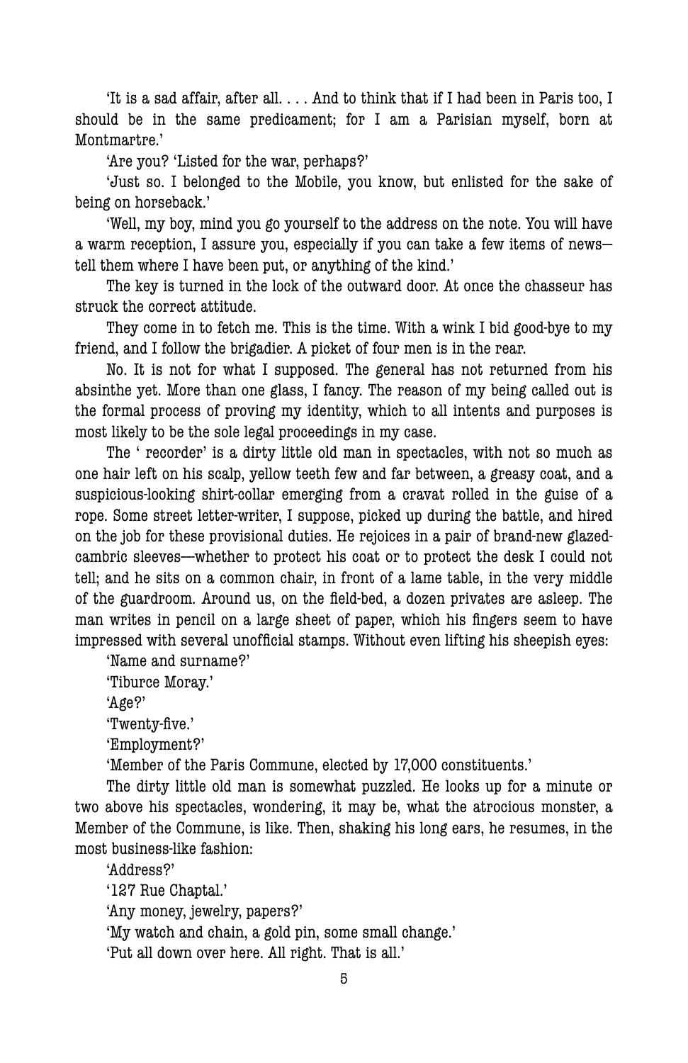'It is a sad affair, after all. . . . And to think that if I had been in Paris too, I should be in the same predicament; for I am a Parisian myself, born at Montmartre.'

'Are you? 'Listed for the war, perhaps?'

'Just so. I belonged to the Mobile, you know, but enlisted for the sake of being on horseback.'

'Well, my boy, mind you go yourself to the address on the note. You will have a warm reception, I assure you, especially if you can take a few items of news—tell them where I have been put, or anything of the kind.'

The key is turned in the lock of the outward door. At once the chasseur has struck the correct attitude.

They come in to fetch me. This is the time. With a wink I bid good-bye to my friend, and I follow the brigadier. A picket of four men is in the rear.

No. It is not for what I supposed. The general has not returned from his absinthe yet. More than one glass, I fancy. The reason of my being called out is the formal process of proving my identity, which to all intents and purposes is most likely to be the sole legal proceedings in my case.

The ' recorder' is a dirty little old man in spectacles, with not so much as one hair left on his scalp, yellow teeth few and far between, a greasy coat, and a suspicious-looking shirt-collar emerging from a cravat rolled in the guise of a rope. Some street letter-writer, I suppose, picked up during the battle, and hired on the job for these provisional duties. He rejoices in a pair of brand-new glazed-cambric sleeves—whether to protect his coat or to protect the desk I could not tell; and he sits on a common chair, in front of a lame table, in the very middle of the guardroom. Around us, on the field-bed, a dozen privates are asleep. The man writes in pencil on a large sheet of paper, which his fingers seem to have impressed with several unofficial stamps. Without even lifting his sheepish eyes:

'Name and surname?'

'Tiburce Moray.'

'Age?'

'Twenty-five.'

'Employment?'

'Member of the Paris Commune, elected by 17,000 constituents.'

The dirty little old man is somewhat puzzled. He looks up for a minute or two above his spectacles, wondering, it may be, what the atrocious monster, a Member of the Commune, is like. Then, shaking his long ears, he resumes, in the most business-like fashion:

'Address?'

'127 Rue Chaptal.'

'Any money, jewelry, papers?'

'My watch and chain, a gold pin, some small change.'

'Put all down over here. All right. That is all.'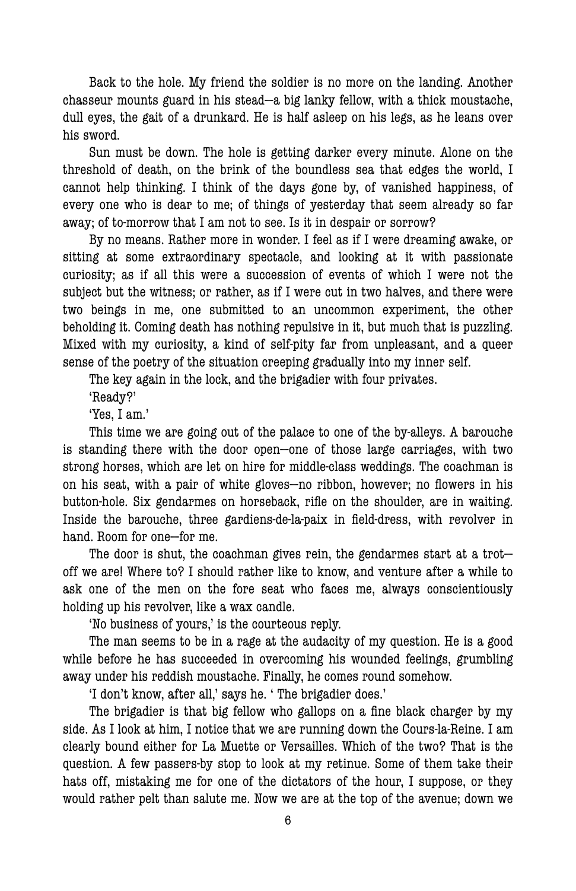Back to the hole. My friend the soldier is no more on the landing. Another chasseur mounts guard in his stead—a big lanky fellow, with a thick moustache, dull eyes, the gait of a drunkard. He is half asleep on his legs, as he leans over his sword.

Sun must be down. The hole is getting darker every minute. Alone on the threshold of death, on the brink of the boundless sea that edges the world, I cannot help thinking. I think of the days gone by, of vanished happiness, of every one who is dear to me; of things of yesterday that seem already so far away; of to-morrow that I am not to see. Is it in despair or sorrow?

By no means. Rather more in wonder. I feel as if I were dreaming awake, or sitting at some extraordinary spectacle, and looking at it with passionate curiosity; as if all this were a succession of events of which I were not the subject but the witness; or rather, as if I were cut in two halves, and there were two beings in me, one submitted to an uncommon experiment, the other beholding it. Coming death has nothing repulsive in it, but much that is puzzling. Mixed with my curiosity, a kind of self-pity far from unpleasant, and a queer sense of the poetry of the situation creeping gradually into my inner self.

The key again in the lock, and the brigadier with four privates.

'Ready?'

'Yes, I am.'

This time we are going out of the palace to one of the by-alleys. A barouche is standing there with the door open—one of those large carriages, with two strong horses, which are let on hire for middle-class weddings. The coachman is on his seat, with a pair of white gloves—no ribbon, however; no flowers in his button-hole. Six gendarmes on horseback, rifle on the shoulder, are in waiting. Inside the barouche, three gardiens-de-la-paix in field-dress, with revolver in hand. Room for one—for me.

The door is shut, the coachman gives rein, the gendarmes start at a trot—off we are! Where to? I should rather like to know, and venture after a while to ask one of the men on the fore seat who faces me, always conscientiously holding up his revolver, like a wax candle.

'No business of yours,' is the courteous reply.

The man seems to be in a rage at the audacity of my question. He is a good while before he has succeeded in overcoming his wounded feelings, grumbling away under his reddish moustache. Finally, he comes round somehow.

'I don't know, after all,' says he. ' The brigadier does.'

The brigadier is that big fellow who gallops on a fine black charger by my side. As I look at him, I notice that we are running down the Cours-la-Reine. I am clearly bound either for La Muette or Versailles. Which of the two? That is the question. A few passers-by stop to look at my retinue. Some of them take their hats off, mistaking me for one of the dictators of the hour, I suppose, or they would rather pelt than salute me. Now we are at the top of the avenue; down we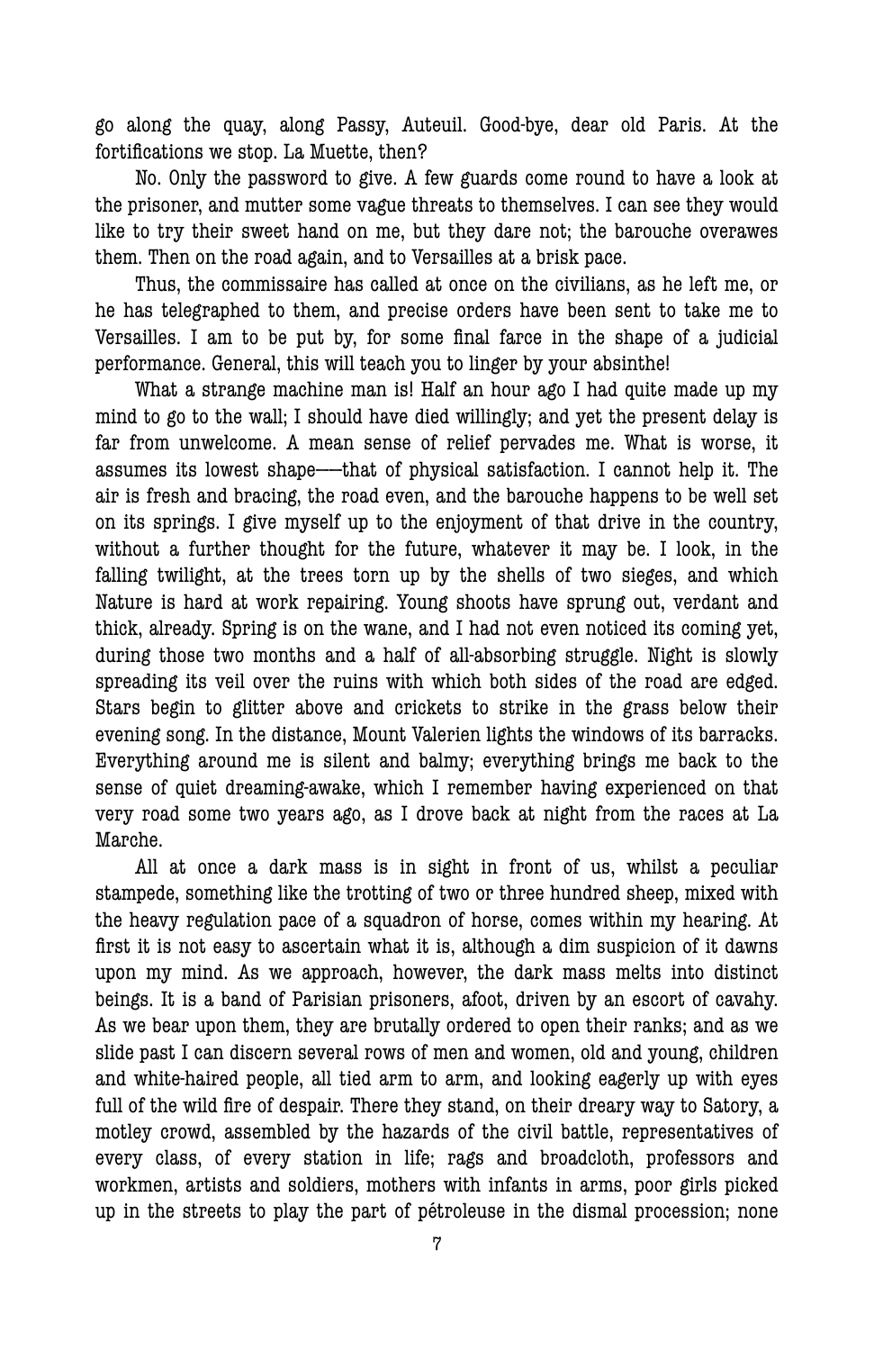go along the quay, along Passy, Auteuil. Good-bye, dear old Paris. At the fortifications we stop. La Muette, then?

No. Only the password to give. A few guards come round to have a look at the prisoner, and mutter some vague threats to themselves. I can see they would like to try their sweet hand on me, but they dare not; the barouche overawes them. Then on the road again, and to Versailles at a brisk pace.

Thus, the commissaire has called at once on the civilians, as he left me, or he has telegraphed to them, and precise orders have been sent to take me to Versailles. I am to be put by, for some final farce in the shape of a judicial performance. General, this will teach you to linger by your absinthe!

What a strange machine man is! Half an hour ago I had quite made up my mind to go to the wall; I should have died willingly; and yet the present delay is far from unwelcome. A mean sense of relief pervades me. What is worse, it assumes its lowest shape—that of physical satisfaction. I cannot help it. The air is fresh and bracing, the road even, and the barouche happens to be well set on its springs. I give myself up to the enjoyment of that drive in the country, without a further thought for the future, whatever it may be. I look, in the falling twilight, at the trees torn up by the shells of two sieges, and which Nature is hard at work repairing. Young shoots have sprung out, verdant and thick, already. Spring is on the wane, and I had not even noticed its coming yet, during those two months and a half of all-absorbing struggle. Night is slowly spreading its veil over the ruins with which both sides of the road are edged. Stars begin to glitter above and crickets to strike in the grass below their evening song. In the distance, Mount Valerien lights the windows of its barracks. Everything around me is silent and balmy; everything brings me back to the sense of quiet dreaming-awake, which I remember having experienced on that very road some two years ago, as I drove back at night from the races at La Marche.

All at once a dark mass is in sight in front of us, whilst a peculiar stampede, something like the trotting of two or three hundred sheep, mixed with the heavy regulation pace of a squadron of horse, comes within my hearing. At first it is not easy to ascertain what it is, although a dim suspicion of it dawns upon my mind. As we approach, however, the dark mass melts into distinct beings. It is a band of Parisian prisoners, afoot, driven by an escort of cavalry. As we bear upon them, they are brutally ordered to open their ranks; and as we slide past I can discern several rows of men and women, old and young, children and white-haired people, all tied arm to arm, and looking eagerly up with eyes full of the wild fire of despair. There they stand, on their dreary way to Satory, a motley crowd, assembled by the hazards of the civil battle, representatives of every class, of every station in life; rags and broadcloth, professors and workmen, artists and soldiers, mothers with infants in arms, poor girls picked up in the streets to play the part of pétroleuse in the dismal procession; none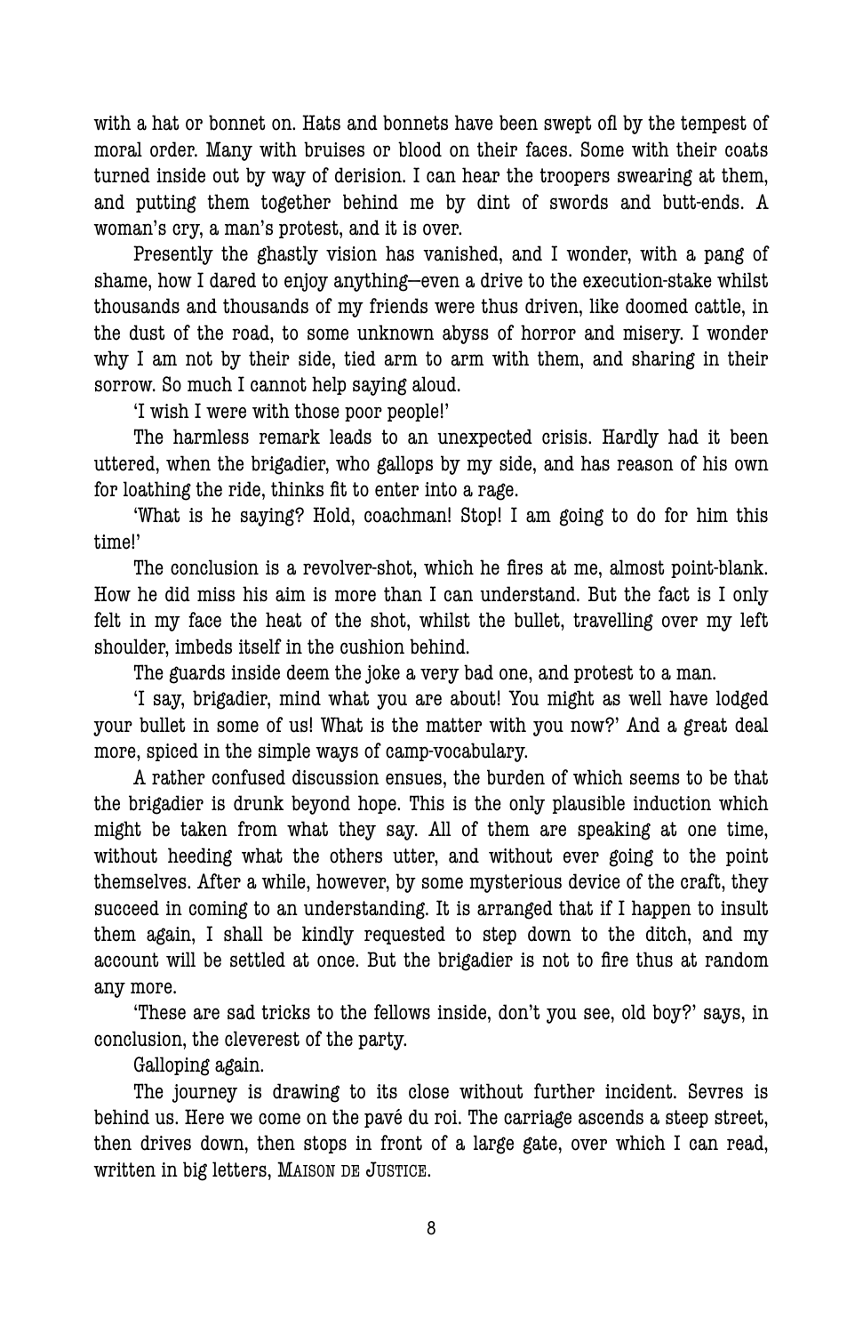with a hat or bonnet on. Hats and bonnets have been swept ofl by the tempest of moral order. Many with bruises or blood on their faces. Some with their coats turned inside out by way of derision. I can hear the troopers swearing at them, and putting them together behind me by dint of swords and butt-ends. A woman's cry, a man's protest, and it is over.

Presently the ghastly vision has vanished, and I wonder, with a pang of shame, how I dared to enjoy anything—even a drive to the execution-stake whilst thousands and thousands of my friends were thus driven, like doomed cattle, in the dust of the road, to some unknown abyss of horror and misery. I wonder why I am not by their side, tied arm to arm with them, and sharing in their sorrow. So much I cannot help saying aloud.

'I wish I were with those poor people!'

The harmless remark leads to an unexpected crisis. Hardly had it been uttered, when the brigadier, who gallops by my side, and has reason of his own for loathing the ride, thinks fit to enter into a rage.

'What is he saying? Hold, coachman! Stop! I am going to do for him this time!'

The conclusion is a revolver-shot, which he fires at me, almost point-blank. How he did miss his aim is more than I can understand. But the fact is I only felt in my face the heat of the shot, whilst the bullet, travelling over my left shoulder, imbeds itself in the cushion behind.

The guards inside deem the joke a very bad one, and protest to a man.

'I say, brigadier, mind what you are about! You might as well have lodged your bullet in some of us! What is the matter with you now?' And a great deal more, spiced in the simple ways of camp-vocabulary.

A rather confused discussion ensues, the burden of which seems to be that the brigadier is drunk beyond hope. This is the only plausible induction which might be taken from what they say. All of them are speaking at one time, without heeding what the others utter, and without ever going to the point themselves. After a while, however, by some mysterious device of the craft, they succeed in coming to an understanding. It is arranged that if I happen to insult them again, I shall be kindly requested to step down to the ditch, and my account will be settled at once. But the brigadier is not to fire thus at random any more.

'These are sad tricks to the fellows inside, don't you see, old boy?' says, in conclusion, the cleverest of the party.

Galloping again.

The journey is drawing to its close without further incident. Sevres is behind us. Here we come on the pavé du roi. The carriage ascends a steep street, then drives down, then stops in front of a large gate, over which I can read, written in big letters, MAISON DE JUSTICE.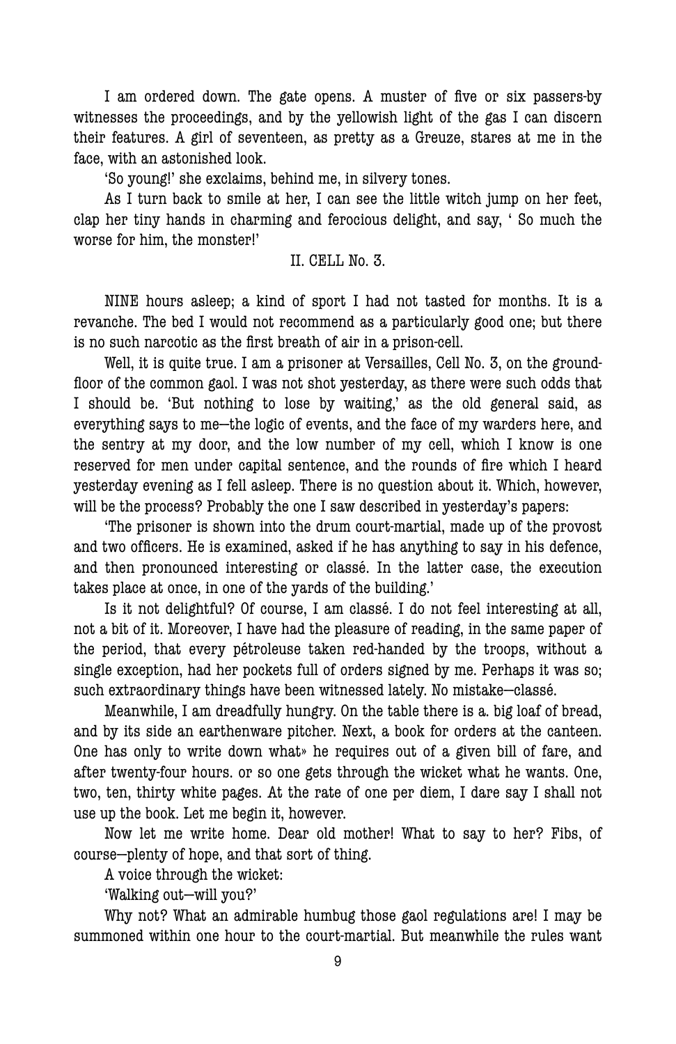I am ordered down. The gate opens. A muster of five or six passers-by witnesses the proceedings, and by the yellowish light of the gas I can discern their features. A girl of seventeen, as pretty as a Greuze, stares at me in the face, with an astonished look.

'So young!' she exclaims, behind me, in silvery tones.

As I turn back to smile at her, I can see the little witch jump on her feet, clap her tiny hands in charming and ferocious delight, and say, ' So much the worse for him, the monster!'

## II. CELL No. 3.

NINE hours asleep; a kind of sport I had not tasted for months. It is a revanche. The bed I would not recommend as a particularly good one; but there is no such narcotic as the first breath of air in a prison-cell.

Well, it is quite true. I am a prisoner at Versailles, Cell No. 3, on the ground-floor of the common gaol. I was not shot yesterday, as there were such odds that I should be. 'But nothing to lose by waiting,' as the old general said, as everything says to me—the logic of events, and the face of my warders here, and the sentry at my door, and the low number of my cell, which I know is one reserved for men under capital sentence, and the rounds of fire which I heard yesterday evening as I fell asleep. There is no question about it. Which, however, will be the process? Probably the one I saw described in yesterday's papers:

'The prisoner is shown into the drum court-martial, made up of the provost and two officers. He is examined, asked if he has anything to say in his defence, and then pronounced interesting or classé. In the latter case, the execution takes place at once, in one of the yards of the building.'

Is it not delightful? Of course, I am classé. I do not feel interesting at all, not a bit of it. Moreover, I have had the pleasure of reading, in the same paper of the period, that every pétroleuse taken red-handed by the troops, without a single exception, had her pockets full of orders signed by me. Perhaps it was so; such extraordinary things have been witnessed lately. No mistake—classé.

Meanwhile, I am dreadfully hungry. On the table there is a. big loaf of bread, and by its side an earthenware pitcher. Next, a book for orders at the canteen. One has only to write down what» he requires out of a given bill of fare, and after twenty-four hours. or so one gets through the wicket what he wants. One, two, ten, thirty white pages. At the rate of one per diem, I dare say I shall not use up the book. Let me begin it, however.

Now let me write home. Dear old mother! What to say to her? Fibs, of course—plenty of hope, and that sort of thing.

A voice through the wicket:

'Walking out—will you?'

Why not? What an admirable humbug those gaol regulations are! I may be summoned within one hour to the court-martial. But meanwhile the rules want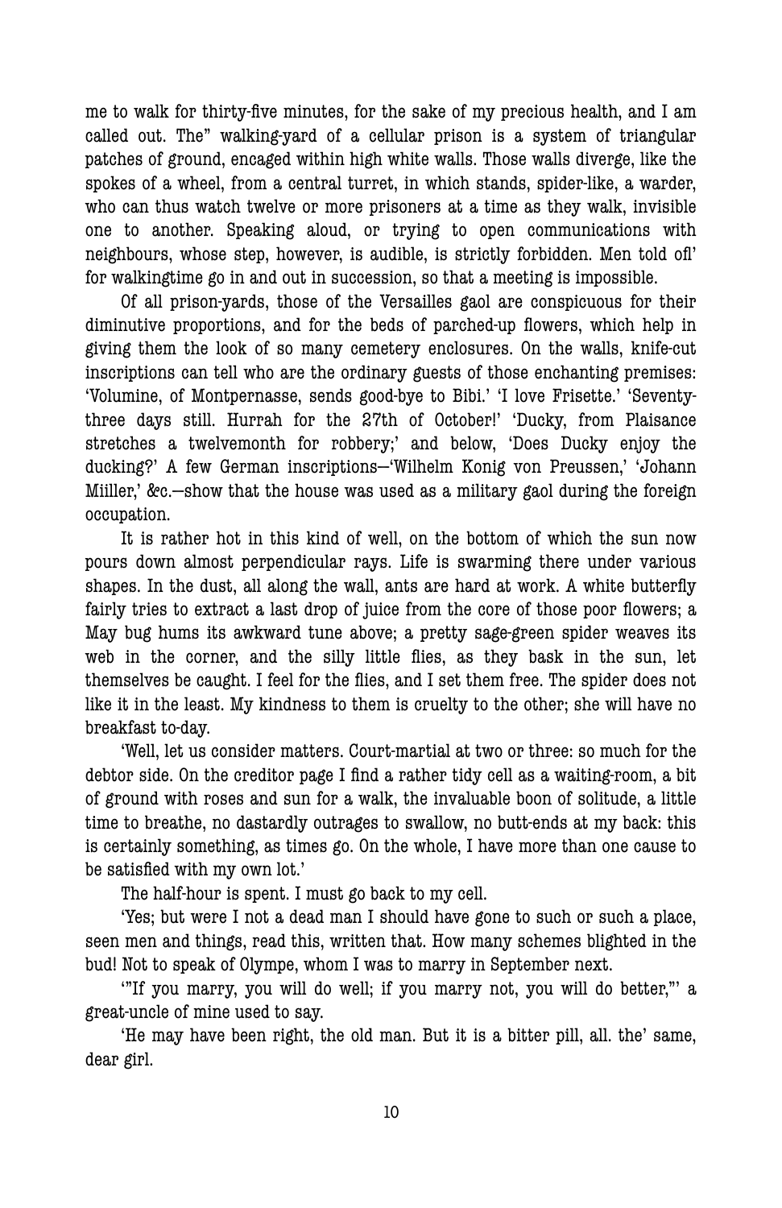me to walk for thirty-five minutes, for the sake of my precious health, and I am called out. The" walking-yard of a cellular prison is a system of triangular patches of ground, encaged within high white walls. Those walls diverge, like the spokes of a wheel, from a central turret, in which stands, spider-like, a warder, who can thus watch twelve or more prisoners at a time as they walk, invisible one to another. Speaking aloud, or trying to open communications with neighbours, whose step, however, is audible, is strictly forbidden. Men told ofl' for walkingtime go in and out in succession, so that a meeting is impossible.

Of all prison-yards, those of the Versailles gaol are conspicuous for their diminutive proportions, and for the beds of parched-up flowers, which help in giving them the look of so many cemetery enclosures. On the walls, knife-cut inscriptions can tell who are the ordinary guests of those enchanting premises: 'Volumine, of Montpernasse, sends good-bye to Bibi.' 'I love Frisette.' 'Seventy-three days still. Hurrah for the 27th of October!' 'Ducky, from Plaisance stretches a twelvemonth for robbery;' and below, 'Does Ducky enjoy the ducking?' A few German inscriptions—'Wilhelm Konig von Preussen,' 'Johann Miiller,' &c.—show that the house was used as a military gaol during the foreign occupation.

It is rather hot in this kind of well, on the bottom of which the sun now pours down almost perpendicular rays. Life is swarming there under various shapes. In the dust, all along the wall, ants are hard at work. A white butterfly fairly tries to extract a last drop of juice from the core of those poor flowers; a May bug hums its awkward tune above; a pretty sage-green spider weaves its web in the corner, and the silly little flies, as they bask in the sun, let themselves be caught. I feel for the flies, and I set them free. The spider does not like it in the least. My kindness to them is cruelty to the other; she will have no breakfast to-day.

'Well, let us consider matters. Court-martial at two or three: so much for the debtor side. On the creditor page I find a rather tidy cell as a waiting-room, a bit of ground with roses and sun for a walk, the invaluable boon of solitude, a little time to breathe, no dastardly outrages to swallow, no butt-ends at my back: this is certainly something, as times go. On the whole, I have more than one cause to be satisfied with my own lot.'

The half-hour is spent. I must go back to my cell.

'Yes; but were I not a dead man I should have gone to such or such a place, seen men and things, read this, written that. How many schemes blighted in the bud! Not to speak of Olympe, whom I was to marry in September next.

'"If you marry, you will do well; if you marry not, you will do better,"' a great-uncle of mine used to say.

'He may have been right, the old man. But it is a bitter pill, all. the' same, dear girl.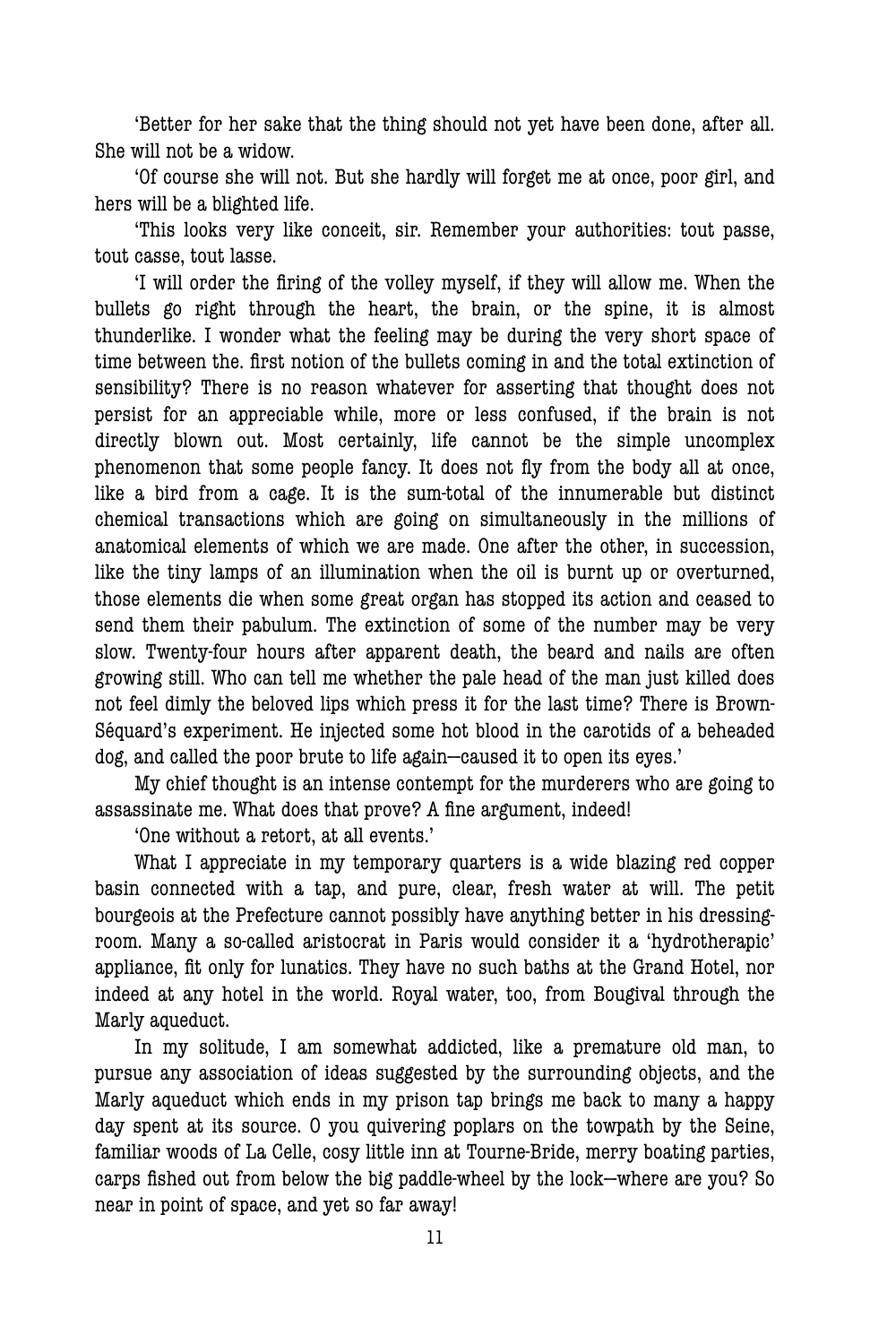'Better for her sake that the thing should not yet have been done, after all. She will not be a widow.

'Of course she will not. But she hardly will forget me at once, poor girl, and hers will be a blighted life.

'This looks very like conceit, sir. Remember your authorities: tout passe, tout casse, tout lasse.

'I will order the firing of the volley myself, if they will allow me. When the bullets go right through the heart, the brain, or the spine, it is almost thunderlike. I wonder what the feeling may be during the very short space of time between the. first notion of the bullets coming in and the total extinction of sensibility? There is no reason whatever for asserting that thought does not persist for an appreciable while, more or less confused, if the brain is not directly blown out. Most certainly, life cannot be the simple uncomplex phenomenon that some people fancy. It does not fly from the body all at once, like a bird from a cage. It is the sum-total of the innumerable but distinct chemical transactions which are going on simultaneously in the millions of anatomical elements of which we are made. One after the other, in succession, like the tiny lamps of an illumination when the oil is burnt up or overturned, those elements die when some great organ has stopped its action and ceased to send them their pabulum. The extinction of some of the number may be very slow. Twenty-four hours after apparent death, the beard and nails are often growing still. Who can tell me whether the pale head of the man just killed does not feel dimly the beloved lips which press it for the last time? There is Brown-Séquard's experiment. He injected some hot blood in the carotids of a beheaded dog, and called the poor brute to life again—caused it to open its eyes.'

My chief thought is an intense contempt for the murderers who are going to assassinate me. What does that prove? A fine argument, indeed!

'One without a retort, at all events.'

What I appreciate in my temporary quarters is a wide blazing red copper basin connected with a tap, and pure, clear, fresh water at will. The petit bourgeois at the Prefecture cannot possibly have anything better in his dressing-room. Many a so-called aristocrat in Paris would consider it a 'hydrotherapic' appliance, fit only for lunatics. They have no such baths at the Grand Hotel, nor indeed at any hotel in the world. Royal water, too, from Bougival through the Marly aqueduct.

In my solitude, I am somewhat addicted, like a premature old man, to pursue any association of ideas suggested by the surrounding objects, and the Marly aqueduct which ends in my prison tap brings me back to many a happy day spent at its source. O you quivering poplars on the towpath by the Seine, familiar woods of La Celle, cosy little inn at Tourne-Bride, merry boating parties, carps fished out from below the big paddle-wheel by the lock—where are you? So near in point of space, and yet so far away!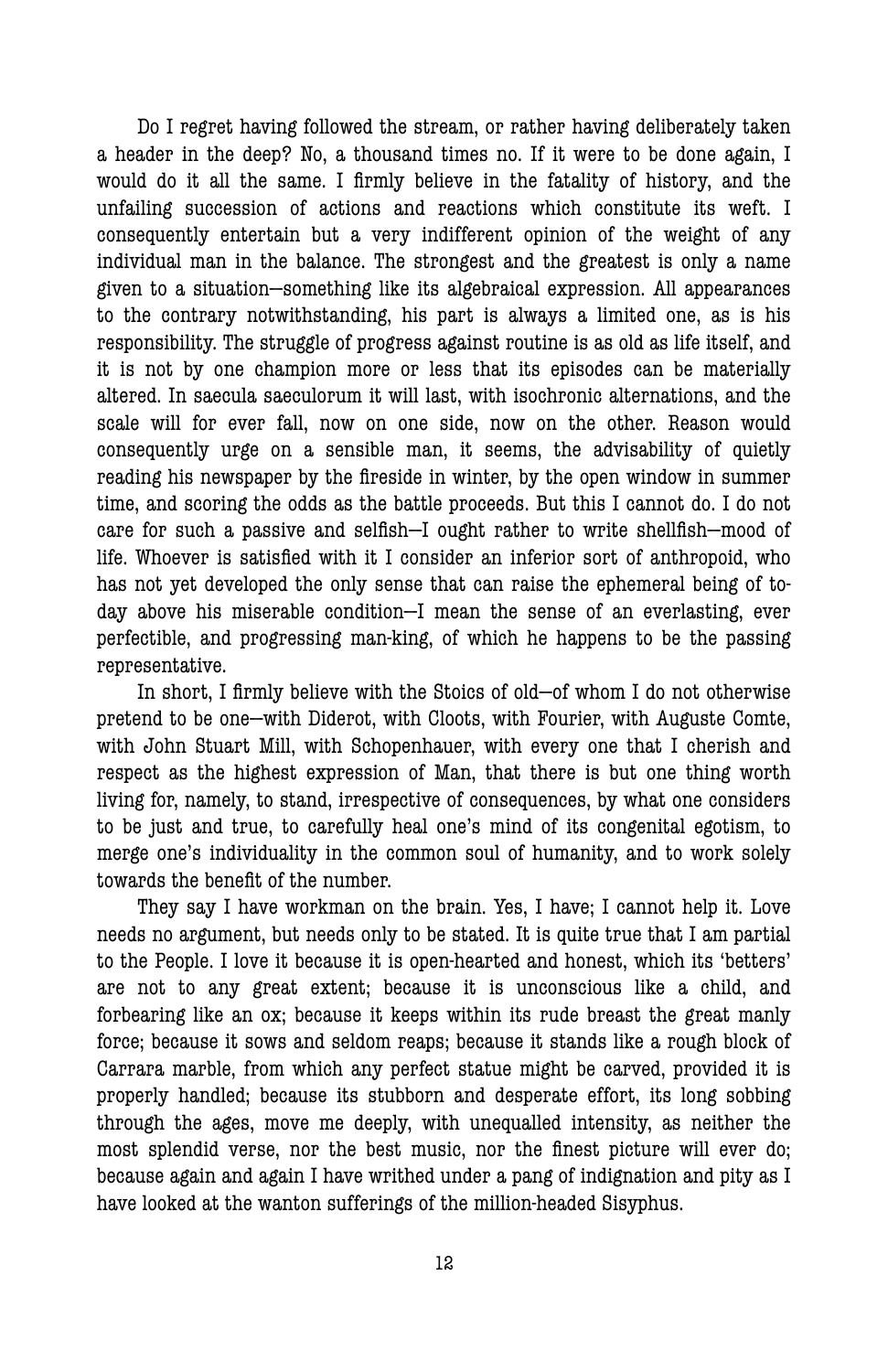Do I regret having followed the stream, or rather having deliberately taken a header in the deep? No, a thousand times no. If it were to be done again, I would do it all the same. I firmly believe in the fatality of history, and the unfailing succession of actions and reactions which constitute its weft. I consequently entertain but a very indifferent opinion of the weight of any individual man in the balance. The strongest and the greatest is only a name given to a situation—something like its algebraical expression. All appearances to the contrary notwithstanding, his part is always a limited one, as is his responsibility. The struggle of progress against routine is as old as life itself, and it is not by one champion more or less that its episodes can be materially altered. In saecula saeculorum it will last, with isochronic alternations, and the scale will for ever fall, now on one side, now on the other. Reason would consequently urge on a sensible man, it seems, the advisability of quietly reading his newspaper by the fireside in winter, by the open window in summer time, and scoring the odds as the battle proceeds. But this I cannot do. I do not care for such a passive and selfish—I ought rather to write shellfish—mood of life. Whoever is satisfied with it I consider an inferior sort of anthropoid, who has not yet developed the only sense that can raise the ephemeral being of to-day above his miserable condition—I mean the sense of an everlasting, ever perfectible, and progressing man-king, of which he happens to be the passing representative.

In short, I firmly believe with the Stoics of old—of whom I do not otherwise pretend to be one—with Diderot, with Cloots, with Fourier, with Auguste Comte, with John Stuart Mill, with Schopenhauer, with every one that I cherish and respect as the highest expression of Man, that there is but one thing worth living for, namely, to stand, irrespective of consequences, by what one considers to be just and true, to carefully heal one's mind of its congenital egotism, to merge one's individuality in the common soul of humanity, and to work solely towards the benefit of the number.

They say I have workman on the brain. Yes, I have; I cannot help it. Love needs no argument, but needs only to be stated. It is quite true that I am partial to the People. I love it because it is open-hearted and honest, which its 'betters' are not to any great extent; because it is unconscious like a child, and forbearing like an ox; because it keeps within its rude breast the great manly force; because it sows and seldom reaps; because it stands like a rough block of Carrara marble, from which any perfect statue might be carved, provided it is properly handled; because its stubborn and desperate effort, its long sobbing through the ages, move me deeply, with unequalled intensity, as neither the most splendid verse, nor the best music, nor the finest picture will ever do; because again and again I have writhed under a pang of indignation and pity as I have looked at the wanton sufferings of the million-headed Sisyphus.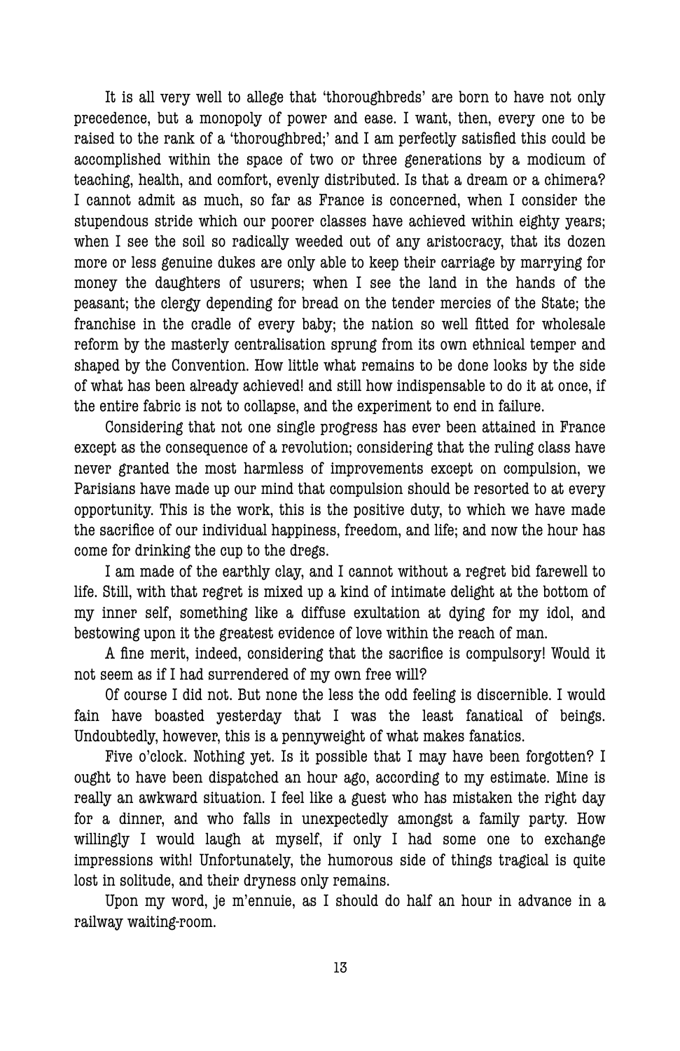It is all very well to allege that 'thoroughbreds' are born to have not only precedence, but a monopoly of power and ease. I want, then, every one to be raised to the rank of a 'thoroughbred;' and I am perfectly satisfied this could be accomplished within the space of two or three generations by a modicum of teaching, health, and comfort, evenly distributed. Is that a dream or a chimera? I cannot admit as much, so far as France is concerned, when I consider the stupendous stride which our poorer classes have achieved within eighty years; when I see the soil so radically weeded out of any aristocracy, that its dozen more or less genuine dukes are only able to keep their carriage by marrying for money the daughters of usurers; when I see the land in the hands of the peasant; the clergy depending for bread on the tender mercies of the State; the franchise in the cradle of every baby; the nation so well fitted for wholesale reform by the masterly centralisation sprung from its own ethnical temper and shaped by the Convention. How little what remains to be done looks by the side of what has been already achieved! and still how indispensable to do it at once, if the entire fabric is not to collapse, and the experiment to end in failure.

Considering that not one single progress has ever been attained in France except as the consequence of a revolution; considering that the ruling class have never granted the most harmless of improvements except on compulsion, we Parisians have made up our mind that compulsion should be resorted to at every opportunity. This is the work, this is the positive duty, to which we have made the sacrifice of our individual happiness, freedom, and life; and now the hour has come for drinking the cup to the dregs.

I am made of the earthly clay, and I cannot without a regret bid farewell to life. Still, with that regret is mixed up a kind of intimate delight at the bottom of my inner self, something like a diffuse exultation at dying for my idol, and bestowing upon it the greatest evidence of love within the reach of man.

A fine merit, indeed, considering that the sacrifice is compulsory! Would it not seem as if I had surrendered of my own free will?

Of course I did not. But none the less the odd feeling is discernible. I would fain have boasted yesterday that I was the least fanatical of beings. Undoubtedly, however, this is a pennyweight of what makes fanatics.

Five o'clock. Nothing yet. Is it possible that I may have been forgotten? I ought to have been dispatched an hour ago, according to my estimate. Mine is really an awkward situation. I feel like a guest who has mistaken the right day for a dinner, and who falls in unexpectedly amongst a family party. How willingly I would laugh at myself, if only I had some one to exchange impressions with! Unfortunately, the humorous side of things tragical is quite lost in solitude, and their dryness only remains.

Upon my word, je m'ennuie, as I should do half an hour in advance in a railway waiting-room.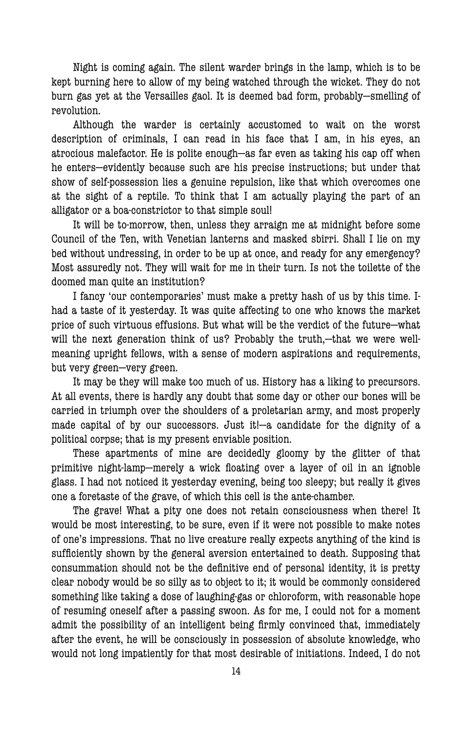Night is coming again. The silent warder brings in the lamp, which is to be kept burning here to allow of my being watched through the wicket. They do not burn gas yet at the Versailles gaol. It is deemed bad form, probably—smelling of revolution.

Although the warder is certainly accustomed to wait on the worst description of criminals, I can read in his face that I am, in his eyes, an atrocious malefactor. He is polite enough—as far even as taking his cap off when he enters—evidently because such are his precise instructions; but under that show of self-possession lies a genuine repulsion, like that which overcomes one at the sight of a reptile. To think that I am actually playing the part of an alligator or a boa-constrictor to that simple soul!

It will be to-morrow, then, unless they arraign me at midnight before some Council of the Ten, with Venetian lanterns and masked sbirri. Shall I lie on my bed without undressing, in order to be up at once, and ready for any emergency? Most assuredly not. They will wait for me in their turn. Is not the toilette of the doomed man quite an institution?

I fancy 'our contemporaries' must make a pretty hash of us by this time. I had a taste of it yesterday. It was quite affecting to one who knows the market price of such virtuous effusions. But what will be the verdict of the future—what will the next generation think of us? Probably the truth,—that we were well-meaning upright fellows, with a sense of modern aspirations and requirements, but very green—very green.

It may be they will make too much of us. History has a liking to precursors. At all events, there is hardly any doubt that some day or other our bones will be carried in triumph over the shoulders of a proletarian army, and most properly made capital of by our successors. Just it!—a candidate for the dignity of a political corpse; that is my present enviable position.

These apartments of mine are decidedly gloomy by the glitter of that primitive night-lamp—merely a wick floating over a layer of oil in an ignoble glass. I had not noticed it yesterday evening, being too sleepy; but really it gives one a foretaste of the grave, of which this cell is the ante-chamber.

The grave! What a pity one does not retain consciousness when there! It would be most interesting, to be sure, even if it were not possible to make notes of one's impressions. That no live creature really expects anything of the kind is sufficiently shown by the general aversion entertained to death. Supposing that consummation should not be the definitive end of personal identity, it is pretty clear nobody would be so silly as to object to it; it would be commonly considered something like taking a dose of laughing-gas or chloroform, with reasonable hope of resuming oneself after a passing swoon. As for me, I could not for a moment admit the possibility of an intelligent being firmly convinced that, immediately after the event, he will be consciously in possession of absolute knowledge, who would not long impatiently for that most desirable of initiations. Indeed, I do not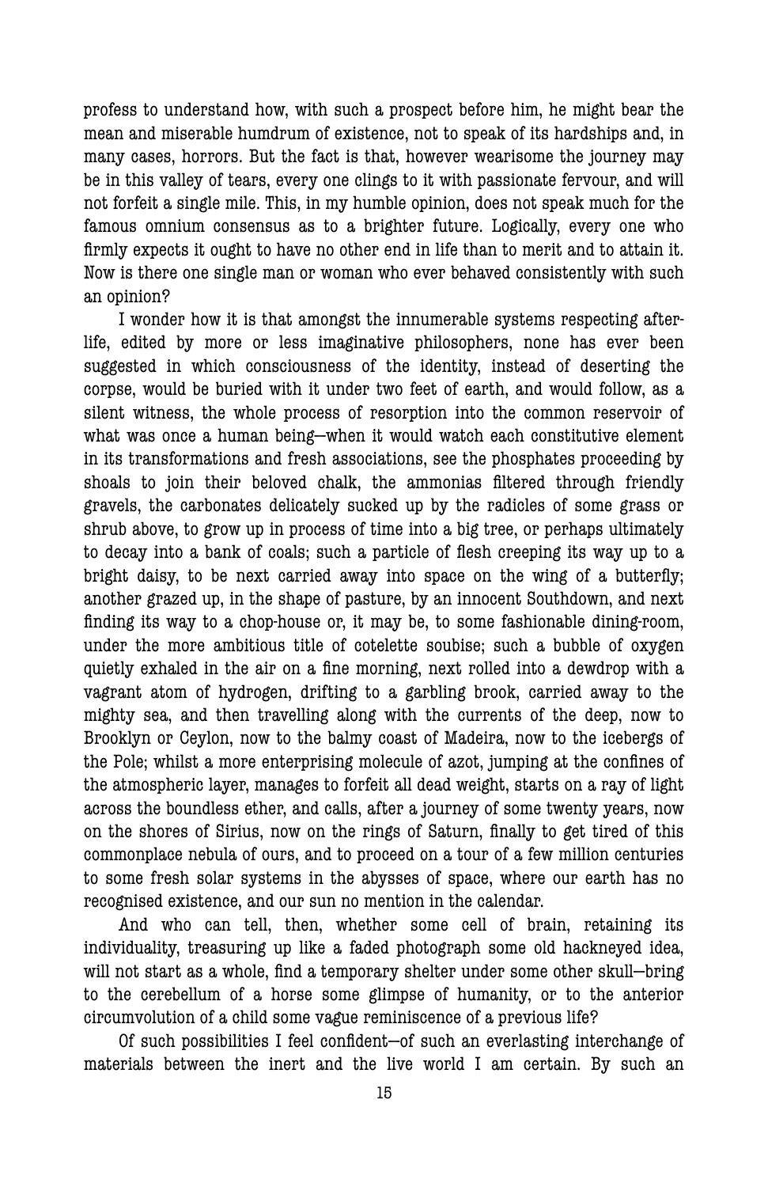profess to understand how, with such a prospect before him, he might bear the mean and miserable humdrum of existence, not to speak of its hardships and, in many cases, horrors. But the fact is that, however wearisome the journey may be in this valley of tears, every one clings to it with passionate fervour, and will not forfeit a single mile. This, in my humble opinion, does not speak much for the famous omnium consensus as to a brighter future. Logically, every one who firmly expects it ought to have no other end in life than to merit and to attain it. Now is there one single man or woman who ever behaved consistently with such an opinion?

I wonder how it is that amongst the innumerable systems respecting after-life, edited by more or less imaginative philosophers, none has ever been suggested in which consciousness of the identity, instead of deserting the corpse, would be buried with it under two feet of earth, and would follow, as a silent witness, the whole process of resorption into the common reservoir of what was once a human being—when it would watch each constitutive element in its transformations and fresh associations, see the phosphates proceeding by shoals to join their beloved chalk, the ammonias filtered through friendly gravels, the carbonates delicately sucked up by the radicles of some grass or shrub above, to grow up in process of time into a big tree, or perhaps ultimately to decay into a bank of coals; such a particle of flesh creeping its way up to a bright daisy, to be next carried away into space on the wing of a butterfly; another grazed up, in the shape of pasture, by an innocent Southdown, and next finding its way to a chop-house or, it may be, to some fashionable dining-room, under the more ambitious title of cotelette soubise; such a bubble of oxygen quietly exhaled in the air on a fine morning, next rolled into a dewdrop with a vagrant atom of hydrogen, drifting to a garbling brook, carried away to the mighty sea, and then travelling along with the currents of the deep, now to Brooklyn or Ceylon, now to the balmy coast of Madeira, now to the icebergs of the Pole; whilst a more enterprising molecule of azot, jumping at the confines of the atmospheric layer, manages to forfeit all dead weight, starts on a ray of light across the boundless ether, and calls, after a journey of some twenty years, now on the shores of Sirius, now on the rings of Saturn, finally to get tired of this commonplace nebula of ours, and to proceed on a tour of a few million centuries to some fresh solar systems in the abysses of space, where our earth has no recognised existence, and our sun no mention in the calendar.

And who can tell, then, whether some cell of brain, retaining its individuality, treasuring up like a faded photograph some old hackneyed idea, will not start as a whole, find a temporary shelter under some other skull—bring to the cerebellum of a horse some glimpse of humanity, or to the anterior circumvolution of a child some vague reminiscence of a previous life?

Of such possibilities I feel confident—of such an everlasting interchange of materials between the inert and the live world I am certain. By such an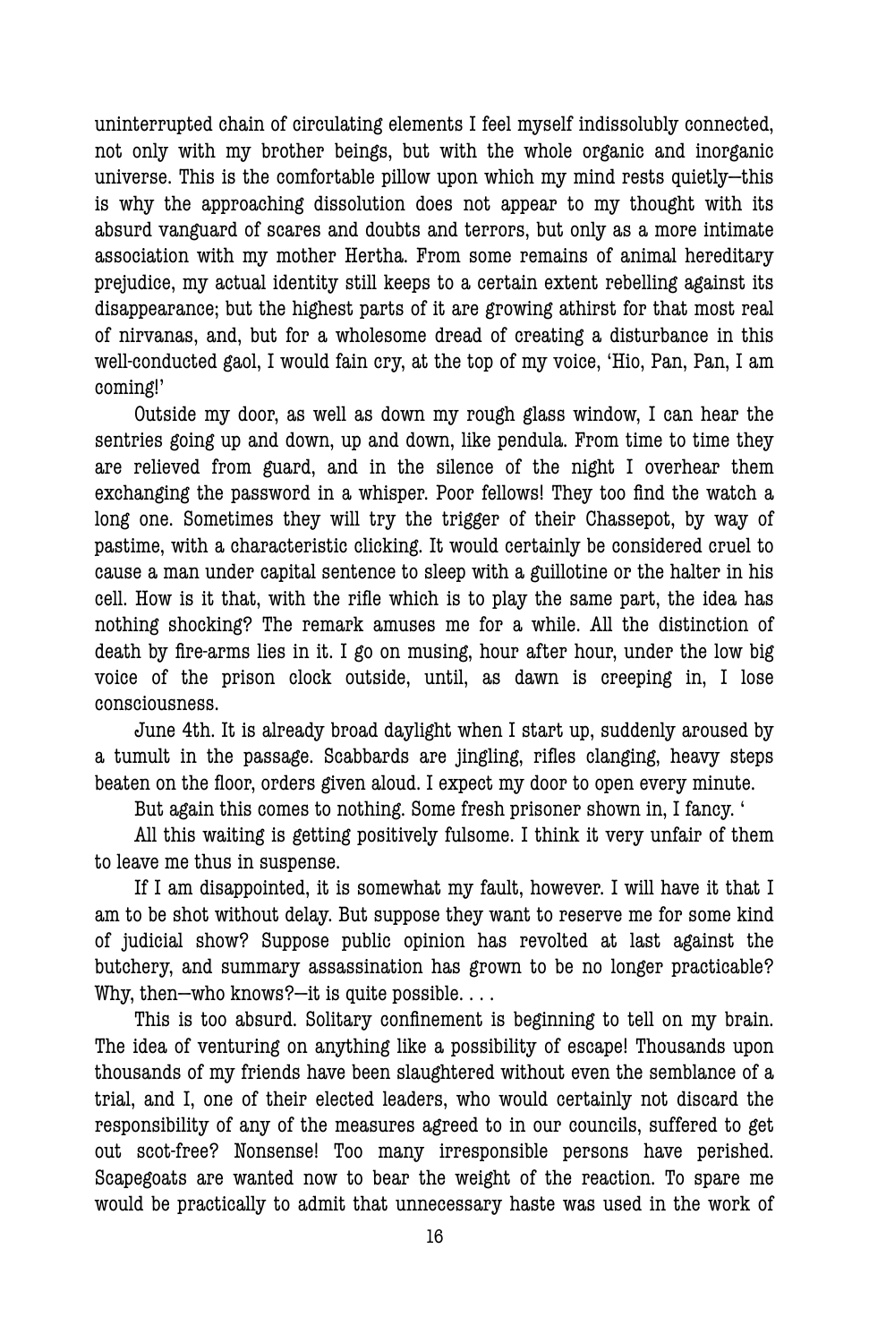uninterrupted chain of circulating elements I feel myself indissolubly connected, not only with my brother beings, but with the whole organic and inorganic universe. This is the comfortable pillow upon which my mind rests quietly—this is why the approaching dissolution does not appear to my thought with its absurd vanguard of scares and doubts and terrors, but only as a more intimate association with my mother Hertha. From some remains of animal hereditary prejudice, my actual identity still keeps to a certain extent rebelling against its disappearance; but the highest parts of it are growing athirst for that most real of nirvanas, and, but for a wholesome dread of creating a disturbance in this well-conducted gaol, I would fain cry, at the top of my voice, 'Hio, Pan, Pan, I am coming!'

Outside my door, as well as down my rough glass window, I can hear the sentries going up and down, up and down, like pendula. From time to time they are relieved from guard, and in the silence of the night I overhear them exchanging the password in a whisper. Poor fellows! They too find the watch a long one. Sometimes they will try the trigger of their Chassepot, by way of pastime, with a characteristic clicking. It would certainly be considered cruel to cause a man under capital sentence to sleep with a guillotine or the halter in his cell. How is it that, with the rifle which is to play the same part, the idea has nothing shocking? The remark amuses me for a while. All the distinction of death by fire-arms lies in it. I go on musing, hour after hour, under the low big voice of the prison clock outside, until, as dawn is creeping in, I lose consciousness.

June 4th. It is already broad daylight when I start up, suddenly aroused by a tumult in the passage. Scabbards are jingling, rifles clanging, heavy steps beaten on the floor, orders given aloud. I expect my door to open every minute.

But again this comes to nothing. Some fresh prisoner shown in, I fancy. '

All this waiting is getting positively fulsome. I think it very unfair of them to leave me thus in suspense.

If I am disappointed, it is somewhat my fault, however. I will have it that I am to be shot without delay. But suppose they want to reserve me for some kind of judicial show? Suppose public opinion has revolted at last against the butchery, and summary assassination has grown to be no longer practicable? Why, then—who knows?—it is quite possible. . . .

This is too absurd. Solitary confinement is beginning to tell on my brain. The idea of venturing on anything like a possibility of escape! Thousands upon thousands of my friends have been slaughtered without even the semblance of a trial, and I, one of their elected leaders, who would certainly not discard the responsibility of any of the measures agreed to in our councils, suffered to get out scot-free? Nonsense! Too many irresponsible persons have perished. Scapegoats are wanted now to bear the weight of the reaction. To spare me would be practically to admit that unnecessary haste was used in the work of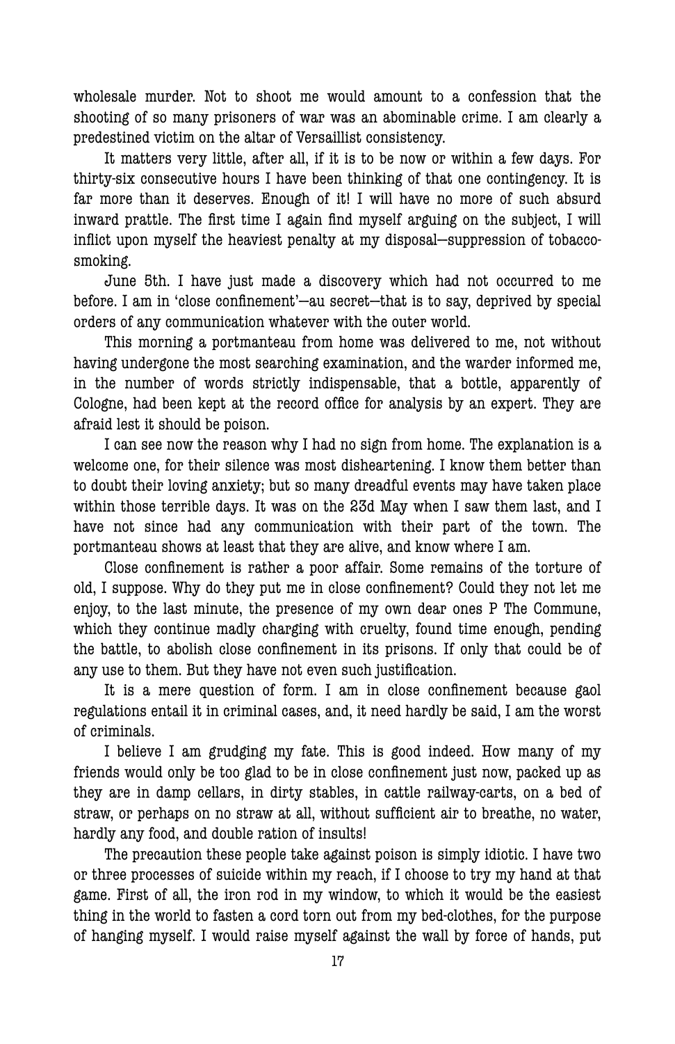wholesale murder. Not to shoot me would amount to a confession that the shooting of so many prisoners of war was an abominable crime. I am clearly a predestined victim on the altar of Versaillist consistency.

It matters very little, after all, if it is to be now or within a few days. For thirty-six consecutive hours I have been thinking of that one contingency. It is far more than it deserves. Enough of it! I will have no more of such absurd inward prattle. The first time I again find myself arguing on the subject, I will inflict upon myself the heaviest penalty at my disposal—suppression of tobacco-smoking.

June 5th. I have just made a discovery which had not occurred to me before. I am in 'close confinement'—au secret—that is to say, deprived by special orders of any communication whatever with the outer world.

This morning a portmanteau from home was delivered to me, not without having undergone the most searching examination, and the warder informed me, in the number of words strictly indispensable, that a bottle, apparently of Cologne, had been kept at the record office for analysis by an expert. They are afraid lest it should be poison.

I can see now the reason why I had no sign from home. The explanation is a welcome one, for their silence was most disheartening. I know them better than to doubt their loving anxiety; but so many dreadful events may have taken place within those terrible days. It was on the 23d May when I saw them last, and I have not since had any communication with their part of the town. The portmanteau shows at least that they are alive, and know where I am.

Close confinement is rather a poor affair. Some remains of the torture of old, I suppose. Why do they put me in close confinement? Could they not let me enjoy, to the last minute, the presence of my own dear ones P The Commune, which they continue madly charging with cruelty, found time enough, pending the battle, to abolish close confinement in its prisons. If only that could be of any use to them. But they have not even such justification.

It is a mere question of form. I am in close confinement because gaol regulations entail it in criminal cases, and, it need hardly be said, I am the worst of criminals.

I believe I am grudging my fate. This is good indeed. How many of my friends would only be too glad to be in close confinement just now, packed up as they are in damp cellars, in dirty stables, in cattle railway-carts, on a bed of straw, or perhaps on no straw at all, without sufficient air to breathe, no water, hardly any food, and double ration of insults!

The precaution these people take against poison is simply idiotic. I have two or three processes of suicide within my reach, if I choose to try my hand at that game. First of all, the iron rod in my window, to which it would be the easiest thing in the world to fasten a cord torn out from my bed-clothes, for the purpose of hanging myself. I would raise myself against the wall by force of hands, put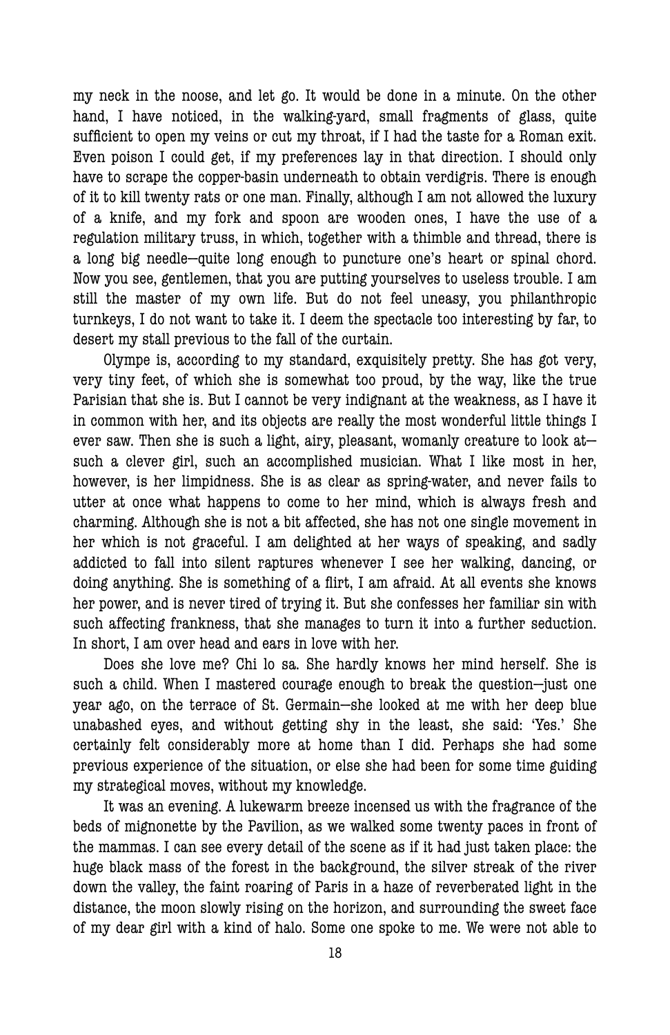my neck in the noose, and let go. It would be done in a minute. On the other hand, I have noticed, in the walking-yard, small fragments of glass, quite sufficient to open my veins or cut my throat, if I had the taste for a Roman exit. Even poison I could get, if my preferences lay in that direction. I should only have to scrape the copper-basin underneath to obtain verdigris. There is enough of it to kill twenty rats or one man. Finally, although I am not allowed the luxury of a knife, and my fork and spoon are wooden ones, I have the use of a regulation military truss, in which, together with a thimble and thread, there is a long big needle—quite long enough to puncture one's heart or spinal chord. Now you see, gentlemen, that you are putting yourselves to useless trouble. I am still the master of my own life. But do not feel uneasy, you philanthropic turnkeys, I do not want to take it. I deem the spectacle too interesting by far, to desert my stall previous to the fall of the curtain.

Olympe is, according to my standard, exquisitely pretty. She has got very, very tiny feet, of which she is somewhat too proud, by the way, like the true Parisian that she is. But I cannot be very indignant at the weakness, as I have it in common with her, and its objects are really the most wonderful little things I ever saw. Then she is such a light, airy, pleasant, womanly creature to look at—such a clever girl, such an accomplished musician. What I like most in her, however, is her limpidness. She is as clear as spring-water, and never fails to utter at once what happens to come to her mind, which is always fresh and charming. Although she is not a bit affected, she has not one single movement in her which is not graceful. I am delighted at her ways of speaking, and sadly addicted to fall into silent raptures whenever I see her walking, dancing, or doing anything. She is something of a flirt, I am afraid. At all events she knows her power, and is never tired of trying it. But she confesses her familiar sin with such affecting frankness, that she manages to turn it into a further seduction. In short, I am over head and ears in love with her.

Does she love me? Chi lo sa. She hardly knows her mind herself. She is such a child. When I mastered courage enough to break the question—just one year ago, on the terrace of St. Germain—she looked at me with her deep blue unabashed eyes, and without getting shy in the least, she said: 'Yes.' She certainly felt considerably more at home than I did. Perhaps she had some previous experience of the situation, or else she had been for some time guiding my strategical moves, without my knowledge.

It was an evening. A lukewarm breeze incensed us with the fragrance of the beds of mignonette by the Pavilion, as we walked some twenty paces in front of the mammas. I can see every detail of the scene as if it had just taken place: the huge black mass of the forest in the background, the silver streak of the river down the valley, the faint roaring of Paris in a haze of reverberated light in the distance, the moon slowly rising on the horizon, and surrounding the sweet face of my dear girl with a kind of halo. Some one spoke to me. We were not able to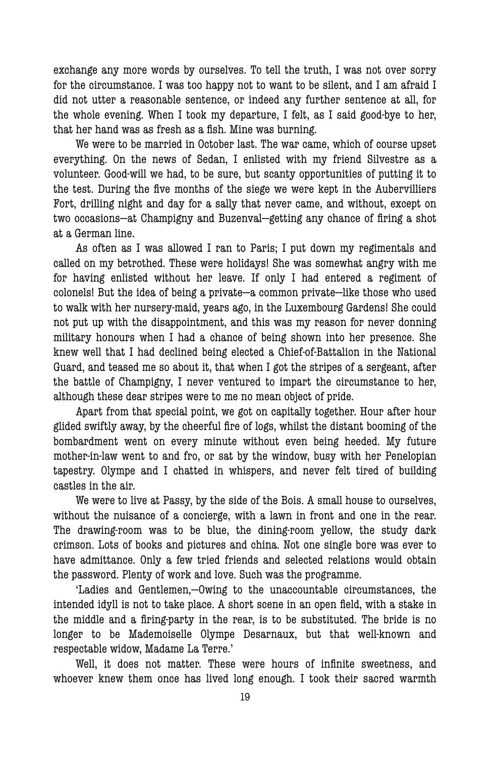exchange any more words by ourselves. To tell the truth, I was not over sorry for the circumstance. I was too happy not to want to be silent, and I am afraid I did not utter a reasonable sentence, or indeed any further sentence at all, for the whole evening. When I took my departure, I felt, as I said good-bye to her, that her hand was as fresh as a fish. Mine was burning.

We were to be married in October last. The war came, which of course upset everything. On the news of Sedan, I enlisted with my friend Silvestre as a volunteer. Good-will we had, to be sure, but scanty opportunities of putting it to the test. During the five months of the siege we were kept in the Aubervilliers Fort, drilling night and day for a sally that never came, and without, except on two occasions—at Champigny and Buzenval—getting any chance of firing a shot at a German line.

As often as I was allowed I ran to Paris; I put down my regimentals and called on my betrothed. These were holidays! She was somewhat angry with me for having enlisted without her leave. If only I had entered a regiment of colonels! But the idea of being a private—a common private—like those who used to walk with her nursery-maid, years ago, in the Luxembourg Gardens! She could not put up with the disappointment, and this was my reason for never donning military honours when I had a chance of being shown into her presence. She knew well that I had declined being elected a Chief-of-Battalion in the National Guard, and teased me so about it, that when I got the stripes of a sergeant, after the battle of Champigny, I never ventured to impart the circumstance to her, although these dear stripes were to me no mean object of pride.

Apart from that special point, we got on capitally together. Hour after hour glided swiftly away, by the cheerful fire of logs, whilst the distant booming of the bombardment went on every minute without even being heeded. My future mother-in-law went to and fro, or sat by the window, busy with her Penelopian tapestry. Olympe and I chatted in whispers, and never felt tired of building castles in the air.

We were to live at Passy, by the side of the Bois. A small house to ourselves, without the nuisance of a concierge, with a lawn in front and one in the rear. The drawing-room was to be blue, the dining-room yellow, the study dark crimson. Lots of books and pictures and china. Not one single bore was ever to have admittance. Only a few tried friends and selected relations would obtain the password. Plenty of work and love. Such was the programme.

'Ladies and Gentlemen,—Owing to the unaccountable circumstances, the intended idyll is not to take place. A short scene in an open field, with a stake in the middle and a firing-party in the rear, is to be substituted. The bride is no longer to be Mademoiselle Olympe Desarnaux, but that well-known and respectable widow, Madame La Terre.'

Well, it does not matter. These were hours of infinite sweetness, and whoever knew them once has lived long enough. I took their sacred warmth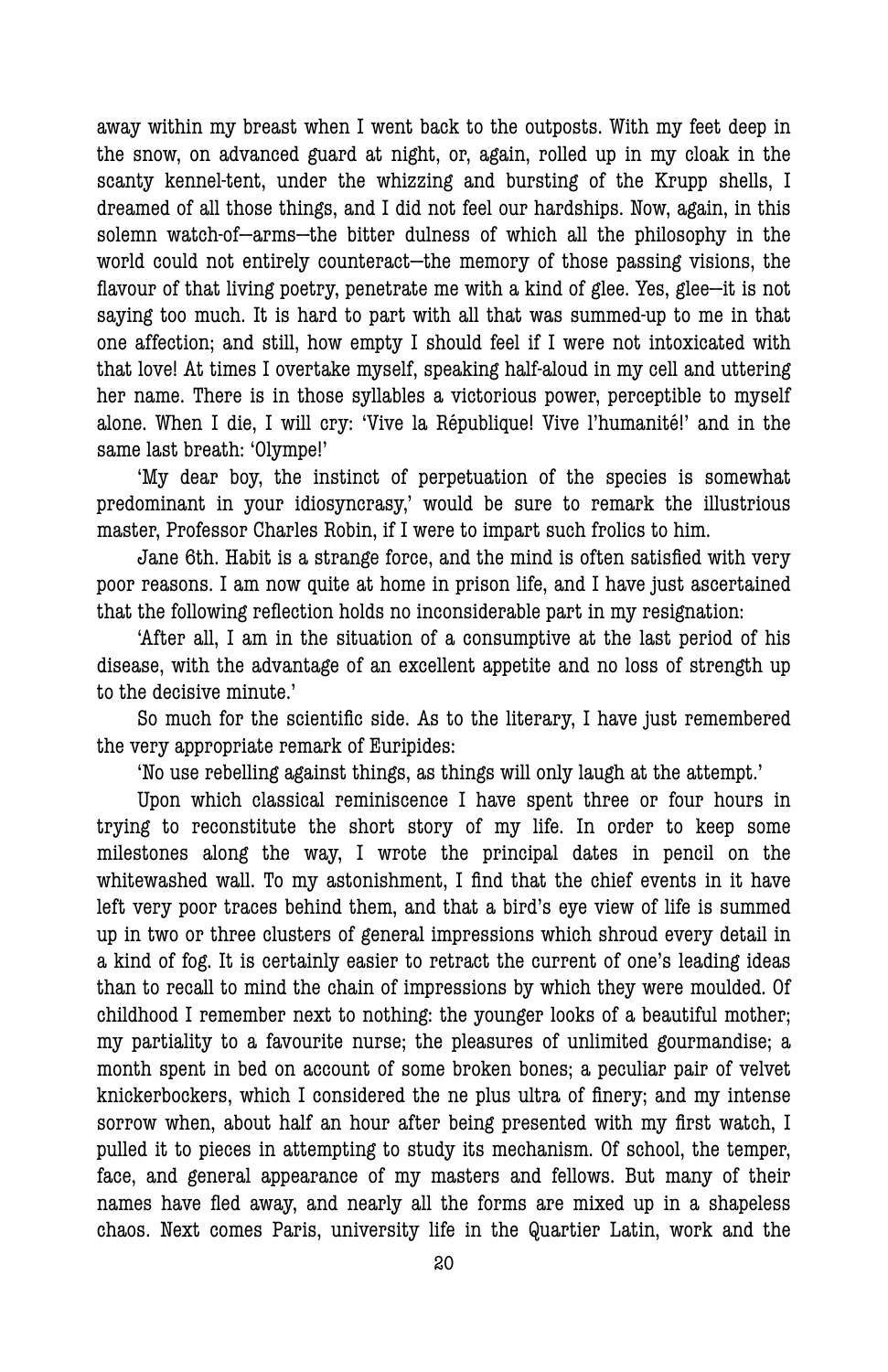away within my breast when I went back to the outposts. With my feet deep in the snow, on advanced guard at night, or, again, rolled up in my cloak in the scanty kennel-tent, under the whizzing and bursting of the Krupp shells, I dreamed of all those things, and I did not feel our hardships. Now, again, in this solemn watch-of—arms—the bitter dulness of which all the philosophy in the world could not entirely counteract—the memory of those passing visions, the flavour of that living poetry, penetrate me with a kind of glee. Yes, glee—it is not saying too much. It is hard to part with all that was summed-up to me in that one affection; and still, how empty I should feel if I were not intoxicated with that love! At times I overtake myself, speaking half-aloud in my cell and uttering her name. There is in those syllables a victorious power, perceptible to myself alone. When I die, I will cry: 'Vive la République! Vive l'humanité!' and in the same last breath: 'Olympe!'

'My dear boy, the instinct of perpetuation of the species is somewhat predominant in your idiosyncrasy,' would be sure to remark the illustrious master, Professor Charles Robin, if I were to impart such frolics to him.

Jane 6th. Habit is a strange force, and the mind is often satisfied with very poor reasons. I am now quite at home in prison life, and I have just ascertained that the following reflection holds no inconsiderable part in my resignation:

'After all, I am in the situation of a consumptive at the last period of his disease, with the advantage of an excellent appetite and no loss of strength up to the decisive minute.'

So much for the scientific side. As to the literary, I have just remembered the very appropriate remark of Euripides:

'No use rebelling against things, as things will only laugh at the attempt.'

Upon which classical reminiscence I have spent three or four hours in trying to reconstitute the short story of my life. In order to keep some milestones along the way, I wrote the principal dates in pencil on the whitewashed wall. To my astonishment, I find that the chief events in it have left very poor traces behind them, and that a bird's eye view of life is summed up in two or three clusters of general impressions which shroud every detail in a kind of fog. It is certainly easier to retract the current of one's leading ideas than to recall to mind the chain of impressions by which they were moulded. Of childhood I remember next to nothing: the younger looks of a beautiful mother; my partiality to a favourite nurse; the pleasures of unlimited gourmandise; a month spent in bed on account of some broken bones; a peculiar pair of velvet knickerbockers, which I considered the ne plus ultra of finery; and my intense sorrow when, about half an hour after being presented with my first watch, I pulled it to pieces in attempting to study its mechanism. Of school, the temper, face, and general appearance of my masters and fellows. But many of their names have fled away, and nearly all the forms are mixed up in a shapeless chaos. Next comes Paris, university life in the Quartier Latin, work and the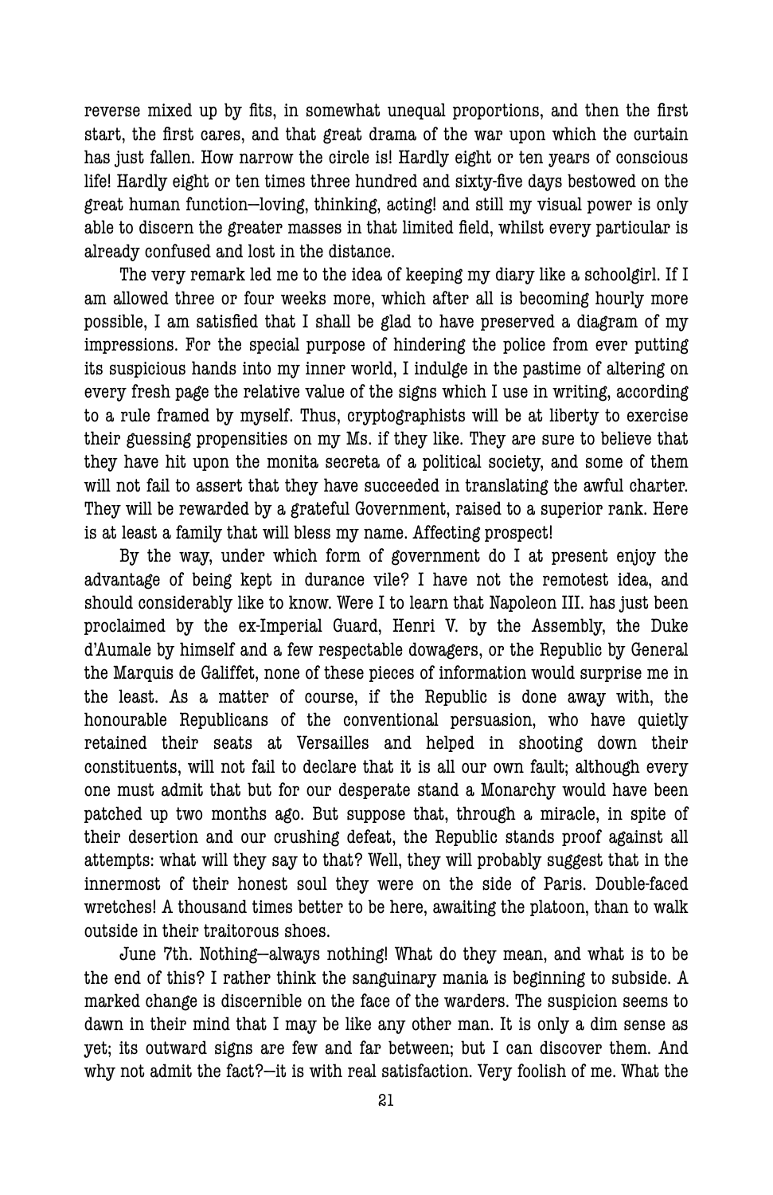reverse mixed up by fits, in somewhat unequal proportions, and then the first start, the first cares, and that great drama of the war upon which the curtain has just fallen. How narrow the circle is! Hardly eight or ten years of conscious life! Hardly eight or ten times three hundred and sixty-five days bestowed on the great human function—loving, thinking, acting! and still my visual power is only able to discern the greater masses in that limited field, whilst every particular is already confused and lost in the distance.

The very remark led me to the idea of keeping my diary like a schoolgirl. If I am allowed three or four weeks more, which after all is becoming hourly more possible, I am satisfied that I shall be glad to have preserved a diagram of my impressions. For the special purpose of hindering the police from ever putting its suspicious hands into my inner world, I indulge in the pastime of altering on every fresh page the relative value of the signs which I use in writing, according to a rule framed by myself. Thus, cryptographists will be at liberty to exercise their guessing propensities on my Ms. if they like. They are sure to believe that they have hit upon the monita secreta of a political society, and some of them will not fail to assert that they have succeeded in translating the awful charter. They will be rewarded by a grateful Government, raised to a superior rank. Here is at least a family that will bless my name. Affecting prospect!

By the way, under which form of government do I at present enjoy the advantage of being kept in durance vile? I have not the remotest idea, and should considerably like to know. Were I to learn that Napoleon III. has just been proclaimed by the ex-Imperial Guard, Henri V. by the Assembly, the Duke d'Aumale by himself and a few respectable dowagers, or the Republic by General the Marquis de Galiffet, none of these pieces of information would surprise me in the least. As a matter of course, if the Republic is done away with, the honourable Republicans of the conventional persuasion, who have quietly retained their seats at Versailles and helped in shooting down their constituents, will not fail to declare that it is all our own fault; although every one must admit that but for our desperate stand a Monarchy would have been patched up two months ago. But suppose that, through a miracle, in spite of their desertion and our crushing defeat, the Republic stands proof against all attempts: what will they say to that? Well, they will probably suggest that in the innermost of their honest soul they were on the side of Paris. Double-faced wretches! A thousand times better to be here, awaiting the platoon, than to walk outside in their traitorous shoes.

June 7th. Nothing—always nothing! What do they mean, and what is to be the end of this? I rather think the sanguinary mania is beginning to subside. A marked change is discernible on the face of the warders. The suspicion seems to dawn in their mind that I may be like any other man. It is only a dim sense as yet; its outward signs are few and far between; but I can discover them. And why not admit the fact?—it is with real satisfaction. Very foolish of me. What the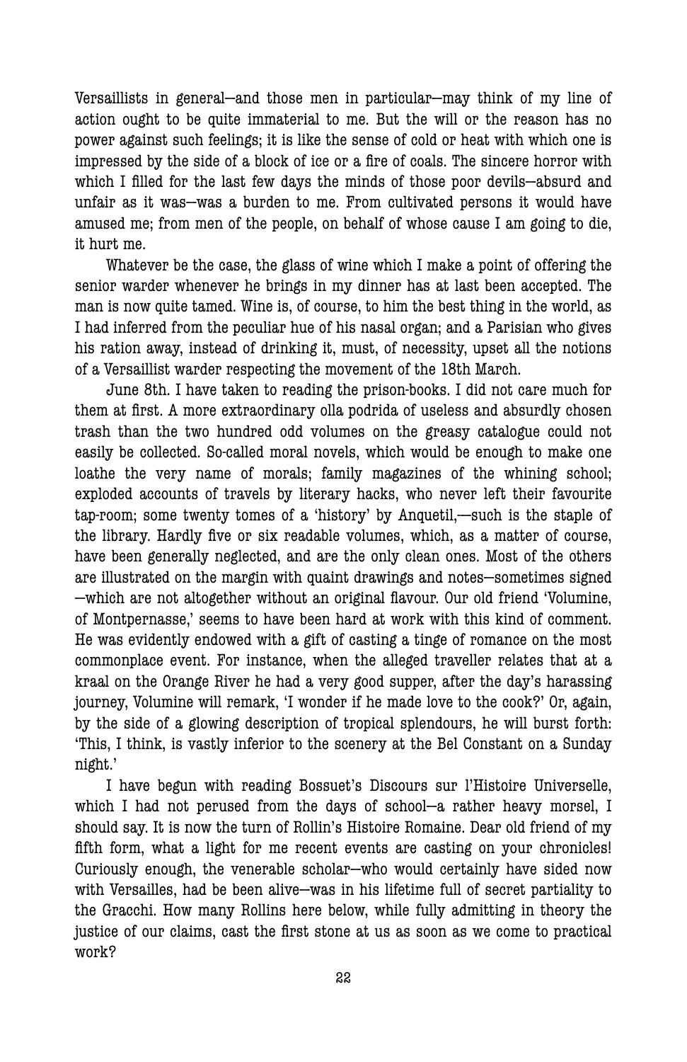Versaillists in general—and those men in particular—may think of my line of action ought to be quite immaterial to me. But the will or the reason has no power against such feelings; it is like the sense of cold or heat with which one is impressed by the side of a block of ice or a fire of coals. The sincere horror with which I filled for the last few days the minds of those poor devils—absurd and unfair as it was—was a burden to me. From cultivated persons it would have amused me; from men of the people, on behalf of whose cause I am going to die, it hurt me.

Whatever be the case, the glass of wine which I make a point of offering the senior warder whenever he brings in my dinner has at last been accepted. The man is now quite tamed. Wine is, of course, to him the best thing in the world, as I had inferred from the peculiar hue of his nasal organ; and a Parisian who gives his ration away, instead of drinking it, must, of necessity, upset all the notions of a Versaillist warder respecting the movement of the 18th March.

June 8th. I have taken to reading the prison-books. I did not care much for them at first. A more extraordinary olla podrida of useless and absurdly chosen trash than the two hundred odd volumes on the greasy catalogue could not easily be collected. So-called moral novels, which would be enough to make one loathe the very name of morals; family magazines of the whining school; exploded accounts of travels by literary hacks, who never left their favourite tap-room; some twenty tomes of a 'history' by Anquetil,—such is the staple of the library. Hardly five or six readable volumes, which, as a matter of course, have been generally neglected, and are the only clean ones. Most of the others are illustrated on the margin with quaint drawings and notes—sometimes signed—which are not altogether without an original flavour. Our old friend 'Volumine, of Montpernasse,' seems to have been hard at work with this kind of comment. He was evidently endowed with a gift of casting a tinge of romance on the most commonplace event. For instance, when the alleged traveller relates that at a kraal on the Orange River he had a very good supper, after the day's harassing journey, Volumine will remark, 'I wonder if he made love to the cook?' Or, again, by the side of a glowing description of tropical splendours, he will burst forth: 'This, I think, is vastly inferior to the scenery at the Bel Constant on a Sunday night.'

I have begun with reading Bossuet's Discours sur l'Histoire Universelle, which I had not perused from the days of school—a rather heavy morsel, I should say. It is now the turn of Rollin's Histoire Romaine. Dear old friend of my fifth form, what a light for me recent events are casting on your chronicles! Curiously enough, the venerable scholar—who would certainly have sided now with Versailles, had be been alive—was in his lifetime full of secret partiality to the Gracchi. How many Rollins here below, while fully admitting in theory the justice of our claims, cast the first stone at us as soon as we come to practical work?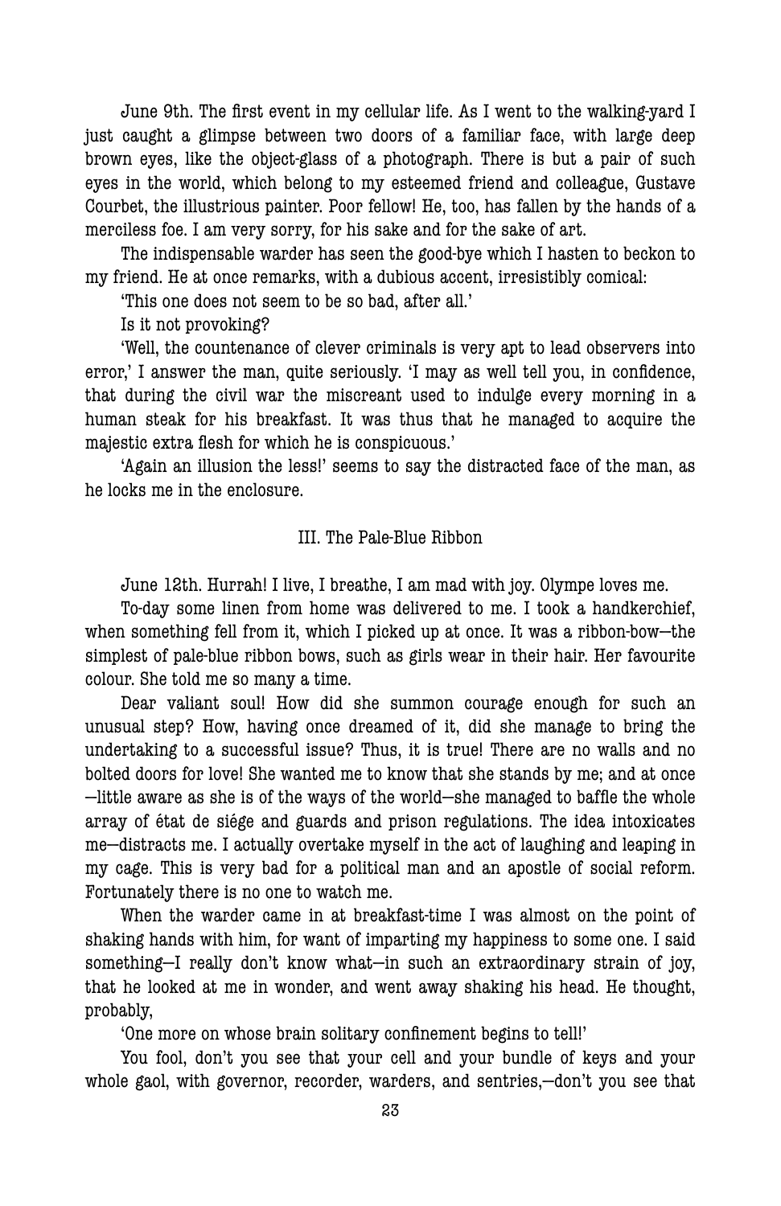June 9th. The first event in my cellular life. As I went to the walking-yard I just caught a glimpse between two doors of a familiar face, with large deep brown eyes, like the object-glass of a photograph. There is but a pair of such eyes in the world, which belong to my esteemed friend and colleague, Gustave Courbet, the illustrious painter. Poor fellow! He, too, has fallen by the hands of a merciless foe. I am very sorry, for his sake and for the sake of art.

The indispensable warder has seen the good-bye which I hasten to beckon to my friend. He at once remarks, with a dubious accent, irresistibly comical:

'This one does not seem to be so bad, after all.'

Is it not provoking?

'Well, the countenance of clever criminals is very apt to lead observers into error,' I answer the man, quite seriously. 'I may as well tell you, in confidence, that during the civil war the miscreant used to indulge every morning in a human steak for his breakfast. It was thus that he managed to acquire the majestic extra flesh for which he is conspicuous.'

'Again an illusion the less!' seems to say the distracted face of the man, as he locks me in the enclosure.

## III. The Pale-Blue Ribbon

June 12th. Hurrah! I live, I breathe, I am mad with joy. Olympe loves me.

To-day some linen from home was delivered to me. I took a handkerchief, when something fell from it, which I picked up at once. It was a ribbon-bow—the simplest of pale-blue ribbon bows, such as girls wear in their hair. Her favourite colour. She told me so many a time.

Dear valiant soul! How did she summon courage enough for such an unusual step? How, having once dreamed of it, did she manage to bring the undertaking to a successful issue? Thus, it is true! There are no walls and no bolted doors for love! She wanted me to know that she stands by me; and at once—little aware as she is of the ways of the world—she managed to baffle the whole array of état de siége and guards and prison regulations. The idea intoxicates me—distracts me. I actually overtake myself in the act of laughing and leaping in my cage. This is very bad for a political man and an apostle of social reform. Fortunately there is no one to watch me.

When the warder came in at breakfast-time I was almost on the point of shaking hands with him, for want of imparting my happiness to some one. I said something—I really don't know what—in such an extraordinary strain of joy, that he looked at me in wonder, and went away shaking his head. He thought, probably,

'One more on whose brain solitary confinement begins to tell!'

You fool, don't you see that your cell and your bundle of keys and your whole gaol, with governor, recorder, warders, and sentries,—don't you see that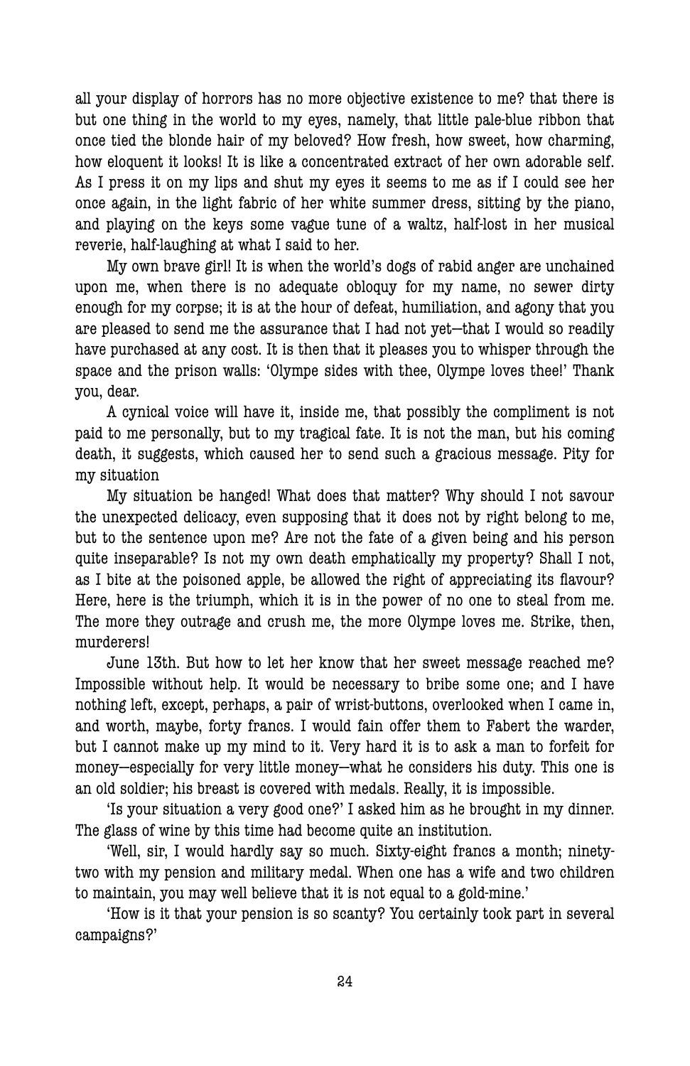all your display of horrors has no more objective existence to me? that there is but one thing in the world to my eyes, namely, that little pale-blue ribbon that once tied the blonde hair of my beloved? How fresh, how sweet, how charming, how eloquent it looks! It is like a concentrated extract of her own adorable self. As I press it on my lips and shut my eyes it seems to me as if I could see her once again, in the light fabric of her white summer dress, sitting by the piano, and playing on the keys some vague tune of a waltz, half-lost in her musical reverie, half-laughing at what I said to her.

My own brave girl! It is when the world's dogs of rabid anger are unchained upon me, when there is no adequate obloquy for my name, no sewer dirty enough for my corpse; it is at the hour of defeat, humiliation, and agony that you are pleased to send me the assurance that I had not yet—that I would so readily have purchased at any cost. It is then that it pleases you to whisper through the space and the prison walls: 'Olympe sides with thee, Olympe loves thee!' Thank you, dear.

A cynical voice will have it, inside me, that possibly the compliment is not paid to me personally, but to my tragical fate. It is not the man, but his coming death, it suggests, which caused her to send such a gracious message. Pity for my situation

My situation be hanged! What does that matter? Why should I not savour the unexpected delicacy, even supposing that it does not by right belong to me, but to the sentence upon me? Are not the fate of a given being and his person quite inseparable? Is not my own death emphatically my property? Shall I not, as I bite at the poisoned apple, be allowed the right of appreciating its flavour? Here, here is the triumph, which it is in the power of no one to steal from me. The more they outrage and crush me, the more Olympe loves me. Strike, then, murderers!

June 13th. But how to let her know that her sweet message reached me? Impossible without help. It would be necessary to bribe some one; and I have nothing left, except, perhaps, a pair of wrist-buttons, overlooked when I came in, and worth, maybe, forty francs. I would fain offer them to Fabert the warder, but I cannot make up my mind to it. Very hard it is to ask a man to forfeit for money—especially for very little money—what he considers his duty. This one is an old soldier; his breast is covered with medals. Really, it is impossible.

'Is your situation a very good one?' I asked him as he brought in my dinner. The glass of wine by this time had become quite an institution.

'Well, sir, I would hardly say so much. Sixty-eight francs a month; ninety-two with my pension and military medal. When one has a wife and two children to maintain, you may well believe that it is not equal to a gold-mine.'

'How is it that your pension is so scanty? You certainly took part in several campaigns?'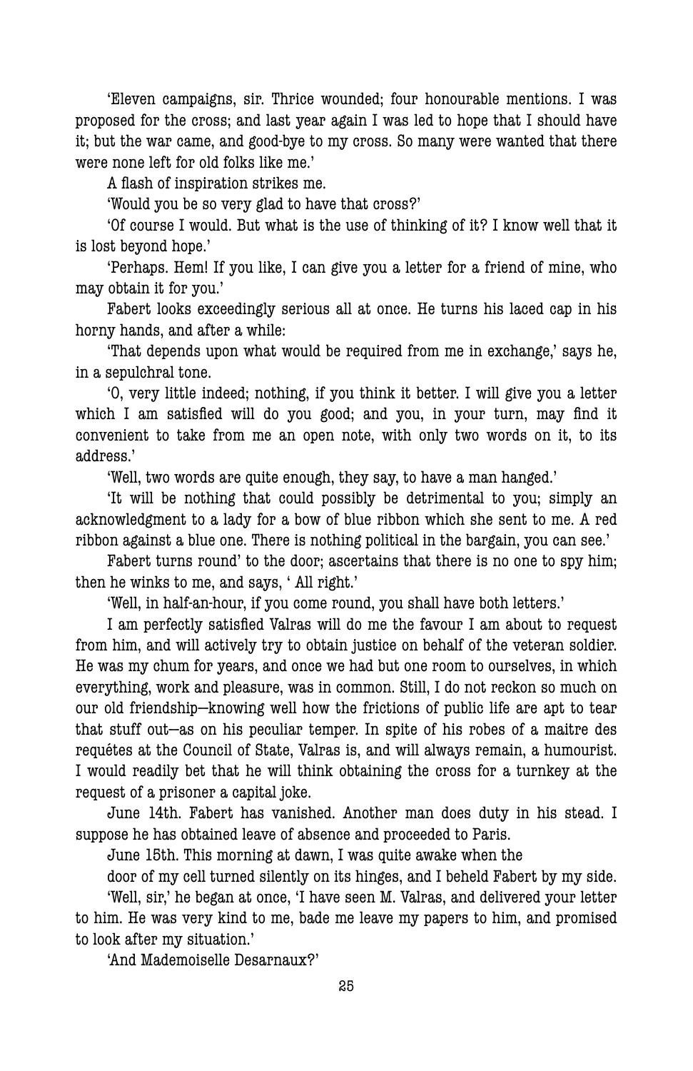'Eleven campaigns, sir. Thrice wounded; four honourable mentions. I was proposed for the cross; and last year again I was led to hope that I should have it; but the war came, and good-bye to my cross. So many were wanted that there were none left for old folks like me.'

A flash of inspiration strikes me.

'Would you be so very glad to have that cross?'

'Of course I would. But what is the use of thinking of it? I know well that it is lost beyond hope.'

'Perhaps. Hem! If you like, I can give you a letter for a friend of mine, who may obtain it for you.'

Fabert looks exceedingly serious all at once. He turns his laced cap in his horny hands, and after a while:

'That depends upon what would be required from me in exchange,' says he, in a sepulchral tone.

'O, very little indeed; nothing, if you think it better. I will give you a letter which I am satisfied will do you good; and you, in your turn, may find it convenient to take from me an open note, with only two words on it, to its address.'

'Well, two words are quite enough, they say, to have a man hanged.'

'It will be nothing that could possibly be detrimental to you; simply an acknowledgment to a lady for a bow of blue ribbon which she sent to me. A red ribbon against a blue one. There is nothing political in the bargain, you can see.'

Fabert turns round' to the door; ascertains that there is no one to spy him; then he winks to me, and says, ' All right.'

'Well, in half-an-hour, if you come round, you shall have both letters.'

I am perfectly satisfied Valras will do me the favour I am about to request from him, and will actively try to obtain justice on behalf of the veteran soldier. He was my chum for years, and once we had but one room to ourselves, in which everything, work and pleasure, was in common. Still, I do not reckon so much on our old friendship—knowing well how the frictions of public life are apt to tear that stuff out—as on his peculiar temper. In spite of his robes of a maitre des requétes at the Council of State, Valras is, and will always remain, a humourist. I would readily bet that he will think obtaining the cross for a turnkey at the request of a prisoner a capital joke.

June 14th. Fabert has vanished. Another man does duty in his stead. I suppose he has obtained leave of absence and proceeded to Paris.

June 15th. This morning at dawn, I was quite awake when the door of my cell turned silently on its hinges, and I beheld Fabert by my side.

'Well, sir,' he began at once, 'I have seen M. Valras, and delivered your letter to him. He was very kind to me, bade me leave my papers to him, and promised to look after my situation.'

'And Mademoiselle Desarnaux?'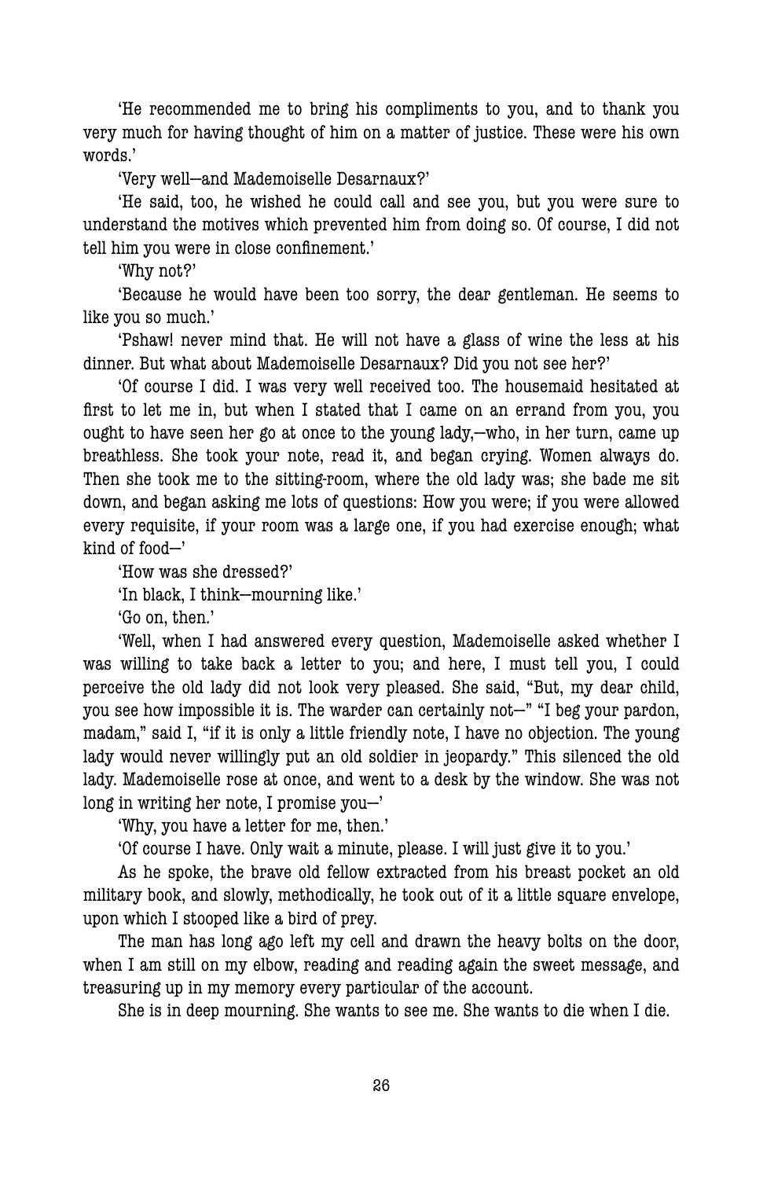'He recommended me to bring his compliments to you, and to thank you very much for having thought of him on a matter of justice. These were his own words.'

'Very well—and Mademoiselle Desarnaux?'

'He said, too, he wished he could call and see you, but you were sure to understand the motives which prevented him from doing so. Of course, I did not tell him you were in close confinement.'

'Why not?'

'Because he would have been too sorry, the dear gentleman. He seems to like you so much.'

'Pshaw! never mind that. He will not have a glass of wine the less at his dinner. But what about Mademoiselle Desarnaux? Did you not see her?'

'Of course I did. I was very well received too. The housemaid hesitated at first to let me in, but when I stated that I came on an errand from you, you ought to have seen her go at once to the young lady,—who, in her turn, came up breathless. She took your note, read it, and began crying. Women always do. Then she took me to the sitting-room, where the old lady was; she bade me sit down, and began asking me lots of questions: How you were; if you were allowed every requisite, if your room was a large one, if you had exercise enough; what kind of food—'

'How was she dressed?'

'In black, I think—mourning like.'

'Go on, then.'

'Well, when I had answered every question, Mademoiselle asked whether I was willing to take back a letter to you; and here, I must tell you, I could perceive the old lady did not look very pleased. She said, "But, my dear child, you see how impossible it is. The warder can certainly not—" "I beg your pardon, madam," said I, "if it is only a little friendly note, I have no objection. The young lady would never willingly put an old soldier in jeopardy." This silenced the old lady. Mademoiselle rose at once, and went to a desk by the window. She was not long in writing her note, I promise you—'

'Why, you have a letter for me, then.'

'Of course I have. Only wait a minute, please. I will just give it to you.'

As he spoke, the brave old fellow extracted from his breast pocket an old military book, and slowly, methodically, he took out of it a little square envelope, upon which I stooped like a bird of prey.

The man has long ago left my cell and drawn the heavy bolts on the door, when I am still on my elbow, reading and reading again the sweet message, and treasuring up in my memory every particular of the account.

She is in deep mourning. She wants to see me. She wants to die when I die.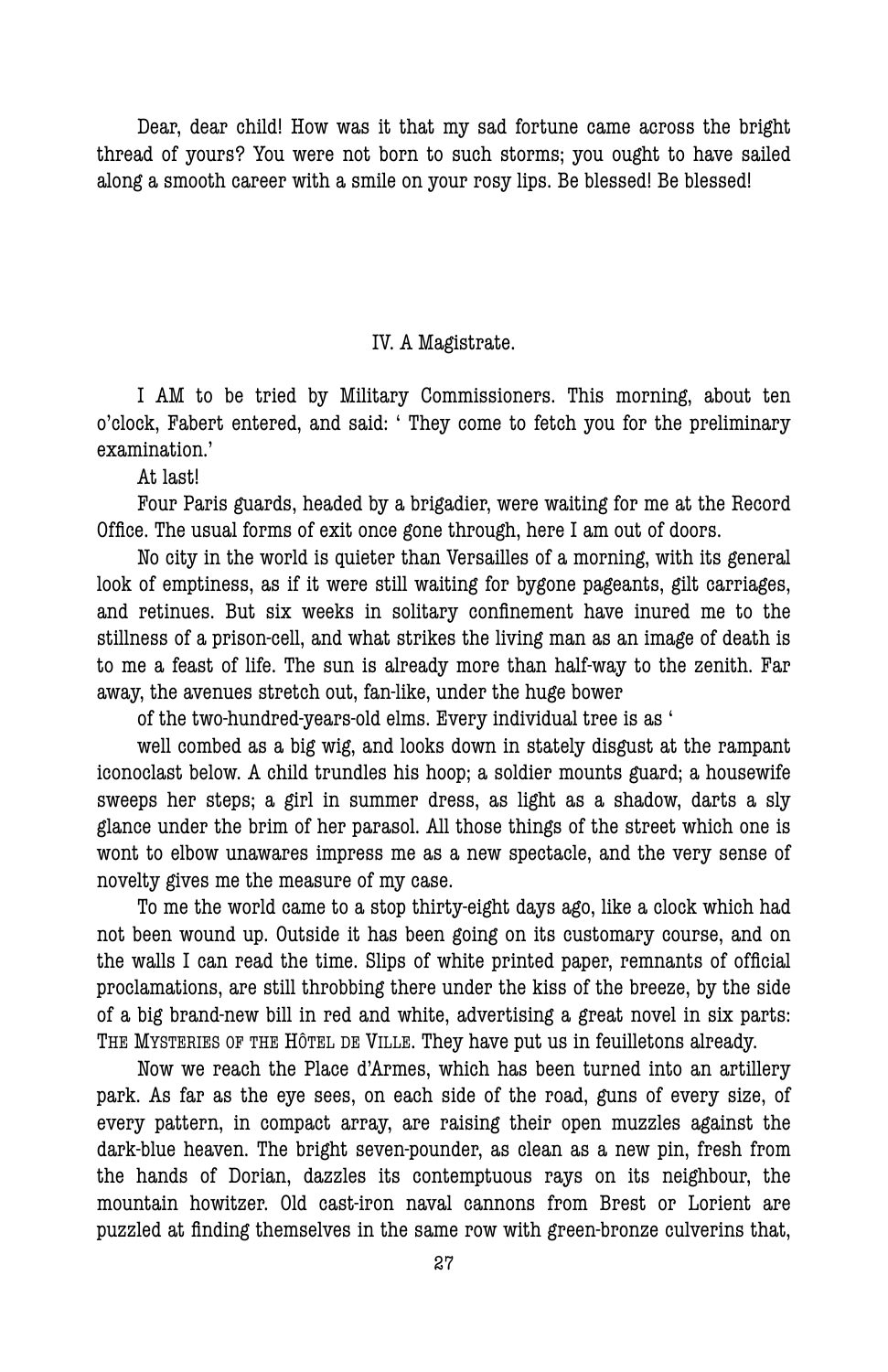Dear, dear child! How was it that my sad fortune came across the bright thread of yours? You were not born to such storms; you ought to have sailed along a smooth career with a smile on your rosy lips. Be blessed! Be blessed!

## IV. A Magistrate.

I AM to be tried by Military Commissioners. This morning, about ten o'clock, Fabert entered, and said: ' They come to fetch you for the preliminary examination.'

At last!

Four Paris guards, headed by a brigadier, were waiting for me at the Record Office. The usual forms of exit once gone through, here I am out of doors.

No city in the world is quieter than Versailles of a morning, with its general look of emptiness, as if it were still waiting for bygone pageants, gilt carriages, and retinues. But six weeks in solitary confinement have inured me to the stillness of a prison-cell, and what strikes the living man as an image of death is to me a feast of life. The sun is already more than half-way to the zenith. Far away, the avenues stretch out, fan-like, under the huge bower

of the two-hundred-years-old elms. Every individual tree is as '

well combed as a big wig, and looks down in stately disgust at the rampant iconoclast below. A child trundles his hoop; a soldier mounts guard; a housewife sweeps her steps; a girl in summer dress, as light as a shadow, darts a sly glance under the brim of her parasol. All those things of the street which one is wont to elbow unawares impress me as a new spectacle, and the very sense of novelty gives me the measure of my case.

To me the world came to a stop thirty-eight days ago, like a clock which had not been wound up. Outside it has been going on its customary course, and on the walls I can read the time. Slips of white printed paper, remnants of official proclamations, are still throbbing there under the kiss of the breeze, by the side of a big brand-new bill in red and white, advertising a great novel in six parts: THE MYSTERIES OF THE HÔTEL DE VILLE. They have put us in feuilletons already.

Now we reach the Place d'Armes, which has been turned into an artillery park. As far as the eye sees, on each side of the road, guns of every size, of every pattern, in compact array, are raising their open muzzles against the dark-blue heaven. The bright seven-pounder, as clean as a new pin, fresh from the hands of Dorian, dazzles its contemptuous rays on its neighbour, the mountain howitzer. Old cast-iron naval cannons from Brest or Lorient are puzzled at finding themselves in the same row with green-bronze culverins that,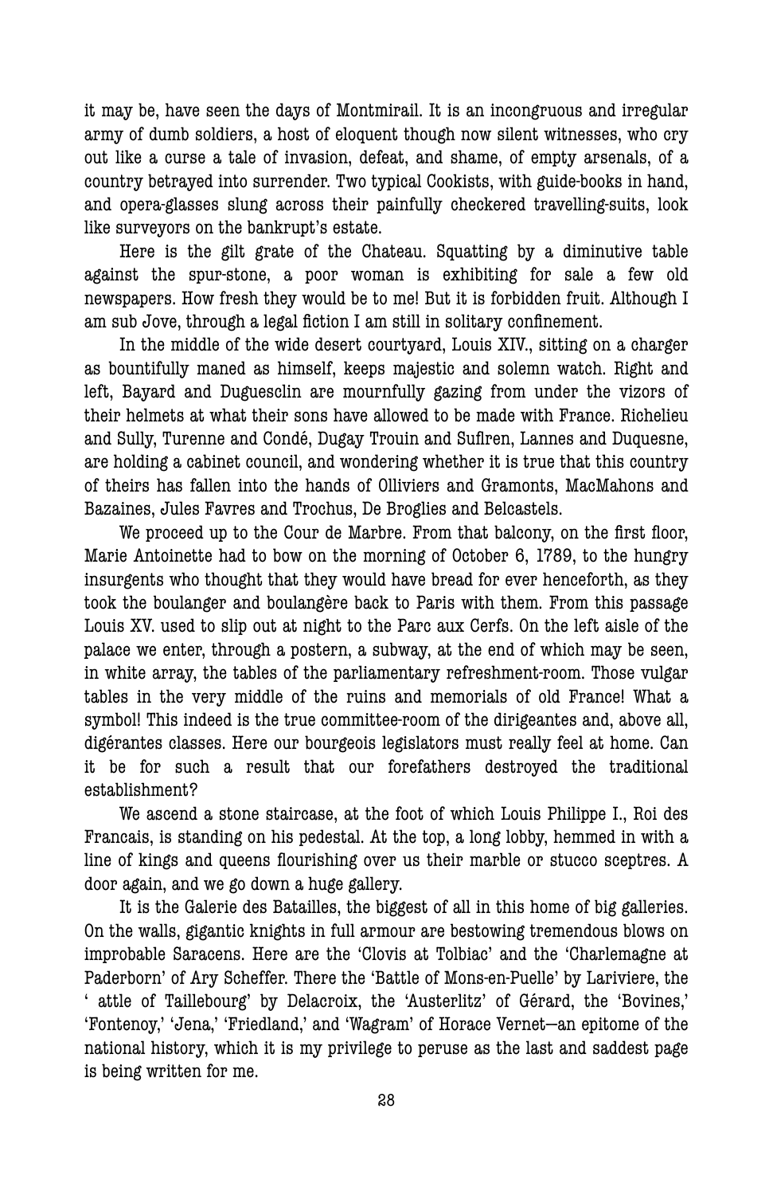it may be, have seen the days of Montmirail. It is an incongruous and irregular army of dumb soldiers, a host of eloquent though now silent witnesses, who cry out like a curse a tale of invasion, defeat, and shame, of empty arsenals, of a country betrayed into surrender. Two typical Cookists, with guide-books in hand, and opera-glasses slung across their painfully checkered travelling-suits, look like surveyors on the bankrupt's estate.

Here is the gilt grate of the Chateau. Squatting by a diminutive table against the spur-stone, a poor woman is exhibiting for sale a few old newspapers. How fresh they would be to me! But it is forbidden fruit. Although I am sub Jove, through a legal fiction I am still in solitary confinement.

In the middle of the wide desert courtyard, Louis XIV., sitting on a charger as bountifully maned as himself, keeps majestic and solemn watch. Right and left, Bayard and Duguesclin are mournfully gazing from under the vizors of their helmets at what their sons have allowed to be made with France. Richelieu and Sully, Turenne and Condé, Dugay Trouin and Suflren, Lannes and Duquesne, are holding a cabinet council, and wondering whether it is true that this country of theirs has fallen into the hands of Olliviers and Gramonts, MacMahons and Bazaines, Jules Favres and Trochus, De Broglies and Belcastels.

We proceed up to the Cour de Marbre. From that balcony, on the first floor, Marie Antoinette had to bow on the morning of October 6, 1789, to the hungry insurgents who thought that they would have bread for ever henceforth, as they took the boulanger and boulangère back to Paris with them. From this passage Louis XV. used to slip out at night to the Parc aux Cerfs. On the left aisle of the palace we enter, through a postern, a subway, at the end of which may be seen, in white array, the tables of the parliamentary refreshment-room. Those vulgar tables in the very middle of the ruins and memorials of old France! What a symbol! This indeed is the true committee-room of the dirigeantes and, above all, digérantes classes. Here our bourgeois legislators must really feel at home. Can it be for such a result that our forefathers destroyed the traditional establishment?

We ascend a stone staircase, at the foot of which Louis Philippe I., Roi des Francais, is standing on his pedestal. At the top, a long lobby, hemmed in with a line of kings and queens flourishing over us their marble or stucco sceptres. A door again, and we go down a huge gallery.

It is the Galerie des Batailles, the biggest of all in this home of big galleries. On the walls, gigantic knights in full armour are bestowing tremendous blows on improbable Saracens. Here are the 'Clovis at Tolbiac' and the 'Charlemagne at Paderborn' of Ary Scheffer. There the 'Battle of Mons-en-Puelle' by Lariviere, the ' attle of Taillebourg' by Delacroix, the 'Austerlitz' of Gérard, the 'Bovines,' 'Fontenoy,' 'Jena,' 'Friedland,' and 'Wagram' of Horace Vernet—an epitome of the national history, which it is my privilege to peruse as the last and saddest page is being written for me.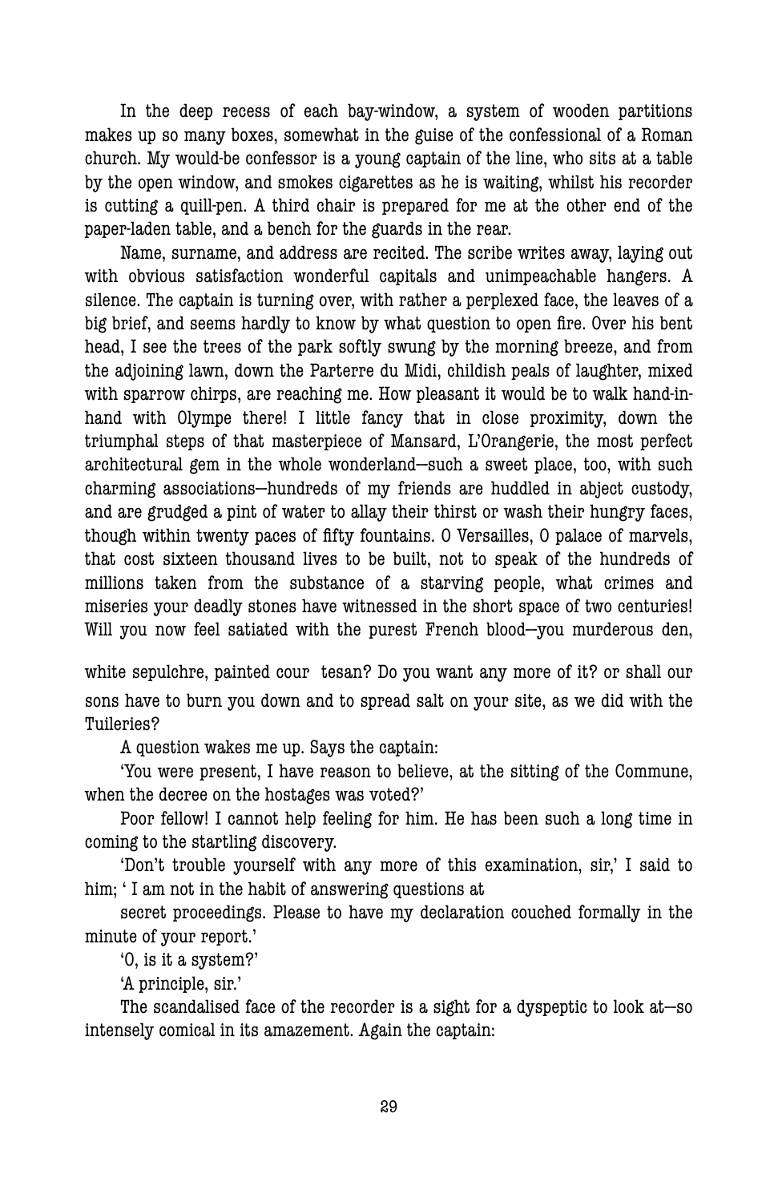In the deep recess of each bay-window, a system of wooden partitions makes up so many boxes, somewhat in the guise of the confessional of a Roman church. My would-be confessor is a young captain of the line, who sits at a table by the open window, and smokes cigarettes as he is waiting, whilst his recorder is cutting a quill-pen. A third chair is prepared for me at the other end of the paper-laden table, and a bench for the guards in the rear.

Name, surname, and address are recited. The scribe writes away, laying out with obvious satisfaction wonderful capitals and unimpeachable hangers. A silence. The captain is turning over, with rather a perplexed face, the leaves of a big brief, and seems hardly to know by what question to open fire. Over his bent head, I see the trees of the park softly swung by the morning breeze, and from the adjoining lawn, down the Parterre du Midi, childish peals of laughter, mixed with sparrow chirps, are reaching me. How pleasant it would be to walk hand-in-hand with Olympe there! I little fancy that in close proximity, down the triumphal steps of that masterpiece of Mansard, L'Orangerie, the most perfect architectural gem in the whole wonderland—such a sweet place, too, with such charming associations—hundreds of my friends are huddled in abject custody, and are grudged a pint of water to allay their thirst or wash their hungry faces, though within twenty paces of fifty fountains. O Versailles, O palace of marvels, that cost sixteen thousand lives to be built, not to speak of the hundreds of millions taken from the substance of a starving people, what crimes and miseries your deadly stones have witnessed in the short space of two centuries! Will you now feel satiated with the purest French blood—you murderous den, white sepulchre, painted cour tesan? Do you want any more of it? or shall our sons have to burn you down and to spread salt on your site, as we did with the Tuileries?

A question wakes me up. Says the captain:

'You were present, I have reason to believe, at the sitting of the Commune, when the decree on the hostages was voted?'

Poor fellow! I cannot help feeling for him. He has been such a long time in coming to the startling discovery.

'Don't trouble yourself with any more of this examination, sir,' I said to him; ' I am not in the habit of answering questions at secret proceedings. Please to have my declaration couched formally in the minute of your report.'

'O, is it a system?'

'A principle, sir.'

The scandalised face of the recorder is a sight for a dyspeptic to look at—so intensely comical in its amazement. Again the captain: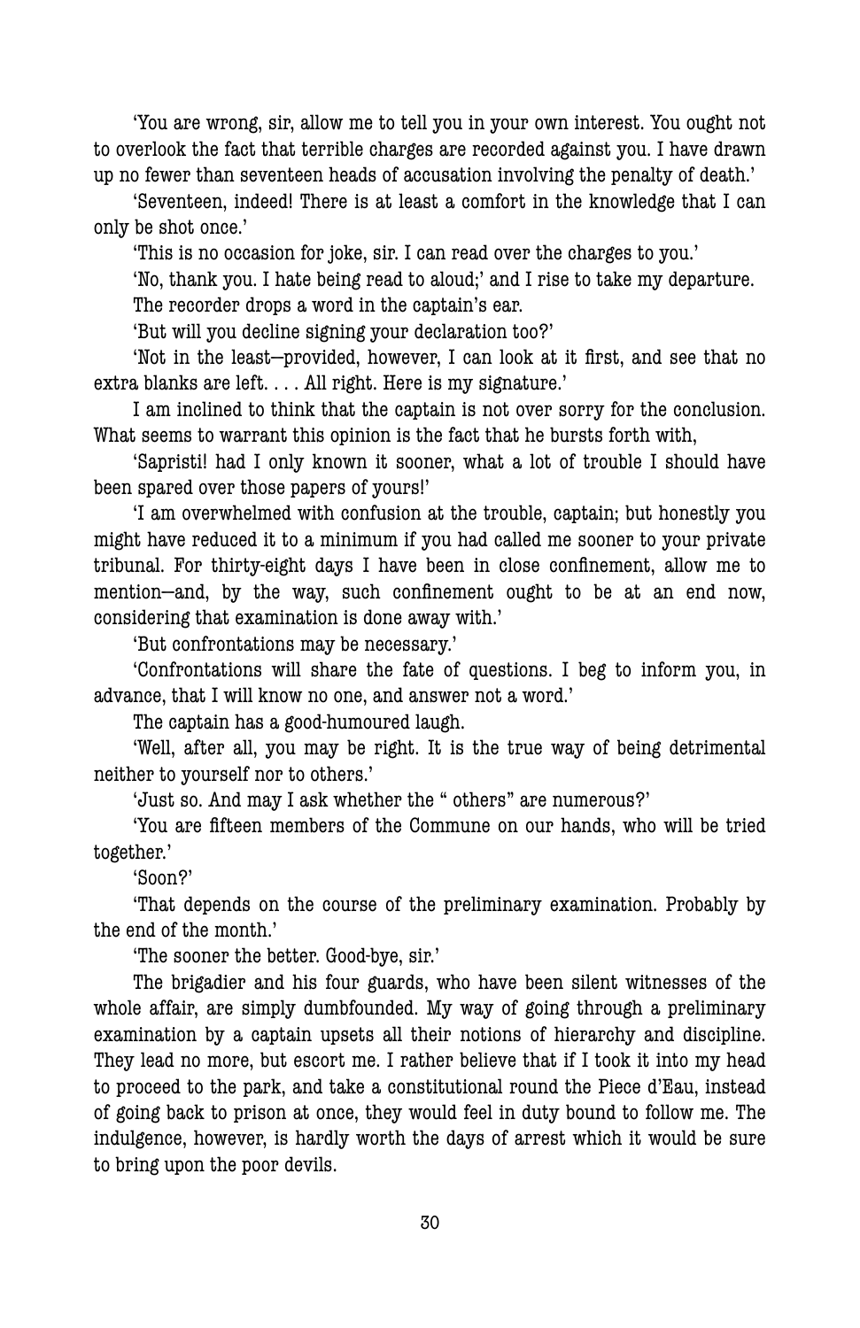'You are wrong, sir, allow me to tell you in your own interest. You ought not to overlook the fact that terrible charges are recorded against you. I have drawn up no fewer than seventeen heads of accusation involving the penalty of death.'

'Seventeen, indeed! There is at least a comfort in the knowledge that I can only be shot once.'

'This is no occasion for joke, sir. I can read over the charges to you.'

'No, thank you. I hate being read to aloud;' and I rise to take my departure.

The recorder drops a word in the captain's ear.

'But will you decline signing your declaration too?'

'Not in the least—provided, however, I can look at it first, and see that no extra blanks are left. . . . All right. Here is my signature.'

I am inclined to think that the captain is not over sorry for the conclusion. What seems to warrant this opinion is the fact that he bursts forth with,

'Sapristi! had I only known it sooner, what a lot of trouble I should have been spared over those papers of yours!'

'I am overwhelmed with confusion at the trouble, captain; but honestly you might have reduced it to a minimum if you had called me sooner to your private tribunal. For thirty-eight days I have been in close confinement, allow me to mention—and, by the way, such confinement ought to be at an end now, considering that examination is done away with.'

'But confrontations may be necessary.'

'Confrontations will share the fate of questions. I beg to inform you, in advance, that I will know no one, and answer not a word.'

The captain has a good-humoured laugh.

'Well, after all, you may be right. It is the true way of being detrimental neither to yourself nor to others.'

'Just so. And may I ask whether the " others" are numerous?'

'You are fifteen members of the Commune on our hands, who will be tried together.'

'Soon?'

'That depends on the course of the preliminary examination. Probably by the end of the month.'

'The sooner the better. Good-bye, sir.'

The brigadier and his four guards, who have been silent witnesses of the whole affair, are simply dumbfounded. My way of going through a preliminary examination by a captain upsets all their notions of hierarchy and discipline. They lead no more, but escort me. I rather believe that if I took it into my head to proceed to the park, and take a constitutional round the Piece d'Eau, instead of going back to prison at once, they would feel in duty bound to follow me. The indulgence, however, is hardly worth the days of arrest which it would be sure to bring upon the poor devils.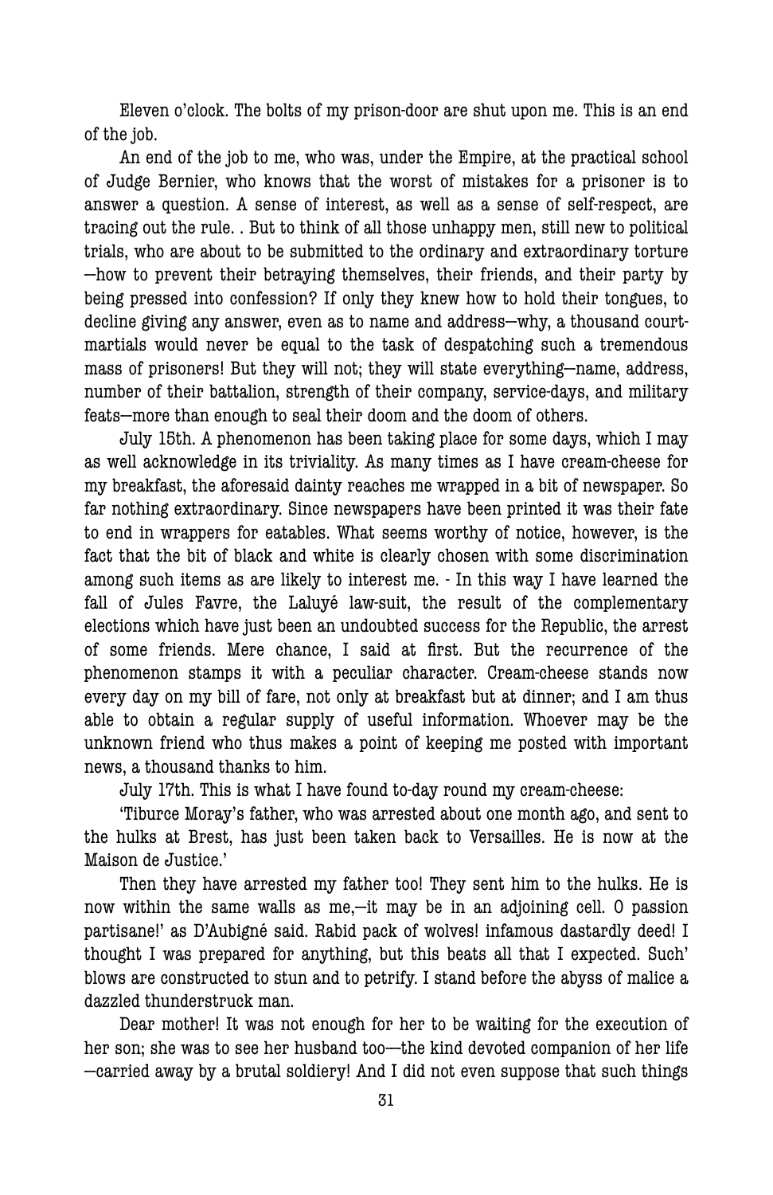Eleven o'clock. The bolts of my prison-door are shut upon me. This is an end of the job.

An end of the job to me, who was, under the Empire, at the practical school of Judge Bernier, who knows that the worst of mistakes for a prisoner is to answer a question. A sense of interest, as well as a sense of self-respect, are tracing out the rule. . But to think of all those unhappy men, still new to political trials, who are about to be submitted to the ordinary and extraordinary torture —how to prevent their betraying themselves, their friends, and their party by being pressed into confession? If only they knew how to hold their tongues, to decline giving any answer, even as to name and address—why, a thousand court-martials would never be equal to the task of despatching such a tremendous mass of prisoners! But they will not; they will state everything—name, address, number of their battalion, strength of their company, service-days, and military feats—more than enough to seal their doom and the doom of others.

July 15th. A phenomenon has been taking place for some days, which I may as well acknowledge in its triviality. As many times as I have cream-cheese for my breakfast, the aforesaid dainty reaches me wrapped in a bit of newspaper. So far nothing extraordinary. Since newspapers have been printed it was their fate to end in wrappers for eatables. What seems worthy of notice, however, is the fact that the bit of black and white is clearly chosen with some discrimination among such items as are likely to interest me. - In this way I have learned the fall of Jules Favre, the Laluyé law-suit, the result of the complementary elections which have just been an undoubted success for the Republic, the arrest of some friends. Mere chance, I said at first. But the recurrence of the phenomenon stamps it with a peculiar character. Cream-cheese stands now every day on my bill of fare, not only at breakfast but at dinner; and I am thus able to obtain a regular supply of useful information. Whoever may be the unknown friend who thus makes a point of keeping me posted with important news, a thousand thanks to him.

July 17th. This is what I have found to-day round my cream-cheese:

'Tiburce Moray's father, who was arrested about one month ago, and sent to the hulks at Brest, has just been taken back to Versailles. He is now at the Maison de Justice.'

Then they have arrested my father too! They sent him to the hulks. He is now within the same walls as me,—it may be in an adjoining cell. O passion partisane!' as D'Aubigné said. Rabid pack of wolves! infamous dastardly deed! I thought I was prepared for anything, but this beats all that I expected. Such' blows are constructed to stun and to petrify. I stand before the abyss of malice a dazzled thunderstruck man.

Dear mother! It was not enough for her to be waiting for the execution of her son; she was to see her husband too—the kind devoted companion of her life —carried away by a brutal soldiery! And I did not even suppose that such things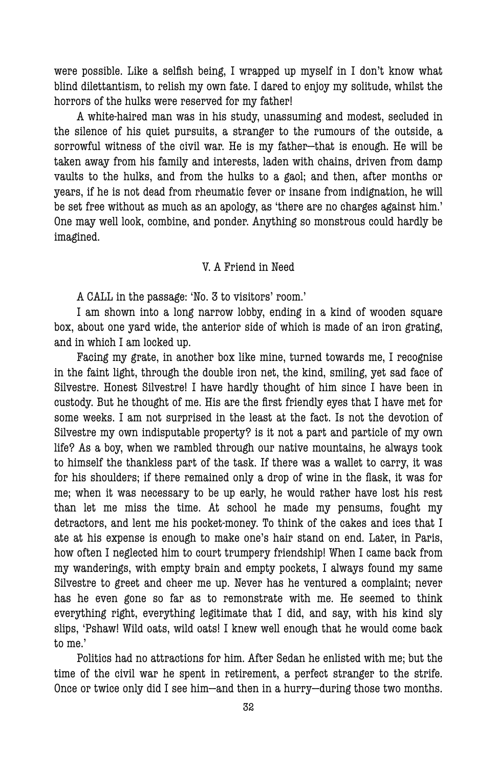were possible. Like a selfish being, I wrapped up myself in I don't know what blind dilettantism, to relish my own fate. I dared to enjoy my solitude, whilst the horrors of the hulks were reserved for my father!

A white-haired man was in his study, unassuming and modest, secluded in the silence of his quiet pursuits, a stranger to the rumours of the outside, a sorrowful witness of the civil war. He is my father—that is enough. He will be taken away from his family and interests, laden with chains, driven from damp vaults to the hulks, and from the hulks to a gaol; and then, after months or years, if he is not dead from rheumatic fever or insane from indignation, he will be set free without as much as an apology, as 'there are no charges against him.' One may well look, combine, and ponder. Anything so monstrous could hardly be imagined.

## V. A Friend in Need

A CALL in the passage: 'No. 3 to visitors' room.'

I am shown into a long narrow lobby, ending in a kind of wooden square box, about one yard wide, the anterior side of which is made of an iron grating, and in which I am locked up.

Facing my grate, in another box like mine, turned towards me, I recognise in the faint light, through the double iron net, the kind, smiling, yet sad face of Silvestre. Honest Silvestre! I have hardly thought of him since I have been in custody. But he thought of me. His are the first friendly eyes that I have met for some weeks. I am not surprised in the least at the fact. Is not the devotion of Silvestre my own indisputable property? is it not a part and particle of my own life? As a boy, when we rambled through our native mountains, he always took to himself the thankless part of the task. If there was a wallet to carry, it was for his shoulders; if there remained only a drop of wine in the flask, it was for me; when it was necessary to be up early, he would rather have lost his rest than let me miss the time. At school he made my pensums, fought my detractors, and lent me his pocket-money. To think of the cakes and ices that I ate at his expense is enough to make one's hair stand on end. Later, in Paris, how often I neglected him to court trumpery friendship! When I came back from my wanderings, with empty brain and empty pockets, I always found my same Silvestre to greet and cheer me up. Never has he ventured a complaint; never has he even gone so far as to remonstrate with me. He seemed to think everything right, everything legitimate that I did, and say, with his kind sly slips, 'Pshaw! Wild oats, wild oats! I knew well enough that he would come back to me.'

Politics had no attractions for him. After Sedan he enlisted with me; but the time of the civil war he spent in retirement, a perfect stranger to the strife. Once or twice only did I see him—and then in a hurry—during those two months.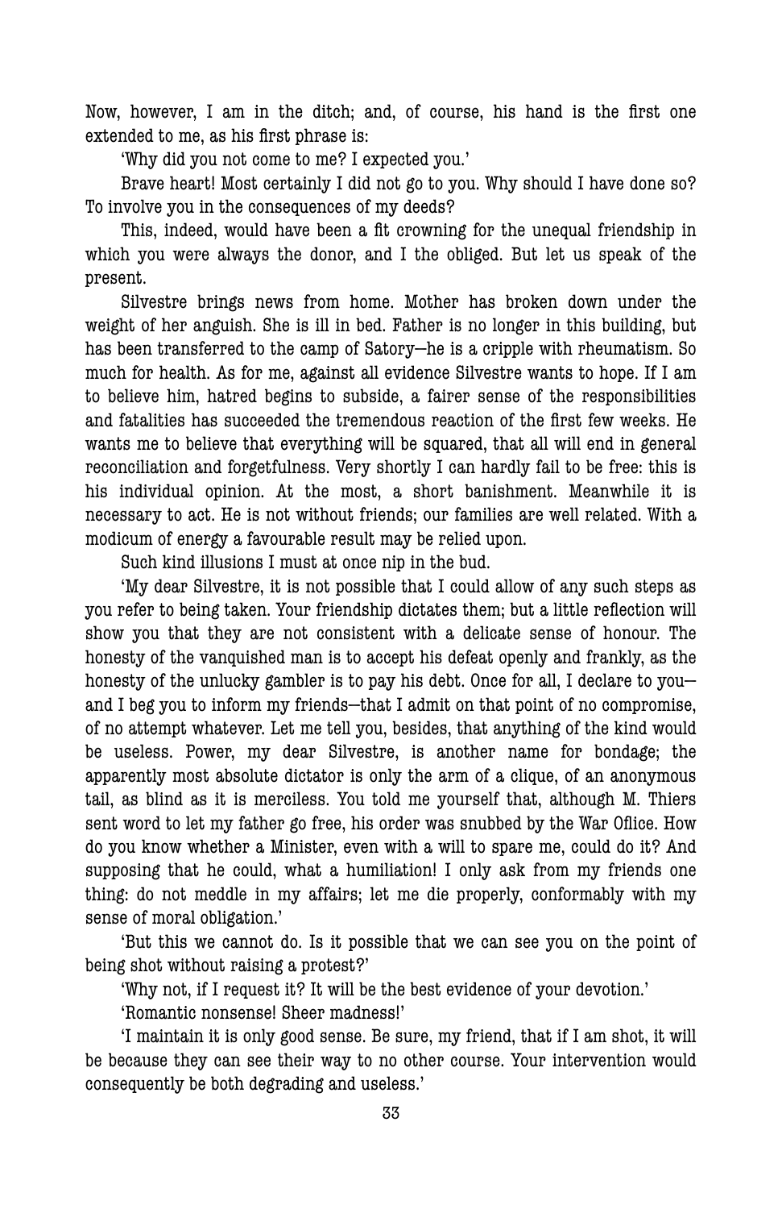Now, however, I am in the ditch; and, of course, his hand is the first one extended to me, as his first phrase is:

'Why did you not come to me? I expected you.'

Brave heart! Most certainly I did not go to you. Why should I have done so? To involve you in the consequences of my deeds?

This, indeed, would have been a fit crowning for the unequal friendship in which you were always the donor, and I the obliged. But let us speak of the present.

Silvestre brings news from home. Mother has broken down under the weight of her anguish. She is ill in bed. Father is no longer in this building, but has been transferred to the camp of Satory—he is a cripple with rheumatism. So much for health. As for me, against all evidence Silvestre wants to hope. If I am to believe him, hatred begins to subside, a fairer sense of the responsibilities and fatalities has succeeded the tremendous reaction of the first few weeks. He wants me to believe that everything will be squared, that all will end in general reconciliation and forgetfulness. Very shortly I can hardly fail to be free: this is his individual opinion. At the most, a short banishment. Meanwhile it is necessary to act. He is not without friends; our families are well related. With a modicum of energy a favourable result may be relied upon.

Such kind illusions I must at once nip in the bud.

'My dear Silvestre, it is not possible that I could allow of any such steps as you refer to being taken. Your friendship dictates them; but a little reflection will show you that they are not consistent with a delicate sense of honour. The honesty of the vanquished man is to accept his defeat openly and frankly, as the honesty of the unlucky gambler is to pay his debt. Once for all, I declare to you—and I beg you to inform my friends—that I admit on that point of no compromise, of no attempt whatever. Let me tell you, besides, that anything of the kind would be useless. Power, my dear Silvestre, is another name for bondage; the apparently most absolute dictator is only the arm of a clique, of an anonymous tail, as blind as it is merciless. You told me yourself that, although M. Thiers sent word to let my father go free, his order was snubbed by the War Office. How do you know whether a Minister, even with a will to spare me, could do it? And supposing that he could, what a humiliation! I only ask from my friends one thing: do not meddle in my affairs; let me die properly, conformably with my sense of moral obligation.'

'But this we cannot do. Is it possible that we can see you on the point of being shot without raising a protest?'

'Why not, if I request it? It will be the best evidence of your devotion.'

'Romantic nonsense! Sheer madness!'

'I maintain it is only good sense. Be sure, my friend, that if I am shot, it will be because they can see their way to no other course. Your intervention would consequently be both degrading and useless.'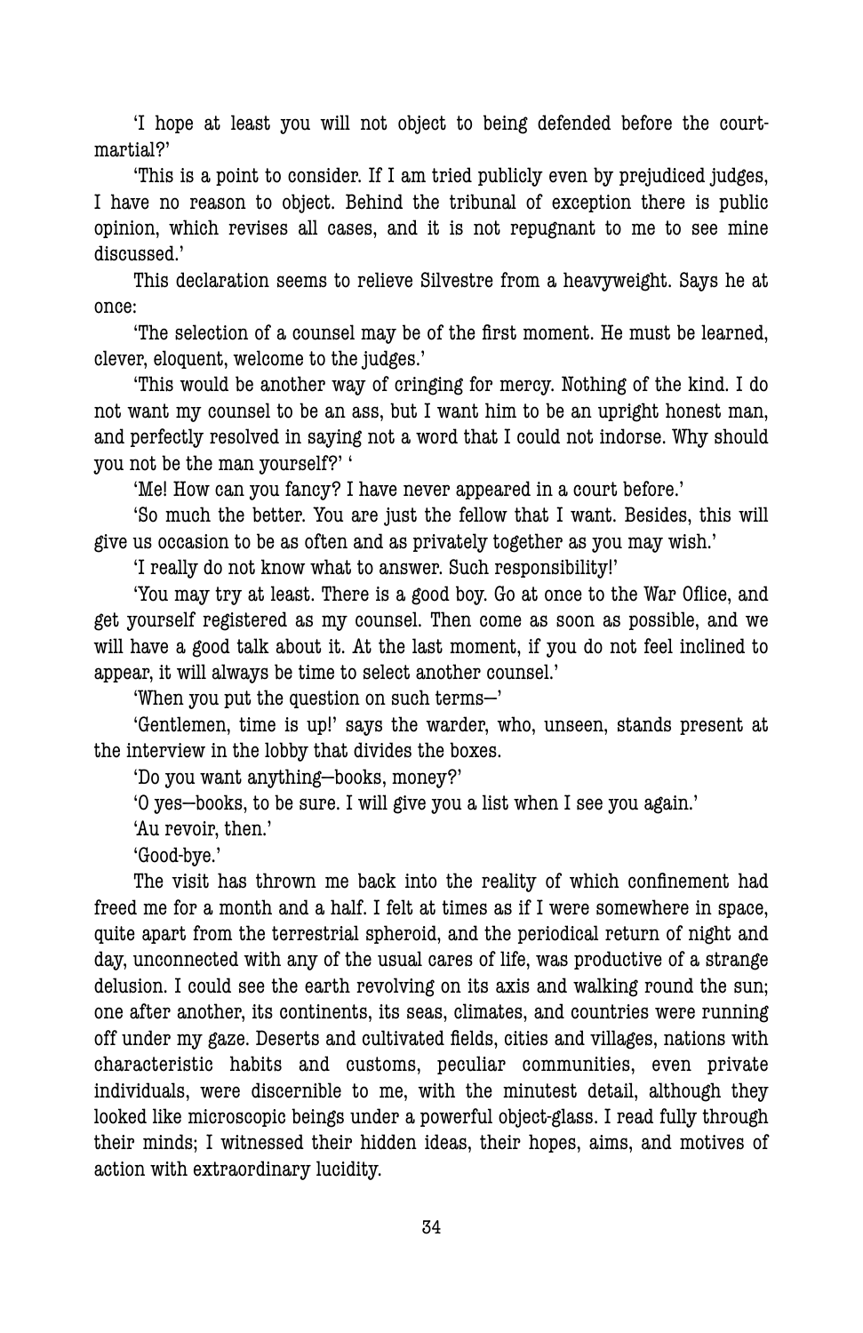'I hope at least you will not object to being defended before the court-martial?'

'This is a point to consider. If I am tried publicly even by prejudiced judges, I have no reason to object. Behind the tribunal of exception there is public opinion, which revises all cases, and it is not repugnant to me to see mine discussed.'

This declaration seems to relieve Silvestre from a heavyweight. Says he at once:

'The selection of a counsel may be of the first moment. He must be learned, clever, eloquent, welcome to the judges.'

'This would be another way of cringing for mercy. Nothing of the kind. I do not want my counsel to be an ass, but I want him to be an upright honest man, and perfectly resolved in saying not a word that I could not indorse. Why should you not be the man yourself?' '

'Me! How can you fancy? I have never appeared in a court before.'

'So much the better. You are just the fellow that I want. Besides, this will give us occasion to be as often and as privately together as you may wish.'

'I really do not know what to answer. Such responsibility!'

'You may try at least. There is a good boy. Go at once to the War Office, and get yourself registered as my counsel. Then come as soon as possible, and we will have a good talk about it. At the last moment, if you do not feel inclined to appear, it will always be time to select another counsel.'

'When you put the question on such terms—'

'Gentlemen, time is up!' says the warder, who, unseen, stands present at the interview in the lobby that divides the boxes.

'Do you want anything—books, money?'

'O yes—books, to be sure. I will give you a list when I see you again.'

'Au revoir, then.'

'Good-bye.'

The visit has thrown me back into the reality of which confinement had freed me for a month and a half. I felt at times as if I were somewhere in space, quite apart from the terrestrial spheroid, and the periodical return of night and day, unconnected with any of the usual cares of life, was productive of a strange delusion. I could see the earth revolving on its axis and walking round the sun; one after another, its continents, its seas, climates, and countries were running off under my gaze. Deserts and cultivated fields, cities and villages, nations with characteristic habits and customs, peculiar communities, even private individuals, were discernible to me, with the minutest detail, although they looked like microscopic beings under a powerful object-glass. I read fully through their minds; I witnessed their hidden ideas, their hopes, aims, and motives of action with extraordinary lucidity.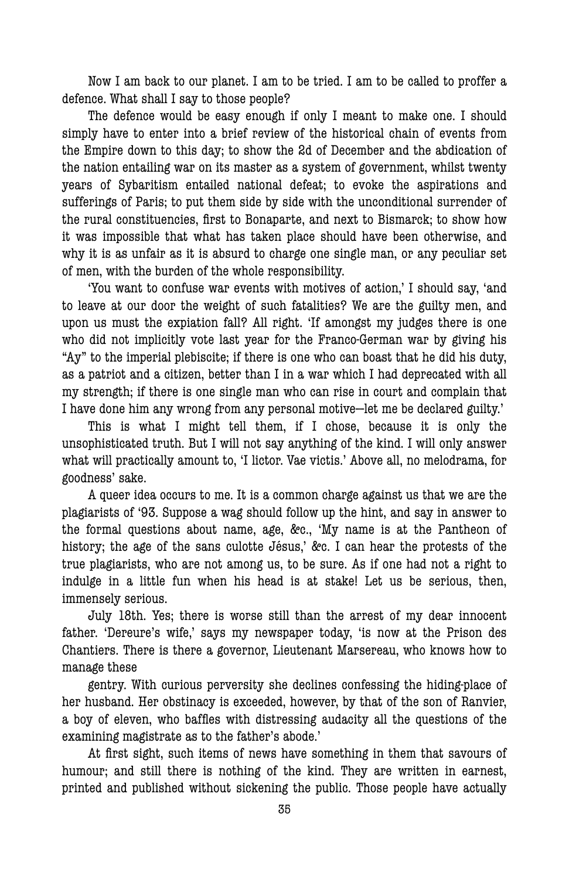Now I am back to our planet. I am to be tried. I am to be called to proffer a defence. What shall I say to those people?

The defence would be easy enough if only I meant to make one. I should simply have to enter into a brief review of the historical chain of events from the Empire down to this day; to show the 2d of December and the abdication of the nation entailing war on its master as a system of government, whilst twenty years of Sybaritism entailed national defeat; to evoke the aspirations and sufferings of Paris; to put them side by side with the unconditional surrender of the rural constituencies, first to Bonaparte, and next to Bismarck; to show how it was impossible that what has taken place should have been otherwise, and why it is as unfair as it is absurd to charge one single man, or any peculiar set of men, with the burden of the whole responsibility.

'You want to confuse war events with motives of action,' I should say, 'and to leave at our door the weight of such fatalities? We are the guilty men, and upon us must the expiation fall? All right. 'If amongst my judges there is one who did not implicitly vote last year for the Franco-German war by giving his "Ay" to the imperial plebiscite; if there is one who can boast that he did his duty, as a patriot and a citizen, better than I in a war which I had deprecated with all my strength; if there is one single man who can rise in court and complain that I have done him any wrong from any personal motive—let me be declared guilty.'

This is what I might tell them, if I chose, because it is only the unsophisticated truth. But I will not say anything of the kind. I will only answer what will practically amount to, 'I lictor. Vae victis.' Above all, no melodrama, for goodness' sake.

A queer idea occurs to me. It is a common charge against us that we are the plagiarists of '93. Suppose a wag should follow up the hint, and say in answer to the formal questions about name, age, &c., 'My name is at the Pantheon of history; the age of the sans culotte Jésus,' &c. I can hear the protests of the true plagiarists, who are not among us, to be sure. As if one had not a right to indulge in a little fun when his head is at stake! Let us be serious, then, immensely serious.

July 18th. Yes; there is worse still than the arrest of my dear innocent father. 'Dereure's wife,' says my newspaper today, 'is now at the Prison des Chantiers. There is there a governor, Lieutenant Marsereau, who knows how to manage these gentry. With curious perversity she declines confessing the hiding-place of her husband. Her obstinacy is exceeded, however, by that of the son of Ranvier, a boy of eleven, who baffles with distressing audacity all the questions of the examining magistrate as to the father's abode.'

At first sight, such items of news have something in them that savours of humour; and still there is nothing of the kind. They are written in earnest, printed and published without sickening the public. Those people have actually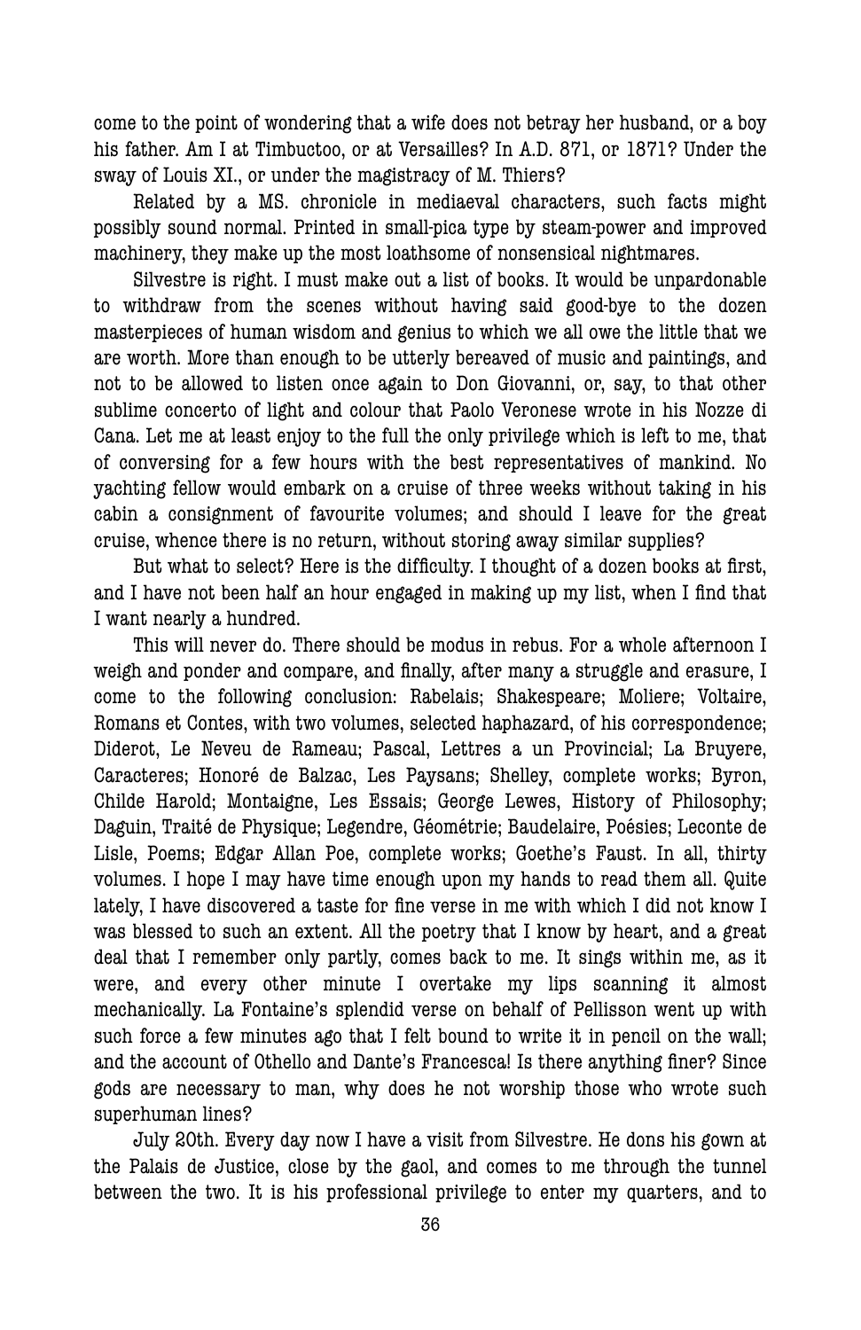come to the point of wondering that a wife does not betray her husband, or a boy his father. Am I at Timbuctoo, or at Versailles? In A.D. 871, or 1871? Under the sway of Louis XI., or under the magistracy of M. Thiers?

Related by a MS. chronicle in mediaeval characters, such facts might possibly sound normal. Printed in small-pica type by steam-power and improved machinery, they make up the most loathsome of nonsensical nightmares.

Silvestre is right. I must make out a list of books. It would be unpardonable to withdraw from the scenes without having said good-bye to the dozen masterpieces of human wisdom and genius to which we all owe the little that we are worth. More than enough to be utterly bereaved of music and paintings, and not to be allowed to listen once again to Don Giovanni, or, say, to that other sublime concerto of light and colour that Paolo Veronese wrote in his Nozze di Cana. Let me at least enjoy to the full the only privilege which is left to me, that of conversing for a few hours with the best representatives of mankind. No yachting fellow would embark on a cruise of three weeks without taking in his cabin a consignment of favourite volumes; and should I leave for the great cruise, whence there is no return, without storing away similar supplies?

But what to select? Here is the difficulty. I thought of a dozen books at first, and I have not been half an hour engaged in making up my list, when I find that I want nearly a hundred.

This will never do. There should be modus in rebus. For a whole afternoon I weigh and ponder and compare, and finally, after many a struggle and erasure, I come to the following conclusion: Rabelais; Shakespeare; Moliere; Voltaire, Romans et Contes, with two volumes, selected haphazard, of his correspondence; Diderot, Le Neveu de Rameau; Pascal, Lettres a un Provincial; La Bruyere, Caracteres; Honoré de Balzac, Les Paysans; Shelley, complete works; Byron, Childe Harold; Montaigne, Les Essais; George Lewes, History of Philosophy; Daguin, Traité de Physique; Legendre, Géométrie; Baudelaire, Poésies; Leconte de Lisle, Poems; Edgar Allan Poe, complete works; Goethe's Faust. In all, thirty volumes. I hope I may have time enough upon my hands to read them all. Quite lately, I have discovered a taste for fine verse in me with which I did not know I was blessed to such an extent. All the poetry that I know by heart, and a great deal that I remember only partly, comes back to me. It sings within me, as it were, and every other minute I overtake my lips scanning it almost mechanically. La Fontaine's splendid verse on behalf of Pellisson went up with such force a few minutes ago that I felt bound to write it in pencil on the wall; and the account of Othello and Dante's Francesca! Is there anything finer? Since gods are necessary to man, why does he not worship those who wrote such superhuman lines?

July 20th. Every day now I have a visit from Silvestre. He dons his gown at the Palais de Justice, close by the gaol, and comes to me through the tunnel between the two. It is his professional privilege to enter my quarters, and to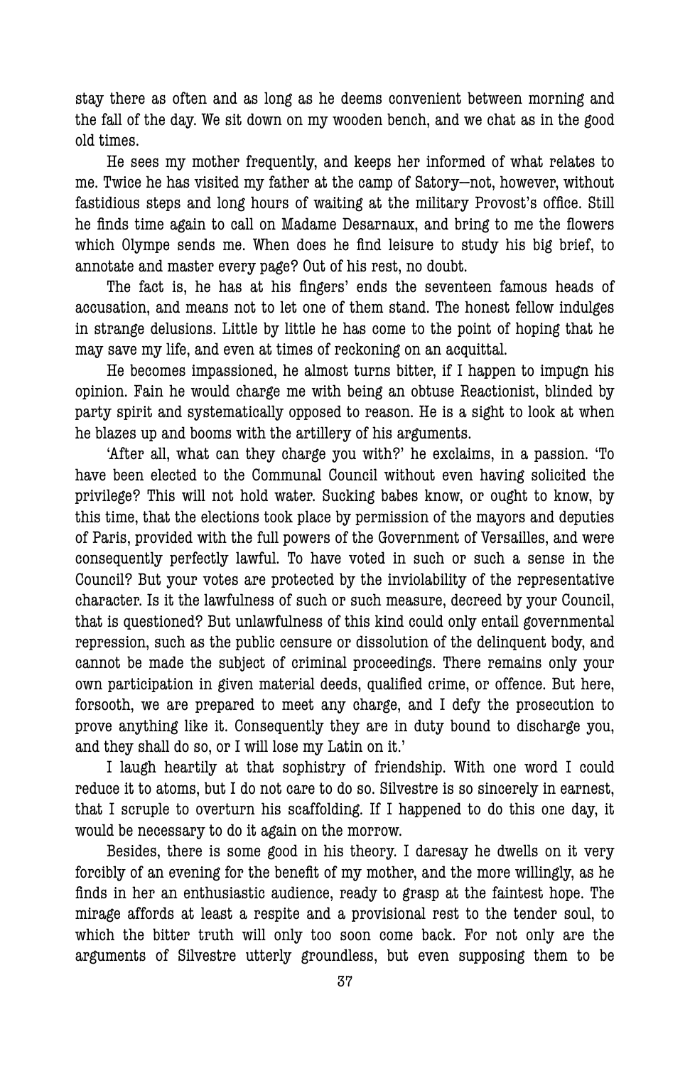stay there as often and as long as he deems convenient between morning and the fall of the day. We sit down on my wooden bench, and we chat as in the good old times.

He sees my mother frequently, and keeps her informed of what relates to me. Twice he has visited my father at the camp of Satory—not, however, without fastidious steps and long hours of waiting at the military Provost's office. Still he finds time again to call on Madame Desarnaux, and bring to me the flowers which Olympe sends me. When does he find leisure to study his big brief, to annotate and master every page? Out of his rest, no doubt.

The fact is, he has at his fingers' ends the seventeen famous heads of accusation, and means not to let one of them stand. The honest fellow indulges in strange delusions. Little by little he has come to the point of hoping that he may save my life, and even at times of reckoning on an acquittal.

He becomes impassioned, he almost turns bitter, if I happen to impugn his opinion. Fain he would charge me with being an obtuse Reactionist, blinded by party spirit and systematically opposed to reason. He is a sight to look at when he blazes up and booms with the artillery of his arguments.

'After all, what can they charge you with?' he exclaims, in a passion. 'To have been elected to the Communal Council without even having solicited the privilege? This will not hold water. Sucking babes know, or ought to know, by this time, that the elections took place by permission of the mayors and deputies of Paris, provided with the full powers of the Government of Versailles, and were consequently perfectly lawful. To have voted in such or such a sense in the Council? But your votes are protected by the inviolability of the representative character. Is it the lawfulness of such or such measure, decreed by your Council, that is questioned? But unlawfulness of this kind could only entail governmental repression, such as the public censure or dissolution of the delinquent body, and cannot be made the subject of criminal proceedings. There remains only your own participation in given material deeds, qualified crime, or offence. But here, forsooth, we are prepared to meet any charge, and I defy the prosecution to prove anything like it. Consequently they are in duty bound to discharge you, and they shall do so, or I will lose my Latin on it.'

I laugh heartily at that sophistry of friendship. With one word I could reduce it to atoms, but I do not care to do so. Silvestre is so sincerely in earnest, that I scruple to overturn his scaffolding. If I happened to do this one day, it would be necessary to do it again on the morrow.

Besides, there is some good in his theory. I daresay he dwells on it very forcibly of an evening for the benefit of my mother, and the more willingly, as he finds in her an enthusiastic audience, ready to grasp at the faintest hope. The mirage affords at least a respite and a provisional rest to the tender soul, to which the bitter truth will only too soon come back. For not only are the arguments of Silvestre utterly groundless, but even supposing them to be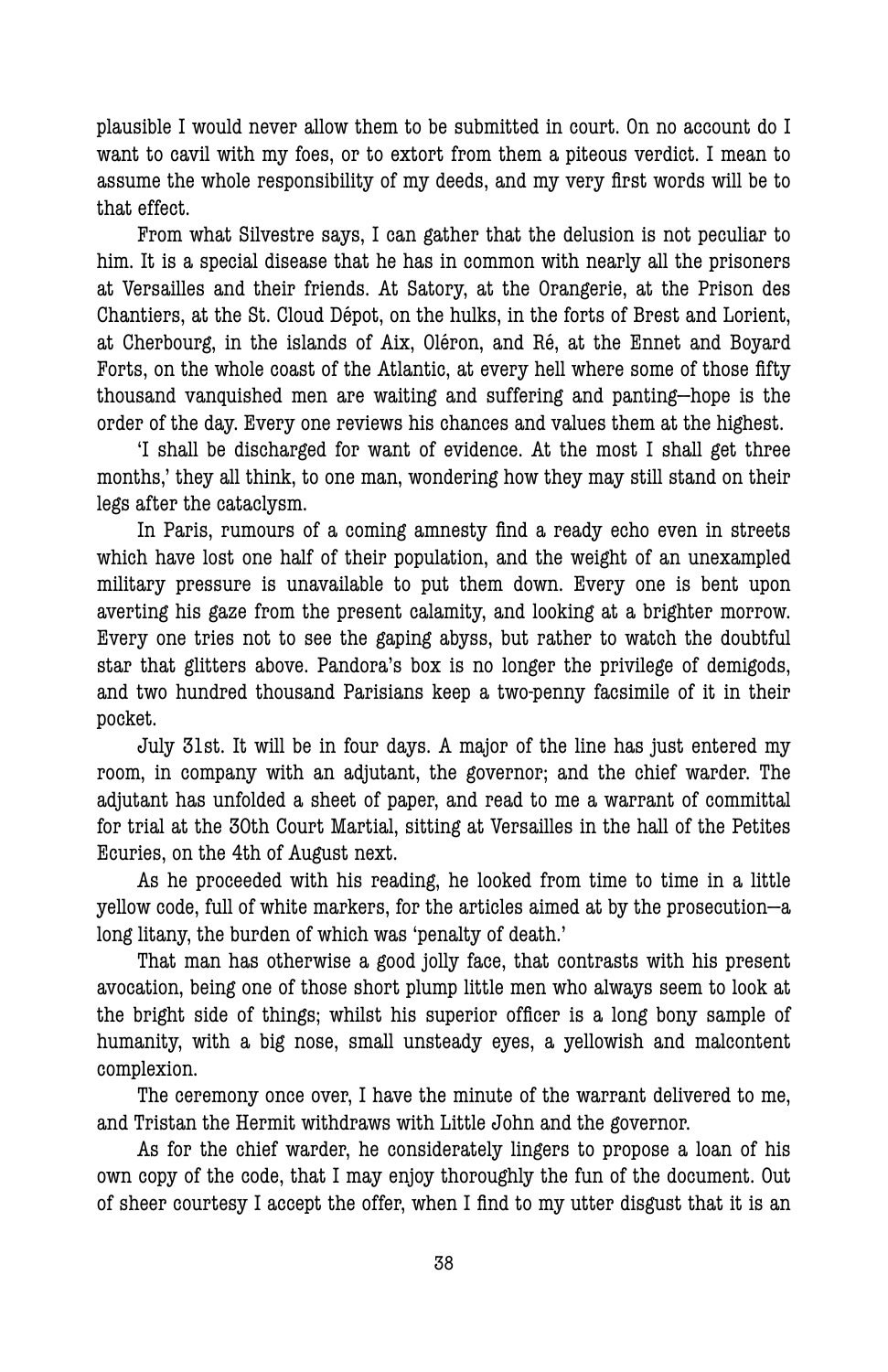plausible I would never allow them to be submitted in court. On no account do I want to cavil with my foes, or to extort from them a piteous verdict. I mean to assume the whole responsibility of my deeds, and my very first words will be to that effect.

From what Silvestre says, I can gather that the delusion is not peculiar to him. It is a special disease that he has in common with nearly all the prisoners at Versailles and their friends. At Satory, at the Orangerie, at the Prison des Chantiers, at the St. Cloud Dépot, on the hulks, in the forts of Brest and Lorient, at Cherbourg, in the islands of Aix, Oléron, and Ré, at the Ennet and Boyard Forts, on the whole coast of the Atlantic, at every hell where some of those fifty thousand vanquished men are waiting and suffering and panting—hope is the order of the day. Every one reviews his chances and values them at the highest.

'I shall be discharged for want of evidence. At the most I shall get three months,' they all think, to one man, wondering how they may still stand on their legs after the cataclysm.

In Paris, rumours of a coming amnesty find a ready echo even in streets which have lost one half of their population, and the weight of an unexampled military pressure is unavailable to put them down. Every one is bent upon averting his gaze from the present calamity, and looking at a brighter morrow. Every one tries not to see the gaping abyss, but rather to watch the doubtful star that glitters above. Pandora's box is no longer the privilege of demigods, and two hundred thousand Parisians keep a two-penny facsimile of it in their pocket.

July 31st. It will be in four days. A major of the line has just entered my room, in company with an adjutant, the governor; and the chief warder. The adjutant has unfolded a sheet of paper, and read to me a warrant of committal for trial at the 30th Court Martial, sitting at Versailles in the hall of the Petites Ecuries, on the 4th of August next.

As he proceeded with his reading, he looked from time to time in a little yellow code, full of white markers, for the articles aimed at by the prosecution—a long litany, the burden of which was 'penalty of death.'

That man has otherwise a good jolly face, that contrasts with his present avocation, being one of those short plump little men who always seem to look at the bright side of things; whilst his superior officer is a long bony sample of humanity, with a big nose, small unsteady eyes, a yellowish and malcontent complexion.

The ceremony once over, I have the minute of the warrant delivered to me, and Tristan the Hermit withdraws with Little John and the governor.

As for the chief warder, he considerately lingers to propose a loan of his own copy of the code, that I may enjoy thoroughly the fun of the document. Out of sheer courtesy I accept the offer, when I find to my utter disgust that it is an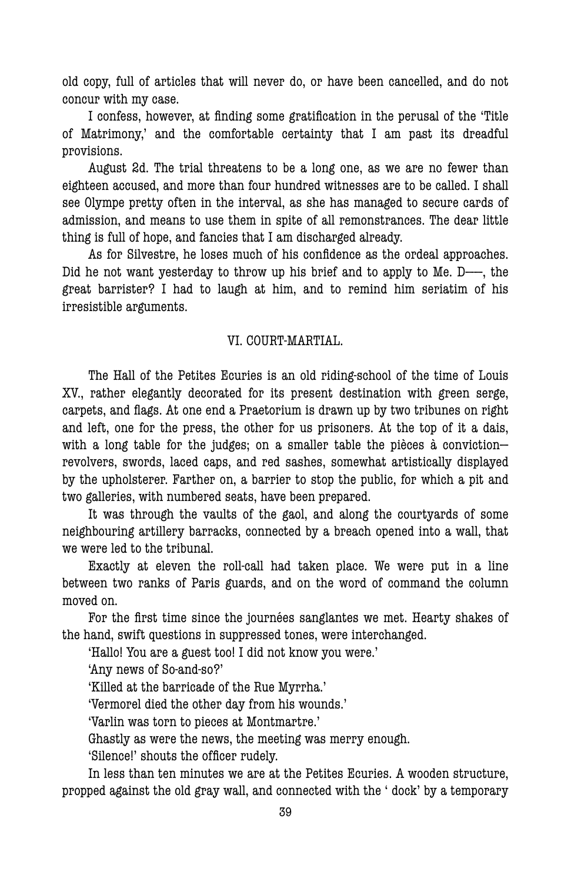old copy, full of articles that will never do, or have been cancelled, and do not concur with my case.

I confess, however, at finding some gratification in the perusal of the 'Title of Matrimony,' and the comfortable certainty that I am past its dreadful provisions.

August 2d. The trial threatens to be a long one, as we are no fewer than eighteen accused, and more than four hundred witnesses are to be called. I shall see Olympe pretty often in the interval, as she has managed to secure cards of admission, and means to use them in spite of all remonstrances. The dear little thing is full of hope, and fancies that I am discharged already.

As for Silvestre, he loses much of his confidence as the ordeal approaches. Did he not want yesterday to throw up his brief and to apply to Me. D——, the great barrister? I had to laugh at him, and to remind him seriatim of his irresistible arguments.

## VI. COURT-MARTIAL.

The Hall of the Petites Ecuries is an old riding-school of the time of Louis XV., rather elegantly decorated for its present destination with green serge, carpets, and flags. At one end a Praetorium is drawn up by two tribunes on right and left, one for the press, the other for us prisoners. At the top of it a dais, with a long table for the judges; on a smaller table the pièces à conviction—revolvers, swords, laced caps, and red sashes, somewhat artistically displayed by the upholsterer. Farther on, a barrier to stop the public, for which a pit and two galleries, with numbered seats, have been prepared.

It was through the vaults of the gaol, and along the courtyards of some neighbouring artillery barracks, connected by a breach opened into a wall, that we were led to the tribunal.

Exactly at eleven the roll-call had taken place. We were put in a line between two ranks of Paris guards, and on the word of command the column moved on.

For the first time since the journées sanglantes we met. Hearty shakes of the hand, swift questions in suppressed tones, were interchanged.

'Hallo! You are a guest too! I did not know you were.'

'Any news of So-and-so?'

'Killed at the barricade of the Rue Myrrha.'

'Vermorel died the other day from his wounds.'

'Varlin was torn to pieces at Montmartre.'

Ghastly as were the news, the meeting was merry enough.

'Silence!' shouts the officer rudely.

In less than ten minutes we are at the Petites Ecuries. A wooden structure, propped against the old gray wall, and connected with the ' dock' by a temporary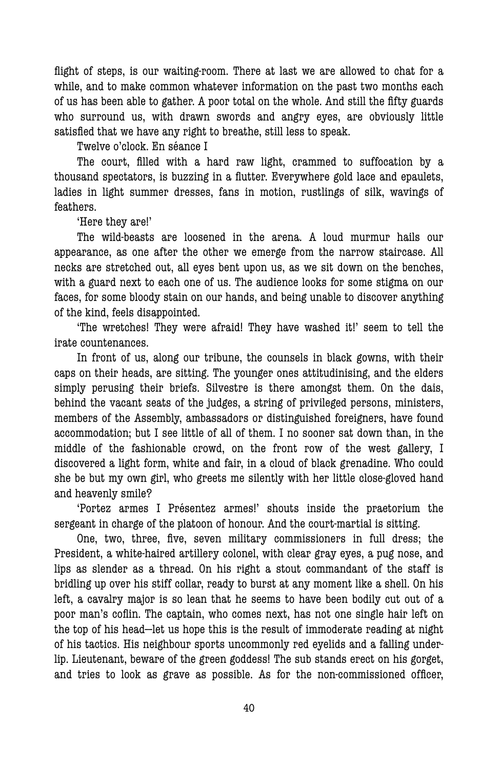flight of steps, is our waiting-room. There at last we are allowed to chat for a while, and to make common whatever information on the past two months each of us has been able to gather. A poor total on the whole. And still the fifty guards who surround us, with drawn swords and angry eyes, are obviously little satisfied that we have any right to breathe, still less to speak.

Twelve o'clock. En séance I

The court, filled with a hard raw light, crammed to suffocation by a thousand spectators, is buzzing in a flutter. Everywhere gold lace and epaulets, ladies in light summer dresses, fans in motion, rustlings of silk, wavings of feathers.

'Here they are!'

The wild-beasts are loosened in the arena. A loud murmur hails our appearance, as one after the other we emerge from the narrow staircase. All necks are stretched out, all eyes bent upon us, as we sit down on the benches, with a guard next to each one of us. The audience looks for some stigma on our faces, for some bloody stain on our hands, and being unable to discover anything of the kind, feels disappointed.

'The wretches! They were afraid! They have washed it!' seem to tell the irate countenances.

In front of us, along our tribune, the counsels in black gowns, with their caps on their heads, are sitting. The younger ones attitudinising, and the elders simply perusing their briefs. Silvestre is there amongst them. On the dais, behind the vacant seats of the judges, a string of privileged persons, ministers, members of the Assembly, ambassadors or distinguished foreigners, have found accommodation; but I see little of all of them. I no sooner sat down than, in the middle of the fashionable crowd, on the front row of the west gallery, I discovered a light form, white and fair, in a cloud of black grenadine. Who could she be but my own girl, who greets me silently with her little close-gloved hand and heavenly smile?

'Portez armes I Présentez armes!' shouts inside the praetorium the sergeant in charge of the platoon of honour. And the court-martial is sitting.

One, two, three, five, seven military commissioners in full dress; the President, a white-haired artillery colonel, with clear gray eyes, a pug nose, and lips as slender as a thread. On his right a stout commandant of the staff is bridling up over his stiff collar, ready to burst at any moment like a shell. On his left, a cavalry major is so lean that he seems to have been bodily cut out of a poor man's coffin. The captain, who comes next, has not one single hair left on the top of his head—let us hope this is the result of immoderate reading at night of his tactics. His neighbour sports uncommonly red eyelids and a falling under-lip. Lieutenant, beware of the green goddess! The sub stands erect on his gorget, and tries to look as grave as possible. As for the non-commissioned officer,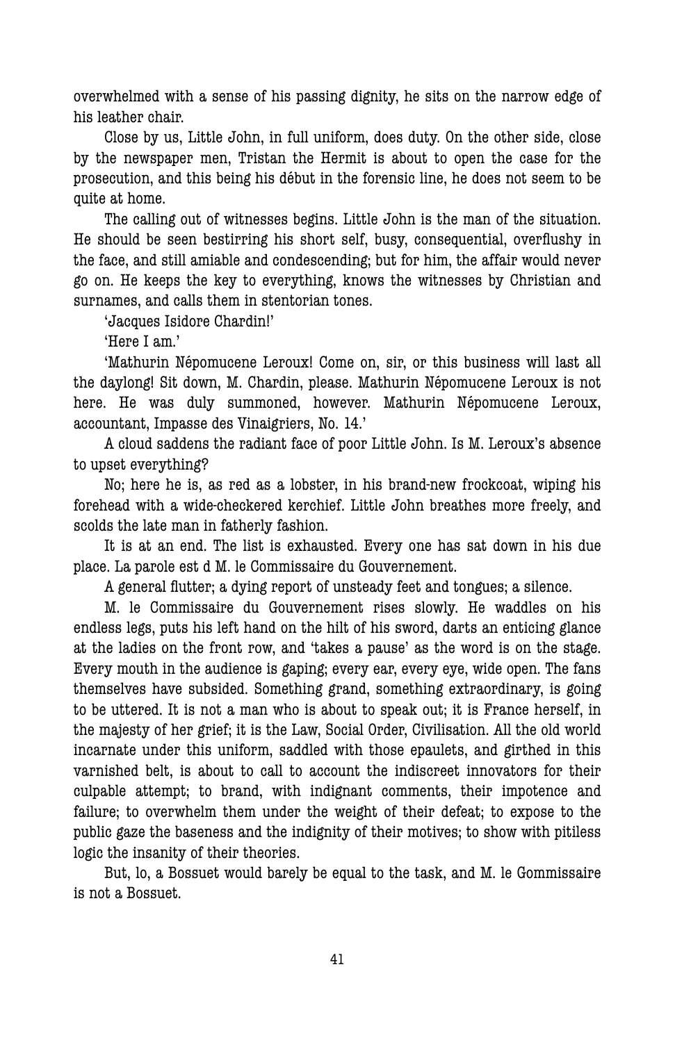overwhelmed with a sense of his passing dignity, he sits on the narrow edge of his leather chair.

Close by us, Little John, in full uniform, does duty. On the other side, close by the newspaper men, Tristan the Hermit is about to open the case for the prosecution, and this being his début in the forensic line, he does not seem to be quite at home.

The calling out of witnesses begins. Little John is the man of the situation. He should be seen bestirring his short self, busy, consequential, overflushy in the face, and still amiable and condescending; but for him, the affair would never go on. He keeps the key to everything, knows the witnesses by Christian and surnames, and calls them in stentorian tones.

'Jacques Isidore Chardin!'

'Here I am.'

'Mathurin Népomucene Leroux! Come on, sir, or this business will last all the daylong! Sit down, M. Chardin, please. Mathurin Népomucene Leroux is not here. He was duly summoned, however. Mathurin Népomucene Leroux, accountant, Impasse des Vinaigriers, No. 14.'

A cloud saddens the radiant face of poor Little John. Is M. Leroux's absence to upset everything?

No; here he is, as red as a lobster, in his brand-new frockcoat, wiping his forehead with a wide-checkered kerchief. Little John breathes more freely, and scolds the late man in fatherly fashion.

It is at an end. The list is exhausted. Every one has sat down in his due place. La parole est d M. le Commissaire du Gouvernement.

A general flutter; a dying report of unsteady feet and tongues; a silence.

M. le Commissaire du Gouvernement rises slowly. He waddles on his endless legs, puts his left hand on the hilt of his sword, darts an enticing glance at the ladies on the front row, and 'takes a pause' as the word is on the stage. Every mouth in the audience is gaping; every ear, every eye, wide open. The fans themselves have subsided. Something grand, something extraordinary, is going to be uttered. It is not a man who is about to speak out; it is France herself, in the majesty of her grief; it is the Law, Social Order, Civilisation. All the old world incarnate under this uniform, saddled with those epaulets, and girthed in this varnished belt, is about to call to account the indiscreet innovators for their culpable attempt; to brand, with indignant comments, their impotence and failure; to overwhelm them under the weight of their defeat; to expose to the public gaze the baseness and the indignity of their motives; to show with pitiless logic the insanity of their theories.

But, lo, a Bossuet would barely be equal to the task, and M. le Gommissaire is not a Bossuet.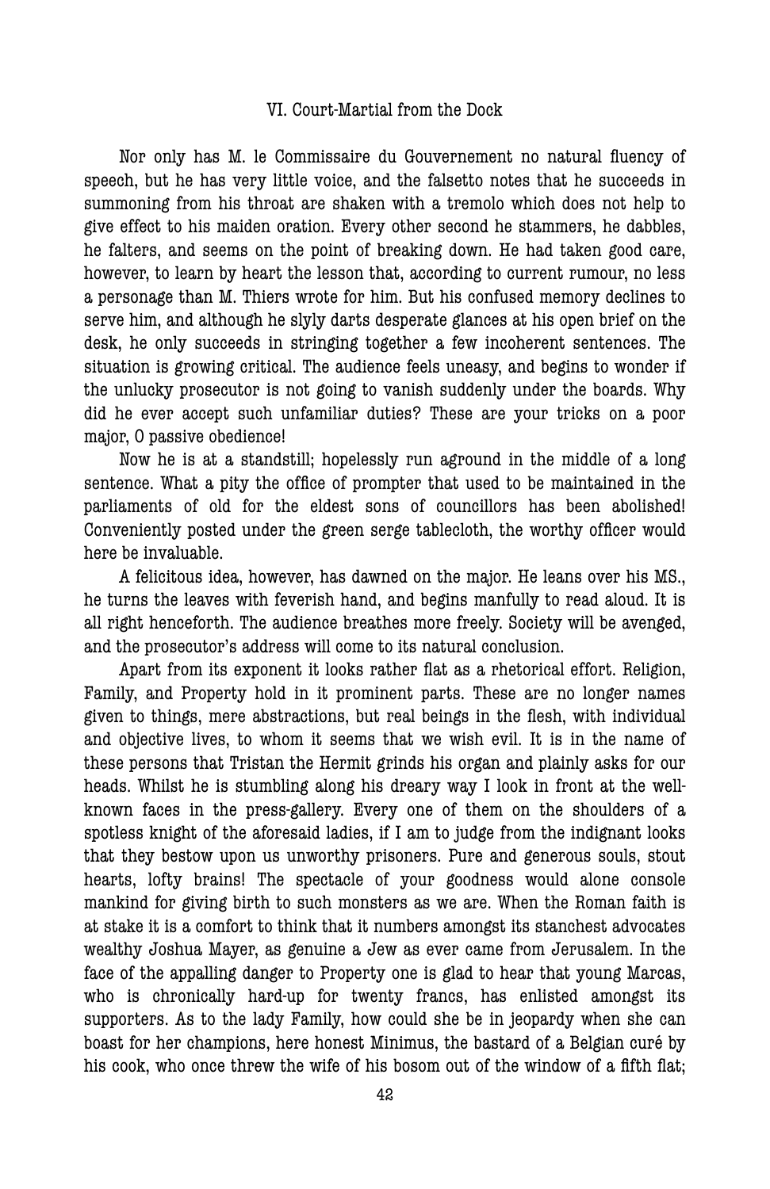## VI. Court-Martial from the Dock

Nor only has M. le Commissaire du Gouvernement no natural fluency of speech, but he has very little voice, and the falsetto notes that he succeeds in summoning from his throat are shaken with a tremolo which does not help to give effect to his maiden oration. Every other second he stammers, he dabbles, he falters, and seems on the point of breaking down. He had taken good care, however, to learn by heart the lesson that, according to current rumour, no less a personage than M. Thiers wrote for him. But his confused memory declines to serve him, and although he slyly darts desperate glances at his open brief on the desk, he only succeeds in stringing together a few incoherent sentences. The situation is growing critical. The audience feels uneasy, and begins to wonder if the unlucky prosecutor is not going to vanish suddenly under the boards. Why did he ever accept such unfamiliar duties? These are your tricks on a poor major, O passive obedience!

Now he is at a standstill; hopelessly run aground in the middle of a long sentence. What a pity the office of prompter that used to be maintained in the parliaments of old for the eldest sons of councillors has been abolished! Conveniently posted under the green serge tablecloth, the worthy officer would here be invaluable.

A felicitous idea, however, has dawned on the major. He leans over his MS., he turns the leaves with feverish hand, and begins manfully to read aloud. It is all right henceforth. The audience breathes more freely. Society will be avenged, and the prosecutor's address will come to its natural conclusion.

Apart from its exponent it looks rather flat as a rhetorical effort. Religion, Family, and Property hold in it prominent parts. These are no longer names given to things, mere abstractions, but real beings in the flesh, with individual and objective lives, to whom it seems that we wish evil. It is in the name of these persons that Tristan the Hermit grinds his organ and plainly asks for our heads. Whilst he is stumbling along his dreary way I look in front at the well-known faces in the press-gallery. Every one of them on the shoulders of a spotless knight of the aforesaid ladies, if I am to judge from the indignant looks that they bestow upon us unworthy prisoners. Pure and generous souls, stout hearts, lofty brains! The spectacle of your goodness would alone console mankind for giving birth to such monsters as we are. When the Roman faith is at stake it is a comfort to think that it numbers amongst its stanchest advocates wealthy Joshua Mayer, as genuine a Jew as ever came from Jerusalem. In the face of the appalling danger to Property one is glad to hear that young Marcas, who is chronically hard-up for twenty francs, has enlisted amongst its supporters. As to the lady Family, how could she be in jeopardy when she can boast for her champions, here honest Minimus, the bastard of a Belgian curé by his cook, who once threw the wife of his bosom out of the window of a fifth flat;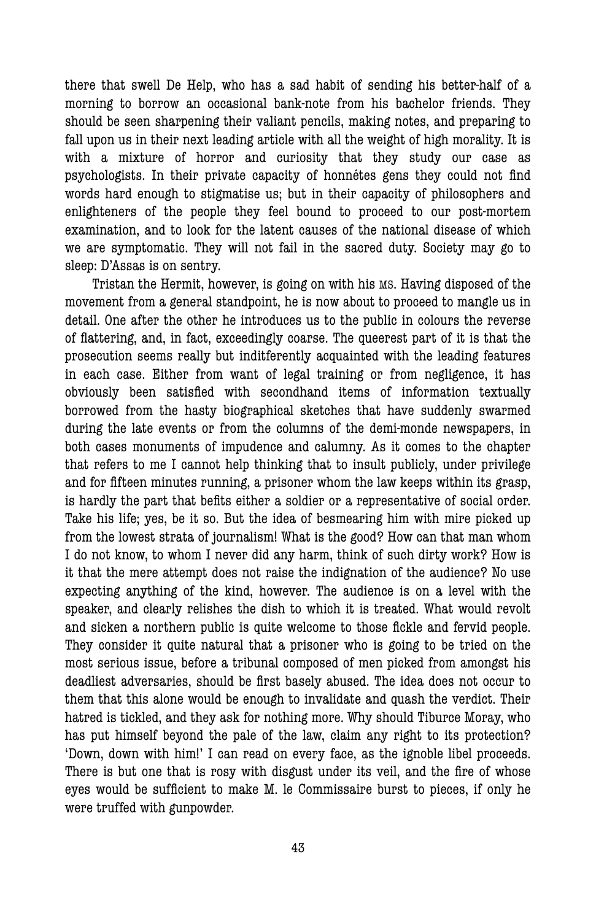there that swell De Help, who has a sad habit of sending his better-half of a morning to borrow an occasional bank-note from his bachelor friends. They should be seen sharpening their valiant pencils, making notes, and preparing to fall upon us in their next leading article with all the weight of high morality. It is with a mixture of horror and curiosity that they study our case as psychologists. In their private capacity of honnétes gens they could not find words hard enough to stigmatise us; but in their capacity of philosophers and enlighteners of the people they feel bound to proceed to our post-mortem examination, and to look for the latent causes of the national disease of which we are symptomatic. They will not fail in the sacred duty. Society may go to sleep: D'Assas is on sentry.

Tristan the Hermit, however, is going on with his MS. Having disposed of the movement from a general standpoint, he is now about to proceed to mangle us in detail. One after the other he introduces us to the public in colours the reverse of flattering, and, in fact, exceedingly coarse. The queerest part of it is that the prosecution seems really but inditferently acquainted with the leading features in each case. Either from want of legal training or from negligence, it has obviously been satisfied with secondhand items of information textually borrowed from the hasty biographical sketches that have suddenly swarmed during the late events or from the columns of the demi-monde newspapers, in both cases monuments of impudence and calumny. As it comes to the chapter that refers to me I cannot help thinking that to insult publicly, under privilege and for fifteen minutes running, a prisoner whom the law keeps within its grasp, is hardly the part that befits either a soldier or a representative of social order. Take his life; yes, be it so. But the idea of besmearing him with mire picked up from the lowest strata of journalism! What is the good? How can that man whom I do not know, to whom I never did any harm, think of such dirty work? How is it that the mere attempt does not raise the indignation of the audience? No use expecting anything of the kind, however. The audience is on a level with the speaker, and clearly relishes the dish to which it is treated. What would revolt and sicken a northern public is quite welcome to those fickle and fervid people. They consider it quite natural that a prisoner who is going to be tried on the most serious issue, before a tribunal composed of men picked from amongst his deadliest adversaries, should be first basely abused. The idea does not occur to them that this alone would be enough to invalidate and quash the verdict. Their hatred is tickled, and they ask for nothing more. Why should Tiburce Moray, who has put himself beyond the pale of the law, claim any right to its protection? 'Down, down with him!' I can read on every face, as the ignoble libel proceeds. There is but one that is rosy with disgust under its veil, and the fire of whose eyes would be sufficient to make M. le Commissaire burst to pieces, if only he were truffed with gunpowder.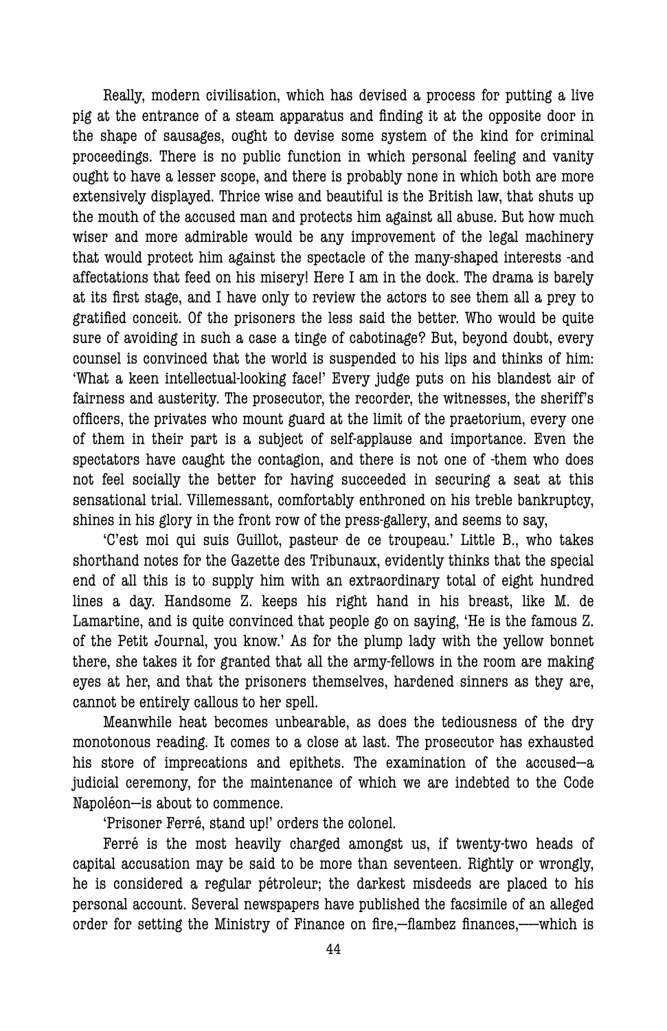Really, modern civilisation, which has devised a process for putting a live pig at the entrance of a steam apparatus and finding it at the opposite door in the shape of sausages, ought to devise some system of the kind for criminal proceedings. There is no public function in which personal feeling and vanity ought to have a lesser scope, and there is probably none in which both are more extensively displayed. Thrice wise and beautiful is the British law, that shuts up the mouth of the accused man and protects him against all abuse. But how much wiser and more admirable would be any improvement of the legal machinery that would protect him against the spectacle of the many-shaped interests -and affectations that feed on his misery! Here I am in the dock. The drama is barely at its first stage, and I have only to review the actors to see them all a prey to gratified conceit. Of the prisoners the less said the better. Who would be quite sure of avoiding in such a case a tinge of cabotinage? But, beyond doubt, every counsel is convinced that the world is suspended to his lips and thinks of him: 'What a keen intellectual-looking face!' Every judge puts on his blandest air of fairness and austerity. The prosecutor, the recorder, the witnesses, the sheriff's officers, the privates who mount guard at the limit of the praetorium, every one of them in their part is a subject of self-applause and importance. Even the spectators have caught the contagion, and there is not one of -them who does not feel socially the better for having succeeded in securing a seat at this sensational trial. Villemessant, comfortably enthroned on his treble bankruptcy, shines in his glory in the front row of the press-gallery, and seems to say,

'C'est moi qui suis Guillot, pasteur de ce troupeau.' Little B., who takes shorthand notes for the Gazette des Tribunaux, evidently thinks that the special end of all this is to supply him with an extraordinary total of eight hundred lines a day. Handsome Z. keeps his right hand in his breast, like M. de Lamartine, and is quite convinced that people go on saying, 'He is the famous Z. of the Petit Journal, you know.' As for the plump lady with the yellow bonnet there, she takes it for granted that all the army-fellows in the room are making eyes at her, and that the prisoners themselves, hardened sinners as they are, cannot be entirely callous to her spell.

Meanwhile heat becomes unbearable, as does the tediousness of the dry monotonous reading. It comes to a close at last. The prosecutor has exhausted his store of imprecations and epithets. The examination of the accused—a judicial ceremony, for the maintenance of which we are indebted to the Code Napoléon—is about to commence.

'Prisoner Ferré, stand up!' orders the colonel.

Ferré is the most heavily charged amongst us, if twenty-two heads of capital accusation may be said to be more than seventeen. Rightly or wrongly, he is considered a regular pétroleur; the darkest misdeeds are placed to his personal account. Several newspapers have published the facsimile of an alleged order for setting the Ministry of Finance on fire,—flambez finances,—which is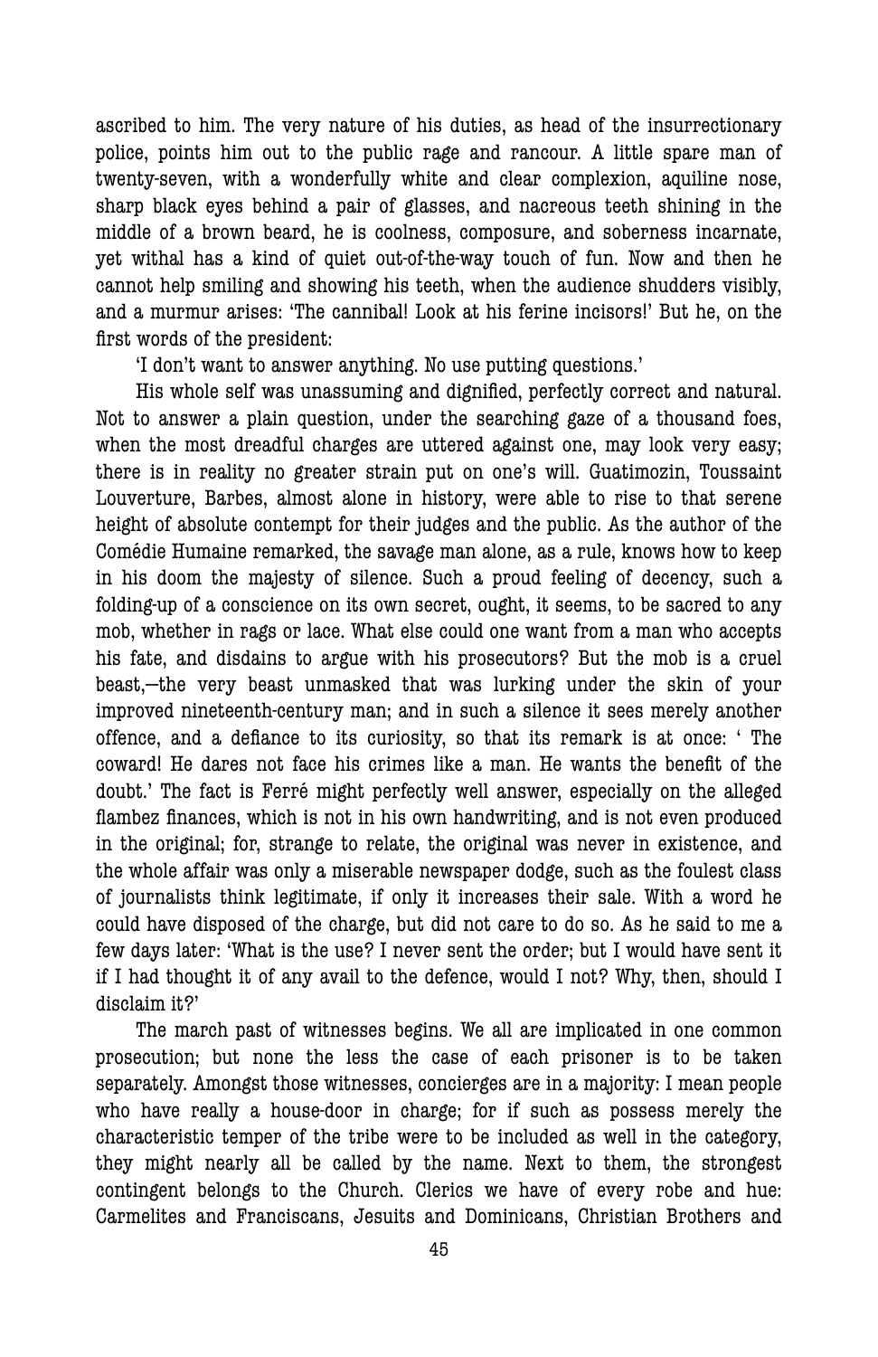ascribed to him. The very nature of his duties, as head of the insurrectionary police, points him out to the public rage and rancour. A little spare man of twenty-seven, with a wonderfully white and clear complexion, aquiline nose, sharp black eyes behind a pair of glasses, and nacreous teeth shining in the middle of a brown beard, he is coolness, composure, and soberness incarnate, yet withal has a kind of quiet out-of-the-way touch of fun. Now and then he cannot help smiling and showing his teeth, when the audience shudders visibly, and a murmur arises: 'The cannibal! Look at his ferine incisors!' But he, on the first words of the president:

'I don't want to answer anything. No use putting questions.'

His whole self was unassuming and dignified, perfectly correct and natural. Not to answer a plain question, under the searching gaze of a thousand foes, when the most dreadful charges are uttered against one, may look very easy; there is in reality no greater strain put on one's will. Guatimozin, Toussaint Louverture, Barbes, almost alone in history, were able to rise to that serene height of absolute contempt for their judges and the public. As the author of the Comédie Humaine remarked, the savage man alone, as a rule, knows how to keep in his doom the majesty of silence. Such a proud feeling of decency, such a folding-up of a conscience on its own secret, ought, it seems, to be sacred to any mob, whether in rags or lace. What else could one want from a man who accepts his fate, and disdains to argue with his prosecutors? But the mob is a cruel beast,—the very beast unmasked that was lurking under the skin of your improved nineteenth-century man; and in such a silence it sees merely another offence, and a defiance to its curiosity, so that its remark is at once: ' The coward! He dares not face his crimes like a man. He wants the benefit of the doubt.' The fact is Ferré might perfectly well answer, especially on the alleged flambez finances, which is not in his own handwriting, and is not even produced in the original; for, strange to relate, the original was never in existence, and the whole affair was only a miserable newspaper dodge, such as the foulest class of journalists think legitimate, if only it increases their sale. With a word he could have disposed of the charge, but did not care to do so. As he said to me a few days later: 'What is the use? I never sent the order; but I would have sent it if I had thought it of any avail to the defence, would I not? Why, then, should I disclaim it?'

The march past of witnesses begins. We all are implicated in one common prosecution; but none the less the case of each prisoner is to be taken separately. Amongst those witnesses, concierges are in a majority: I mean people who have really a house-door in charge; for if such as possess merely the characteristic temper of the tribe were to be included as well in the category, they might nearly all be called by the name. Next to them, the strongest contingent belongs to the Church. Clerics we have of every robe and hue: Carmelites and Franciscans, Jesuits and Dominicans, Christian Brothers and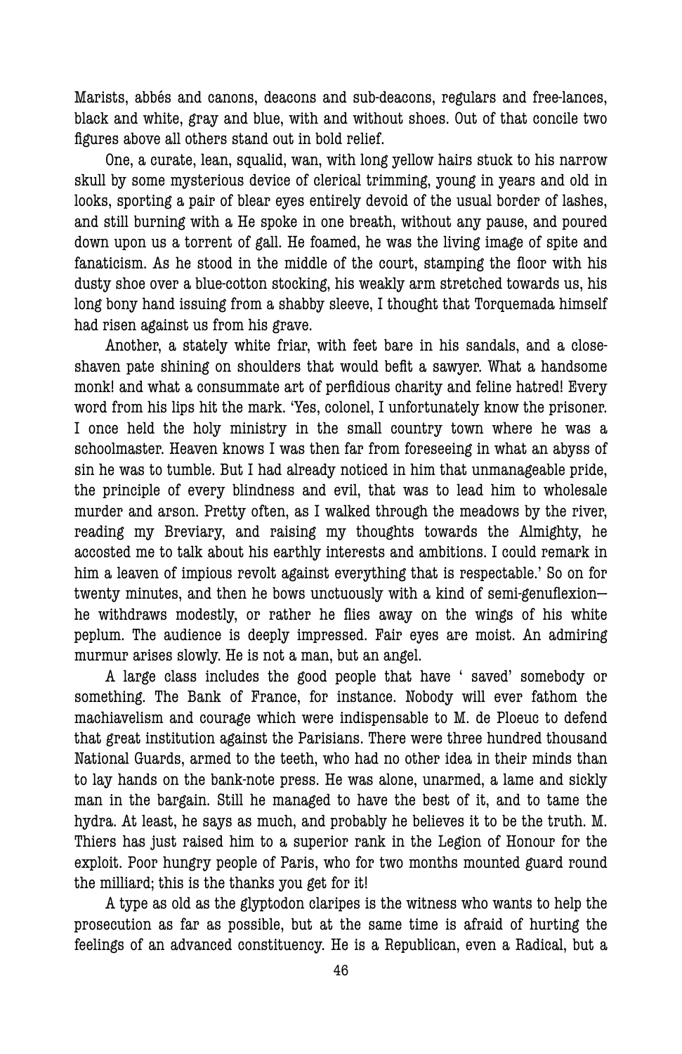Marists, abbés and canons, deacons and sub-deacons, regulars and free-lances, black and white, gray and blue, with and without shoes. Out of that concile two figures above all others stand out in bold relief.

One, a curate, lean, squalid, wan, with long yellow hairs stuck to his narrow skull by some mysterious device of clerical trimming, young in years and old in looks, sporting a pair of blear eyes entirely devoid of the usual border of lashes, and still burning with a He spoke in one breath, without any pause, and poured down upon us a torrent of gall. He foamed, he was the living image of spite and fanaticism. As he stood in the middle of the court, stamping the floor with his dusty shoe over a blue-cotton stocking, his weakly arm stretched towards us, his long bony hand issuing from a shabby sleeve, I thought that Torquemada himself had risen against us from his grave.

Another, a stately white friar, with feet bare in his sandals, and a close-shaven pate shining on shoulders that would befit a sawyer. What a handsome monk! and what a consummate art of perfidious charity and feline hatred! Every word from his lips hit the mark. 'Yes, colonel, I unfortunately know the prisoner. I once held the holy ministry in the small country town where he was a schoolmaster. Heaven knows I was then far from foreseeing in what an abyss of sin he was to tumble. But I had already noticed in him that unmanageable pride, the principle of every blindness and evil, that was to lead him to wholesale murder and arson. Pretty often, as I walked through the meadows by the river, reading my Breviary, and raising my thoughts towards the Almighty, he accosted me to talk about his earthly interests and ambitions. I could remark in him a leaven of impious revolt against everything that is respectable.' So on for twenty minutes, and then he bows unctuously with a kind of semi-genuflexion—he withdraws modestly, or rather he flies away on the wings of his white peplum. The audience is deeply impressed. Fair eyes are moist. An admiring murmur arises slowly. He is not a man, but an angel.

A large class includes the good people that have ' saved' somebody or something. The Bank of France, for instance. Nobody will ever fathom the machiavelism and courage which were indispensable to M. de Ploeuc to defend that great institution against the Parisians. There were three hundred thousand National Guards, armed to the teeth, who had no other idea in their minds than to lay hands on the bank-note press. He was alone, unarmed, a lame and sickly man in the bargain. Still he managed to have the best of it, and to tame the hydra. At least, he says as much, and probably he believes it to be the truth. M. Thiers has just raised him to a superior rank in the Legion of Honour for the exploit. Poor hungry people of Paris, who for two months mounted guard round the milliard; this is the thanks you get for it!

A type as old as the glyptodon claripes is the witness who wants to help the prosecution as far as possible, but at the same time is afraid of hurting the feelings of an advanced constituency. He is a Republican, even a Radical, but a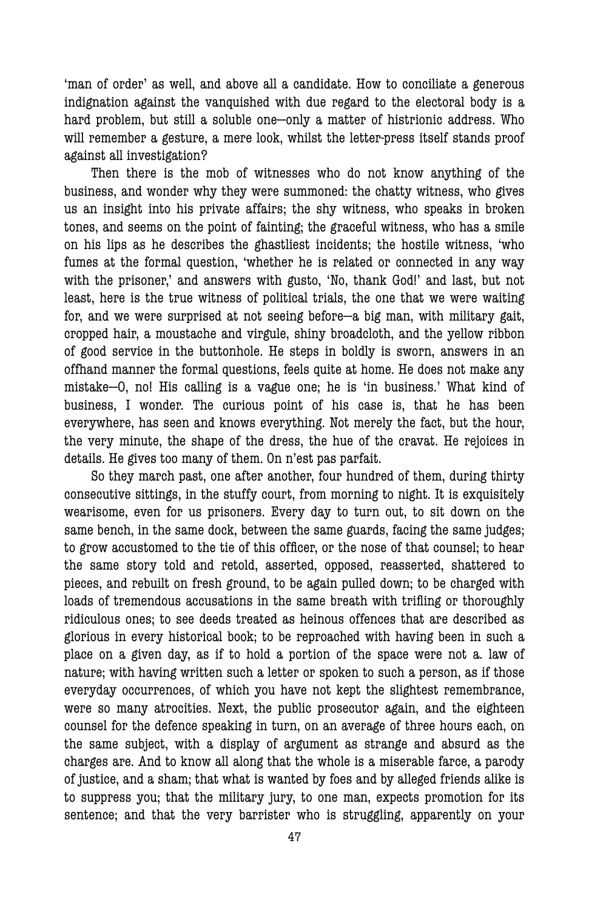'man of order' as well, and above all a candidate. How to conciliate a generous indignation against the vanquished with due regard to the electoral body is a hard problem, but still a soluble one—only a matter of histrionic address. Who will remember a gesture, a mere look, whilst the letter-press itself stands proof against all investigation?

Then there is the mob of witnesses who do not know anything of the business, and wonder why they were summoned: the chatty witness, who gives us an insight into his private affairs; the shy witness, who speaks in broken tones, and seems on the point of fainting; the graceful witness, who has a smile on his lips as he describes the ghastliest incidents; the hostile witness, 'who fumes at the formal question, 'whether he is related or connected in any way with the prisoner,' and answers with gusto, 'No, thank God!' and last, but not least, here is the true witness of political trials, the one that we were waiting for, and we were surprised at not seeing before—a big man, with military gait, cropped hair, a moustache and virgule, shiny broadcloth, and the yellow ribbon of good service in the buttonhole. He steps in boldly is sworn, answers in an offhand manner the formal questions, feels quite at home. He does not make any mistake—O, no! His calling is a vague one; he is 'in business.' What kind of business, I wonder. The curious point of his case is, that he has been everywhere, has seen and knows everything. Not merely the fact, but the hour, the very minute, the shape of the dress, the hue of the cravat. He rejoices in details. He gives too many of them. On n'est pas parfait.

So they march past, one after another, four hundred of them, during thirty consecutive sittings, in the stuffy court, from morning to night. It is exquisitely wearisome, even for us prisoners. Every day to turn out, to sit down on the same bench, in the same dock, between the same guards, facing the same judges; to grow accustomed to the tie of this officer, or the nose of that counsel; to hear the same story told and retold, asserted, opposed, reasserted, shattered to pieces, and rebuilt on fresh ground, to be again pulled down; to be charged with loads of tremendous accusations in the same breath with trifling or thoroughly ridiculous ones; to see deeds treated as heinous offences that are described as glorious in every historical book; to be reproached with having been in such a place on a given day, as if to hold a portion of the space were not a. law of nature; with having written such a letter or spoken to such a person, as if those everyday occurrences, of which you have not kept the slightest remembrance, were so many atrocities. Next, the public prosecutor again, and the eighteen counsel for the defence speaking in turn, on an average of three hours each, on the same subject, with a display of argument as strange and absurd as the charges are. And to know all along that the whole is a miserable farce, a parody of justice, and a sham; that what is wanted by foes and by alleged friends alike is to suppress you; that the military jury, to one man, expects promotion for its sentence; and that the very barrister who is struggling, apparently on your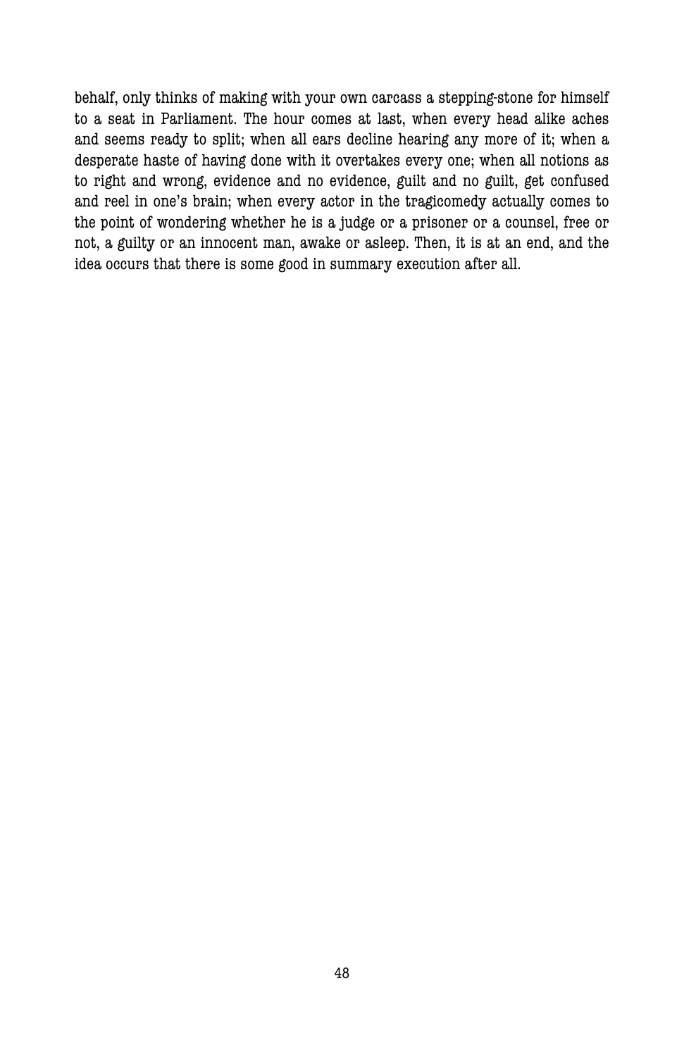behalf, only thinks of making with your own carcass a stepping-stone for himself to a seat in Parliament. The hour comes at last, when every head alike aches and seems ready to split; when all ears decline hearing any more of it; when a desperate haste of having done with it overtakes every one; when all notions as to right and wrong, evidence and no evidence, guilt and no guilt, get confused and reel in one's brain; when every actor in the tragicomedy actually comes to the point of wondering whether he is a judge or a prisoner or a counsel, free or not, a guilty or an innocent man, awake or asleep. Then, it is at an end, and the idea occurs that there is some good in summary execution after all.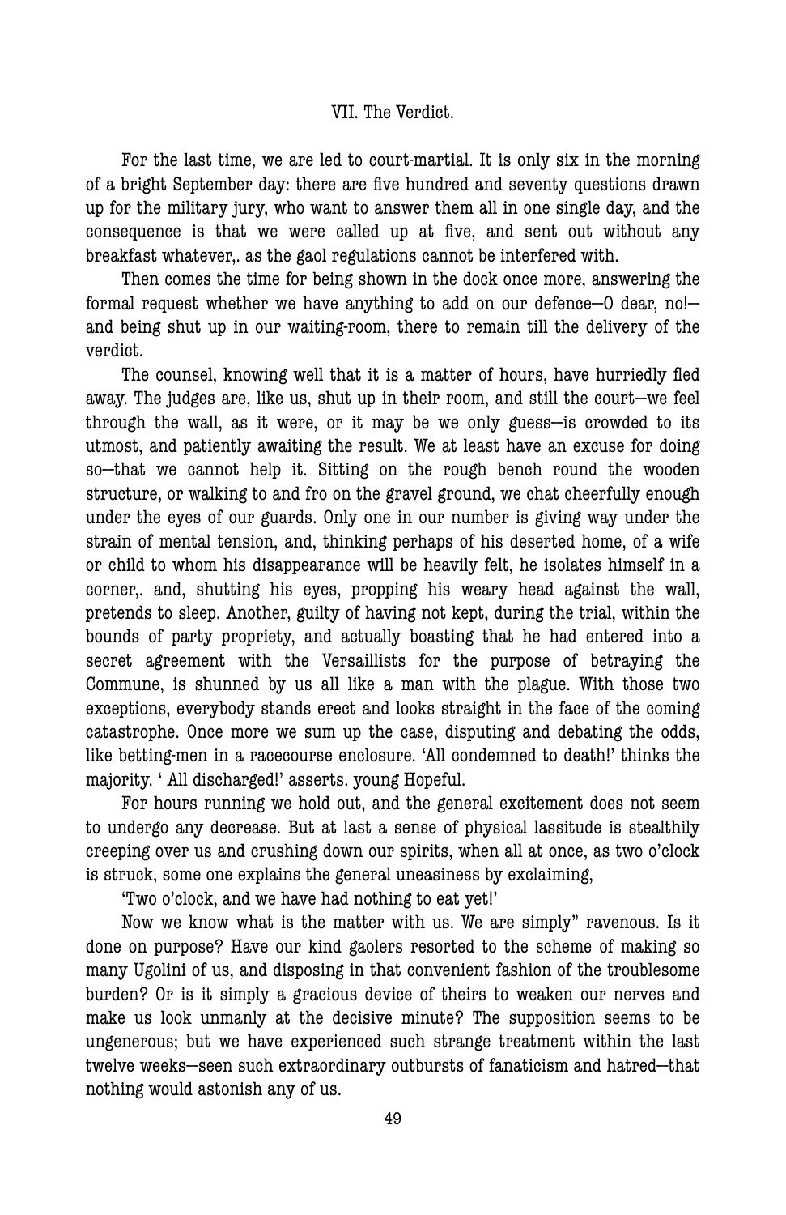## VII. The Verdict.

For the last time, we are led to court-martial. It is only six in the morning of a bright September day: there are five hundred and seventy questions drawn up for the military jury, who want to answer them all in one single day, and the consequence is that we were called up at five, and sent out without any breakfast whatever,. as the gaol regulations cannot be interfered with.

Then comes the time for being shown in the dock once more, answering the formal request whether we have anything to add on our defence—O dear, no!—and being shut up in our waiting-room, there to remain till the delivery of the verdict.

The counsel, knowing well that it is a matter of hours, have hurriedly fled away. The judges are, like us, shut up in their room, and still the court—we feel through the wall, as it were, or it may be we only guess—is crowded to its utmost, and patiently awaiting the result. We at least have an excuse for doing so—that we cannot help it. Sitting on the rough bench round the wooden structure, or walking to and fro on the gravel ground, we chat cheerfully enough under the eyes of our guards. Only one in our number is giving way under the strain of mental tension, and, thinking perhaps of his deserted home, of a wife or child to whom his disappearance will be heavily felt, he isolates himself in a corner,. and, shutting his eyes, propping his weary head against the wall, pretends to sleep. Another, guilty of having not kept, during the trial, within the bounds of party propriety, and actually boasting that he had entered into a secret agreement with the Versaillists for the purpose of betraying the Commune, is shunned by us all like a man with the plague. With those two exceptions, everybody stands erect and looks straight in the face of the coming catastrophe. Once more we sum up the case, disputing and debating the odds, like betting-men in a racecourse enclosure. 'All condemned to death!' thinks the majority. ' All discharged!' asserts. young Hopeful.

For hours running we hold out, and the general excitement does not seem to undergo any decrease. But at last a sense of physical lassitude is stealthily creeping over us and crushing down our spirits, when all at once, as two o'clock is struck, some one explains the general uneasiness by exclaiming,

'Two o'clock, and we have had nothing to eat yet!'

Now we know what is the matter with us. We are simply" ravenous. Is it done on purpose? Have our kind gaolers resorted to the scheme of making so many Ugolini of us, and disposing in that convenient fashion of the troublesome burden? Or is it simply a gracious device of theirs to weaken our nerves and make us look unmanly at the decisive minute? The supposition seems to be ungenerous; but we have experienced such strange treatment within the last twelve weeks—seen such extraordinary outbursts of fanaticism and hatred—that nothing would astonish any of us.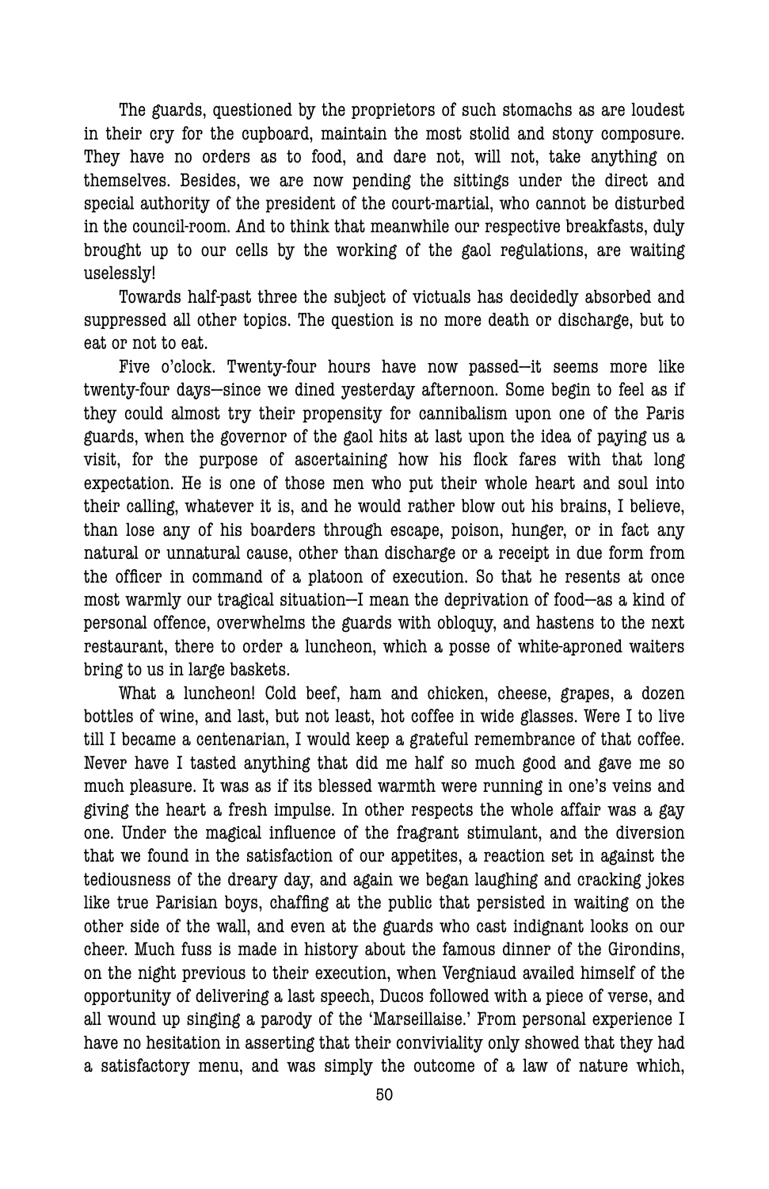The guards, questioned by the proprietors of such stomachs as are loudest in their cry for the cupboard, maintain the most stolid and stony composure. They have no orders as to food, and dare not, will not, take anything on themselves. Besides, we are now pending the sittings under the direct and special authority of the president of the court-martial, who cannot be disturbed in the council-room. And to think that meanwhile our respective breakfasts, duly brought up to our cells by the working of the gaol regulations, are waiting uselessly!

Towards half-past three the subject of victuals has decidedly absorbed and suppressed all other topics. The question is no more death or discharge, but to eat or not to eat.

Five o'clock. Twenty-four hours have now passed—it seems more like twenty-four days—since we dined yesterday afternoon. Some begin to feel as if they could almost try their propensity for cannibalism upon one of the Paris guards, when the governor of the gaol hits at last upon the idea of paying us a visit, for the purpose of ascertaining how his flock fares with that long expectation. He is one of those men who put their whole heart and soul into their calling, whatever it is, and he would rather blow out his brains, I believe, than lose any of his boarders through escape, poison, hunger, or in fact any natural or unnatural cause, other than discharge or a receipt in due form from the officer in command of a platoon of execution. So that he resents at once most warmly our tragical situation—I mean the deprivation of food—as a kind of personal offence, overwhelms the guards with obloquy, and hastens to the next restaurant, there to order a luncheon, which a posse of white-aproned waiters bring to us in large baskets.

What a luncheon! Cold beef, ham and chicken, cheese, grapes, a dozen bottles of wine, and last, but not least, hot coffee in wide glasses. Were I to live till I became a centenarian, I would keep a grateful remembrance of that coffee. Never have I tasted anything that did me half so much good and gave me so much pleasure. It was as if its blessed warmth were running in one's veins and giving the heart a fresh impulse. In other respects the whole affair was a gay one. Under the magical influence of the fragrant stimulant, and the diversion that we found in the satisfaction of our appetites, a reaction set in against the tediousness of the dreary day, and again we began laughing and cracking jokes like true Parisian boys, chaffing at the public that persisted in waiting on the other side of the wall, and even at the guards who cast indignant looks on our cheer. Much fuss is made in history about the famous dinner of the Girondins, on the night previous to their execution, when Vergniaud availed himself of the opportunity of delivering a last speech, Ducos followed with a piece of verse, and all wound up singing a parody of the 'Marseillaise.' From personal experience I have no hesitation in asserting that their conviviality only showed that they had a satisfactory menu, and was simply the outcome of a law of nature which,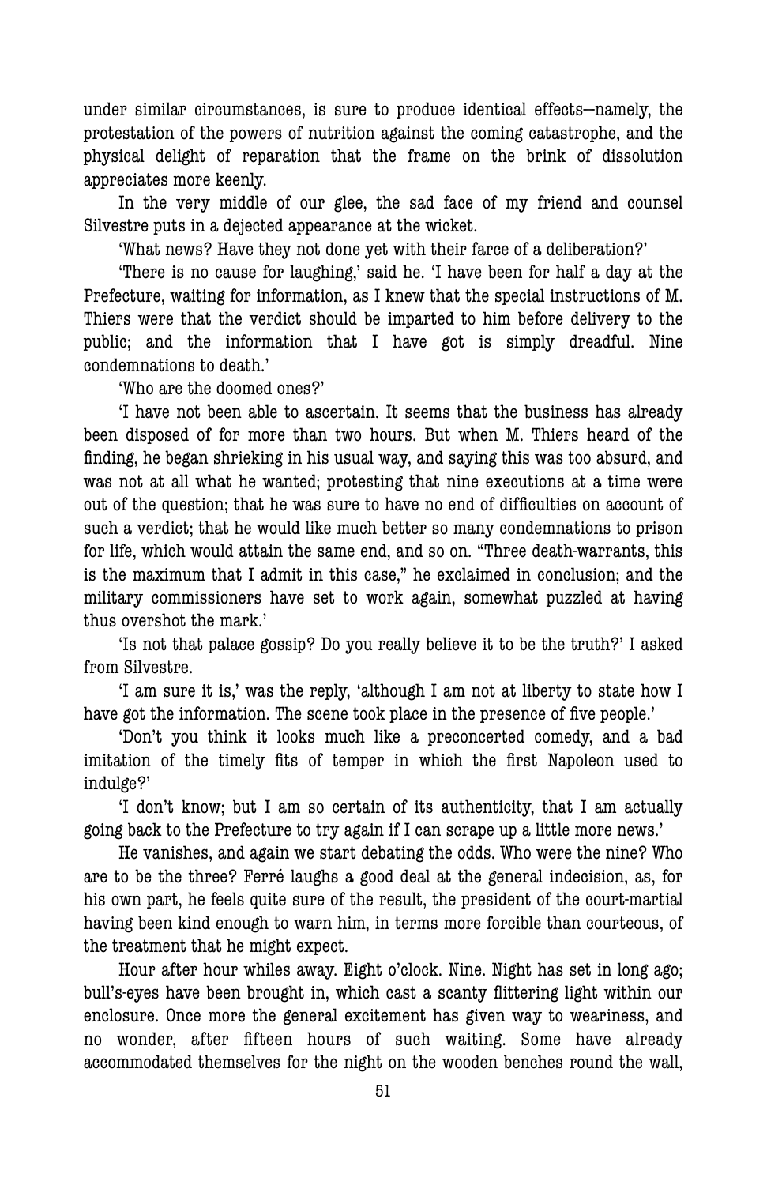under similar circumstances, is sure to produce identical effects—namely, the protestation of the powers of nutrition against the coming catastrophe, and the physical delight of reparation that the frame on the brink of dissolution appreciates more keenly.

In the very middle of our glee, the sad face of my friend and counsel Silvestre puts in a dejected appearance at the wicket.

'What news? Have they not done yet with their farce of a deliberation?'

'There is no cause for laughing,' said he. 'I have been for half a day at the Prefecture, waiting for information, as I knew that the special instructions of M. Thiers were that the verdict should be imparted to him before delivery to the public; and the information that I have got is simply dreadful. Nine condemnations to death.'

'Who are the doomed ones?'

'I have not been able to ascertain. It seems that the business has already been disposed of for more than two hours. But when M. Thiers heard of the finding, he began shrieking in his usual way, and saying this was too absurd, and was not at all what he wanted; protesting that nine executions at a time were out of the question; that he was sure to have no end of difficulties on account of such a verdict; that he would like much better so many condemnations to prison for life, which would attain the same end, and so on. "Three death-warrants, this is the maximum that I admit in this case," he exclaimed in conclusion; and the military commissioners have set to work again, somewhat puzzled at having thus overshot the mark.'

'Is not that palace gossip? Do you really believe it to be the truth?' I asked from Silvestre.

'I am sure it is,' was the reply, 'although I am not at liberty to state how I have got the information. The scene took place in the presence of five people.'

'Don't you think it looks much like a preconcerted comedy, and a bad imitation of the timely fits of temper in which the first Napoleon used to indulge?'

'I don't know; but I am so certain of its authenticity, that I am actually going back to the Prefecture to try again if I can scrape up a little more news.'

He vanishes, and again we start debating the odds. Who were the nine? Who are to be the three? Ferré laughs a good deal at the general indecision, as, for his own part, he feels quite sure of the result, the president of the court-martial having been kind enough to warn him, in terms more forcible than courteous, of the treatment that he might expect.

Hour after hour whiles away. Eight o'clock. Nine. Night has set in long ago; bull's-eyes have been brought in, which cast a scanty flittering light within our enclosure. Once more the general excitement has given way to weariness, and no wonder, after fifteen hours of such waiting. Some have already accommodated themselves for the night on the wooden benches round the wall,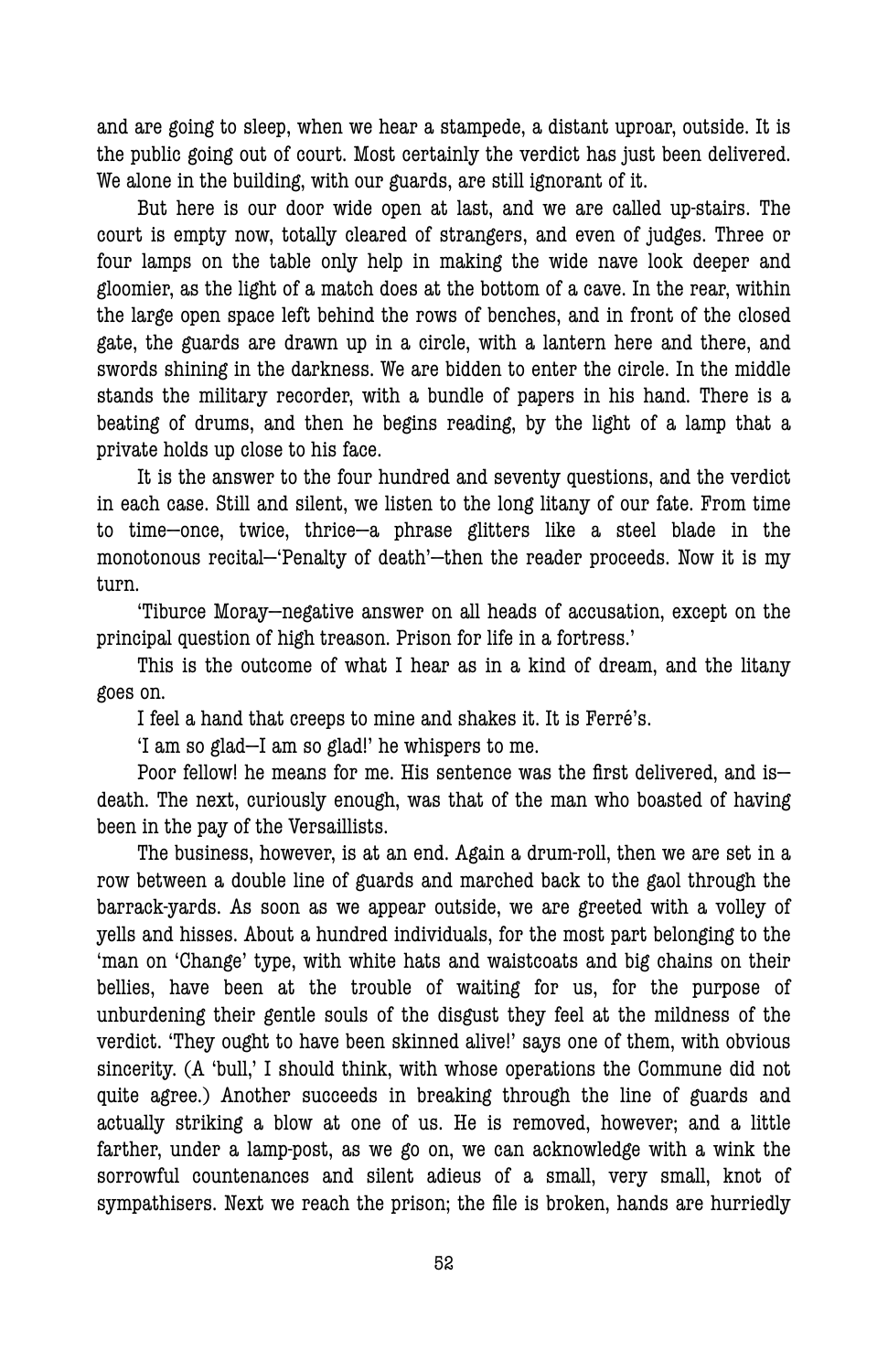and are going to sleep, when we hear a stampede, a distant uproar, outside. It is the public going out of court. Most certainly the verdict has just been delivered. We alone in the building, with our guards, are still ignorant of it.

But here is our door wide open at last, and we are called up-stairs. The court is empty now, totally cleared of strangers, and even of judges. Three or four lamps on the table only help in making the wide nave look deeper and gloomier, as the light of a match does at the bottom of a cave. In the rear, within the large open space left behind the rows of benches, and in front of the closed gate, the guards are drawn up in a circle, with a lantern here and there, and swords shining in the darkness. We are bidden to enter the circle. In the middle stands the military recorder, with a bundle of papers in his hand. There is a beating of drums, and then he begins reading, by the light of a lamp that a private holds up close to his face.

It is the answer to the four hundred and seventy questions, and the verdict in each case. Still and silent, we listen to the long litany of our fate. From time to time—once, twice, thrice—a phrase glitters like a steel blade in the monotonous recital—'Penalty of death'—then the reader proceeds. Now it is my turn.

'Tiburce Moray—negative answer on all heads of accusation, except on the principal question of high treason. Prison for life in a fortress.'

This is the outcome of what I hear as in a kind of dream, and the litany goes on.

I feel a hand that creeps to mine and shakes it. It is Ferré's.

'I am so glad—I am so glad!' he whispers to me.

Poor fellow! he means for me. His sentence was the first delivered, and is—death. The next, curiously enough, was that of the man who boasted of having been in the pay of the Versaillists.

The business, however, is at an end. Again a drum-roll, then we are set in a row between a double line of guards and marched back to the gaol through the barrack-yards. As soon as we appear outside, we are greeted with a volley of yells and hisses. About a hundred individuals, for the most part belonging to the 'man on 'Change' type, with white hats and waistcoats and big chains on their bellies, have been at the trouble of waiting for us, for the purpose of unburdening their gentle souls of the disgust they feel at the mildness of the verdict. 'They ought to have been skinned alive!' says one of them, with obvious sincerity. (A 'bull,' I should think, with whose operations the Commune did not quite agree.) Another succeeds in breaking through the line of guards and actually striking a blow at one of us. He is removed, however; and a little farther, under a lamp-post, as we go on, we can acknowledge with a wink the sorrowful countenances and silent adieus of a small, very small, knot of sympathisers. Next we reach the prison; the file is broken, hands are hurriedly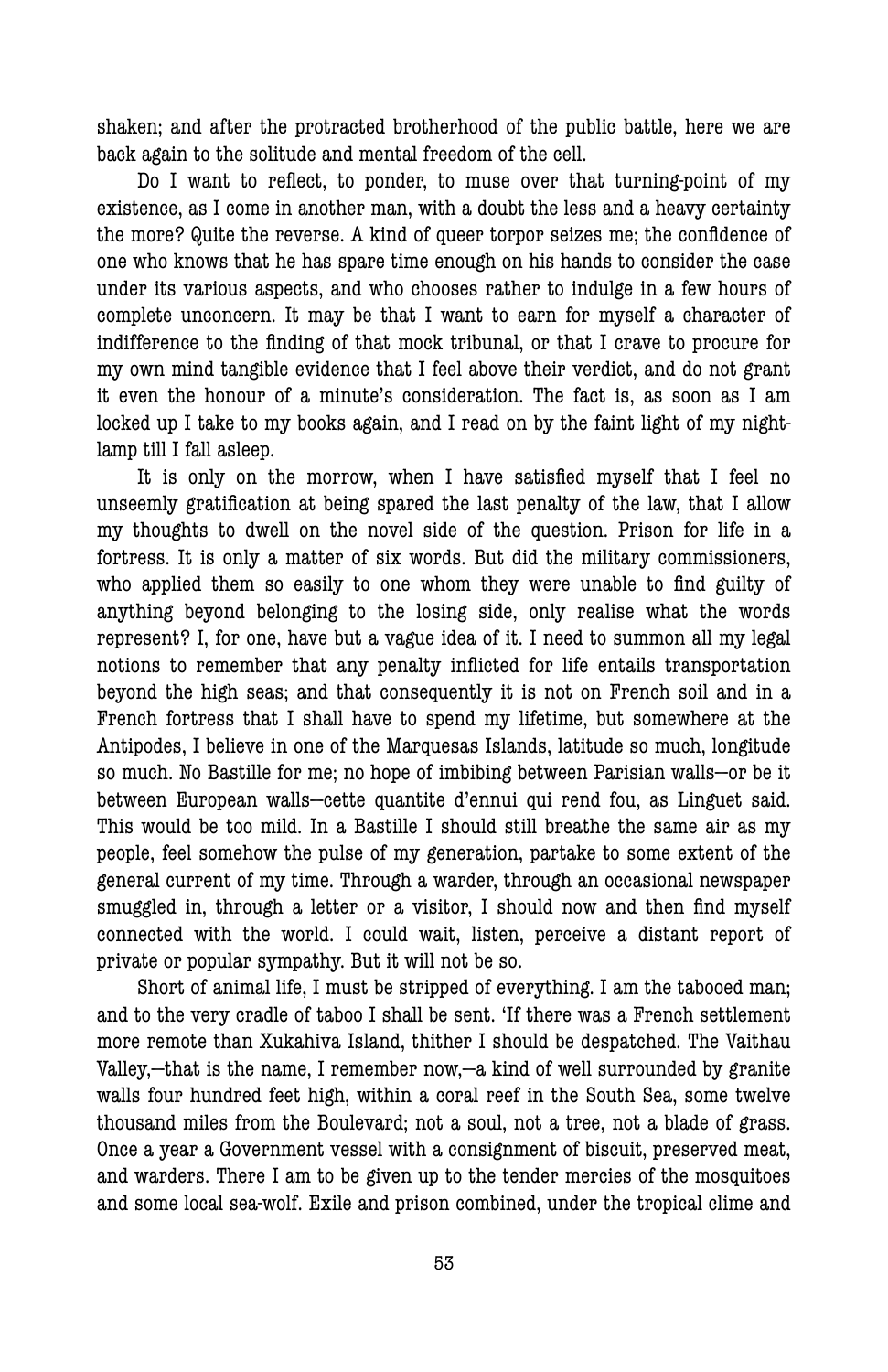shaken; and after the protracted brotherhood of the public battle, here we are back again to the solitude and mental freedom of the cell.

Do I want to reflect, to ponder, to muse over that turning-point of my existence, as I come in another man, with a doubt the less and a heavy certainty the more? Quite the reverse. A kind of queer torpor seizes me; the confidence of one who knows that he has spare time enough on his hands to consider the case under its various aspects, and who chooses rather to indulge in a few hours of complete unconcern. It may be that I want to earn for myself a character of indifference to the finding of that mock tribunal, or that I crave to procure for my own mind tangible evidence that I feel above their verdict, and do not grant it even the honour of a minute's consideration. The fact is, as soon as I am locked up I take to my books again, and I read on by the faint light of my night-lamp till I fall asleep.

It is only on the morrow, when I have satisfied myself that I feel no unseemly gratification at being spared the last penalty of the law, that I allow my thoughts to dwell on the novel side of the question. Prison for life in a fortress. It is only a matter of six words. But did the military commissioners, who applied them so easily to one whom they were unable to find guilty of anything beyond belonging to the losing side, only realise what the words represent? I, for one, have but a vague idea of it. I need to summon all my legal notions to remember that any penalty inflicted for life entails transportation beyond the high seas; and that consequently it is not on French soil and in a French fortress that I shall have to spend my lifetime, but somewhere at the Antipodes, I believe in one of the Marquesas Islands, latitude so much, longitude so much. No Bastille for me; no hope of imbibing between Parisian walls—or be it between European walls—cette quantite d'ennui qui rend fou, as Linguet said. This would be too mild. In a Bastille I should still breathe the same air as my people, feel somehow the pulse of my generation, partake to some extent of the general current of my time. Through a warder, through an occasional newspaper smuggled in, through a letter or a visitor, I should now and then find myself connected with the world. I could wait, listen, perceive a distant report of private or popular sympathy. But it will not be so.

Short of animal life, I must be stripped of everything. I am the tabooed man; and to the very cradle of taboo I shall be sent. 'If there was a French settlement more remote than Xukahiva Island, thither I should be despatched. The Vaithau Valley,—that is the name, I remember now,—a kind of well surrounded by granite walls four hundred feet high, within a coral reef in the South Sea, some twelve thousand miles from the Boulevard; not a soul, not a tree, not a blade of grass. Once a year a Government vessel with a consignment of biscuit, preserved meat, and warders. There I am to be given up to the tender mercies of the mosquitoes and some local sea-wolf. Exile and prison combined, under the tropical clime and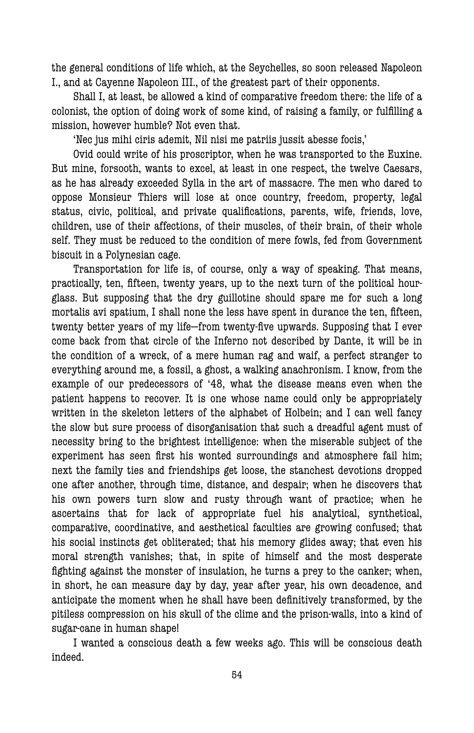the general conditions of life which, at the Seychelles, so soon released Napoleon I., and at Cayenne Napoleon III., of the greatest part of their opponents.

Shall I, at least, be allowed a kind of comparative freedom there: the life of a colonist, the option of doing work of some kind, of raising a family, or fulfilling a mission, however humble? Not even that.

'Nec jus mihi ciris ademit, Nil nisi me patriis jussit abesse focis,'

Ovid could write of his proscriptor, when he was transported to the Euxine. But mine, forsooth, wants to excel, at least in one respect, the twelve Caesars, as he has already exceeded Sylla in the art of massacre. The men who dared to oppose Monsieur Thiers will lose at once country, freedom, property, legal status, civic, political, and private qualifications, parents, wife, friends, love, children, use of their affections, of their muscles, of their brain, of their whole self. They must be reduced to the condition of mere fowls, fed from Government biscuit in a Polynesian cage.

Transportation for life is, of course, only a way of speaking. That means, practically, ten, fifteen, twenty years, up to the next turn of the political hour-glass. But supposing that the dry guillotine should spare me for such a long mortalis avi spatium, I shall none the less have spent in durance the ten, fifteen, twenty better years of my life—from twenty-five upwards. Supposing that I ever come back from that circle of the Inferno not described by Dante, it will be in the condition of a wreck, of a mere human rag and waif, a perfect stranger to everything around me, a fossil, a ghost, a walking anachronism. I know, from the example of our predecessors of '48, what the disease means even when the patient happens to recover. It is one whose name could only be appropriately written in the skeleton letters of the alphabet of Holbein; and I can well fancy the slow but sure process of disorganisation that such a dreadful agent must of necessity bring to the brightest intelligence: when the miserable subject of the experiment has seen first his wonted surroundings and atmosphere fail him; next the family ties and friendships get loose, the stanchest devotions dropped one after another, through time, distance, and despair; when he discovers that his own powers turn slow and rusty through want of practice; when he ascertains that for lack of appropriate fuel his analytical, synthetical, comparative, coordinative, and aesthetical faculties are growing confused; that his social instincts get obliterated; that his memory glides away; that even his moral strength vanishes; that, in spite of himself and the most desperate fighting against the monster of insulation, he turns a prey to the canker; when, in short, he can measure day by day, year after year, his own decadence, and anticipate the moment when he shall have been definitively transformed, by the pitiless compression on his skull of the clime and the prison-walls, into a kind of sugar-cane in human shape!

I wanted a conscious death a few weeks ago. This will be conscious death indeed.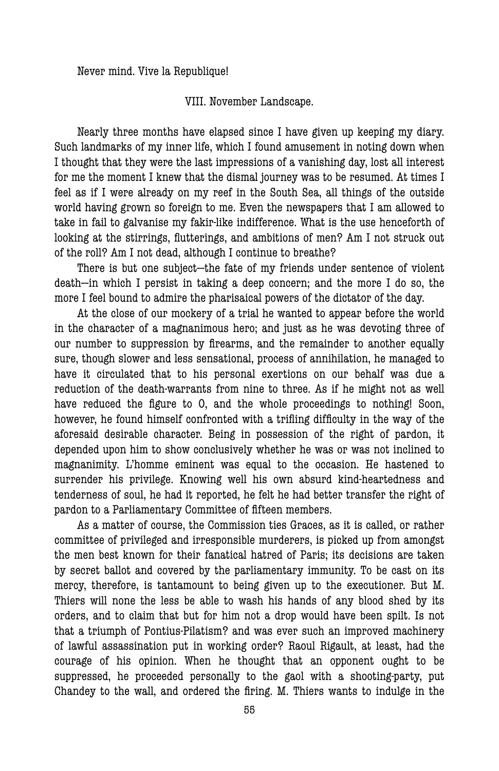Never mind. Vive la Republique!

## VIII. November Landscape.

Nearly three months have elapsed since I have given up keeping my diary. Such landmarks of my inner life, which I found amusement in noting down when I thought that they were the last impressions of a vanishing day, lost all interest for me the moment I knew that the dismal journey was to be resumed. At times I feel as if I were already on my reef in the South Sea, all things of the outside world having grown so foreign to me. Even the newspapers that I am allowed to take in fail to galvanise my fakir-like indifference. What is the use henceforth of looking at the stirrings, flutterings, and ambitions of men? Am I not struck out of the roll? Am I not dead, although I continue to breathe?

There is but one subject—the fate of my friends under sentence of violent death—in which I persist in taking a deep concern; and the more I do so, the more I feel bound to admire the pharisaical powers of the dictator of the day.

At the close of our mockery of a trial he wanted to appear before the world in the character of a magnanimous hero; and just as he was devoting three of our number to suppression by firearms, and the remainder to another equally sure, though slower and less sensational, process of annihilation, he managed to have it circulated that to his personal exertions on our behalf was due a reduction of the death-warrants from nine to three. As if he might not as well have reduced the figure to 0, and the whole proceedings to nothing! Soon, however, he found himself confronted with a trifling difficulty in the way of the aforesaid desirable character. Being in possession of the right of pardon, it depended upon him to show conclusively whether he was or was not inclined to magnanimity. L'homme eminent was equal to the occasion. He hastened to surrender his privilege. Knowing well his own absurd kind-heartedness and tenderness of soul, he had it reported, he felt he had better transfer the right of pardon to a Parliamentary Committee of fifteen members.

As a matter of course, the Commission ties Graces, as it is called, or rather committee of privileged and irresponsible murderers, is picked up from amongst the men best known for their fanatical hatred of Paris; its decisions are taken by secret ballot and covered by the parliamentary immunity. To be cast on its mercy, therefore, is tantamount to being given up to the executioner. But M. Thiers will none the less be able to wash his hands of any blood shed by its orders, and to claim that but for him not a drop would have been spilt. Is not that a triumph of Pontius-Pilatism? and was ever such an improved machinery of lawful assassination put in working order? Raoul Rigault, at least, had the courage of his opinion. When he thought that an opponent ought to be suppressed, he proceeded personally to the gaol with a shooting-party, put Chandey to the wall, and ordered the firing. M. Thiers wants to indulge in the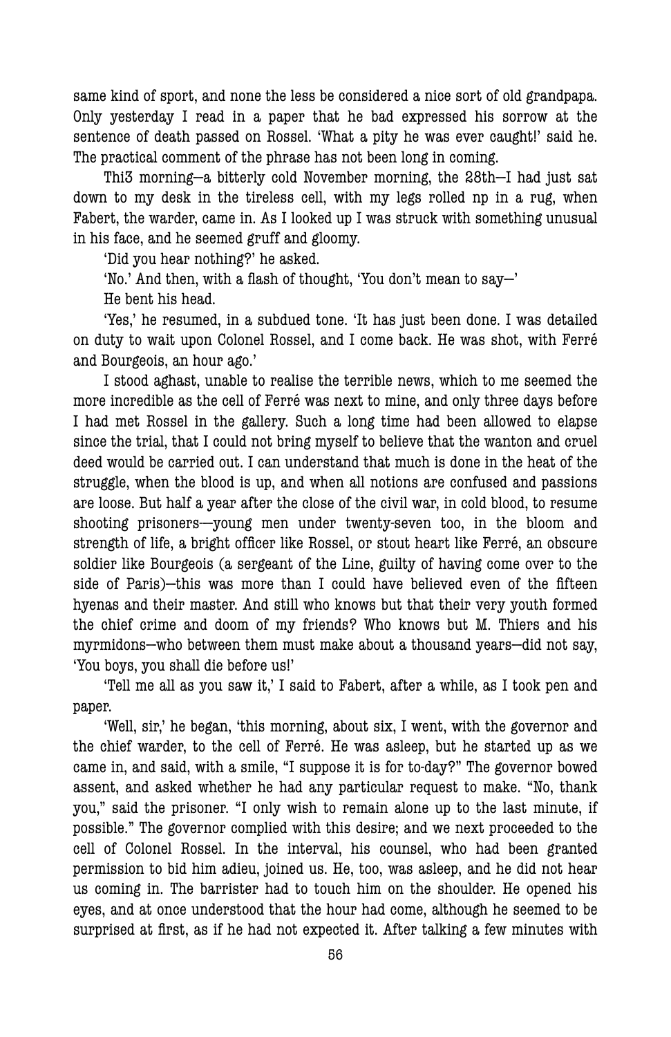same kind of sport, and none the less be considered a nice sort of old grandpapa. Only yesterday I read in a paper that he bad expressed his sorrow at the sentence of death passed on Rossel. 'What a pity he was ever caught!' said he. The practical comment of the phrase has not been long in coming.

Thi3 morning—a bitterly cold November morning, the 28th—I had just sat down to my desk in the tireless cell, with my legs rolled np in a rug, when Fabert, the warder, came in. As I looked up I was struck with something unusual in his face, and he seemed gruff and gloomy.

'Did you hear nothing?' he asked.

'No.' And then, with a flash of thought, 'You don't mean to say—'

He bent his head.

'Yes,' he resumed, in a subdued tone. 'It has just been done. I was detailed on duty to wait upon Colonel Rossel, and I come back. He was shot, with Ferré and Bourgeois, an hour ago.'

I stood aghast, unable to realise the terrible news, which to me seemed the more incredible as the cell of Ferré was next to mine, and only three days before I had met Rossel in the gallery. Such a long time had been allowed to elapse since the trial, that I could not bring myself to believe that the wanton and cruel deed would be carried out. I can understand that much is done in the heat of the struggle, when the blood is up, and when all notions are confused and passions are loose. But half a year after the close of the civil war, in cold blood, to resume shooting prisoners—young men under twenty-seven too, in the bloom and strength of life, a bright officer like Rossel, or stout heart like Ferré, an obscure soldier like Bourgeois (a sergeant of the Line, guilty of having come over to the side of Paris)—this was more than I could have believed even of the fifteen hyenas and their master. And still who knows but that their very youth formed the chief crime and doom of my friends? Who knows but M. Thiers and his myrmidons—who between them must make about a thousand years—did not say, 'You boys, you shall die before us!'

'Tell me all as you saw it,' I said to Fabert, after a while, as I took pen and paper.

'Well, sir,' he began, 'this morning, about six, I went, with the governor and the chief warder, to the cell of Ferré. He was asleep, but he started up as we came in, and said, with a smile, "I suppose it is for to-day?" The governor bowed assent, and asked whether he had any particular request to make. "No, thank you," said the prisoner. "I only wish to remain alone up to the last minute, if possible." The governor complied with this desire; and we next proceeded to the cell of Colonel Rossel. In the interval, his counsel, who had been granted permission to bid him adieu, joined us. He, too, was asleep, and he did not hear us coming in. The barrister had to touch him on the shoulder. He opened his eyes, and at once understood that the hour had come, although he seemed to be surprised at first, as if he had not expected it. After talking a few minutes with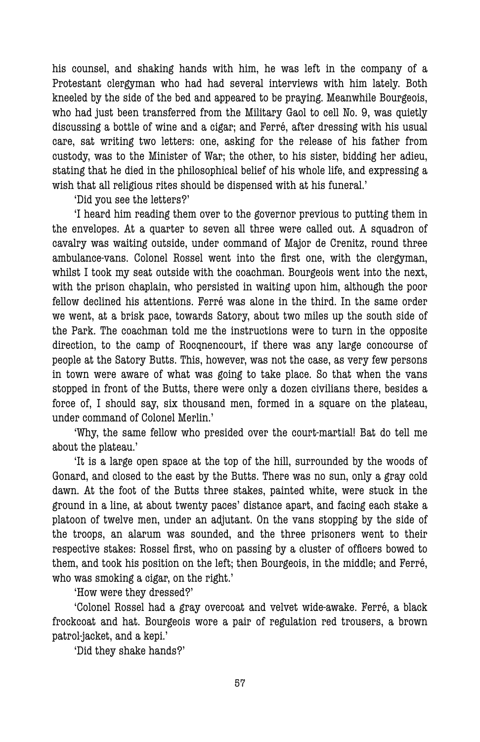his counsel, and shaking hands with him, he was left in the company of a Protestant clergyman who had had several interviews with him lately. Both kneeled by the side of the bed and appeared to be praying. Meanwhile Bourgeois, who had just been transferred from the Military Gaol to cell No. 9, was quietly discussing a bottle of wine and a cigar; and Ferré, after dressing with his usual care, sat writing two letters: one, asking for the release of his father from custody, was to the Minister of War; the other, to his sister, bidding her adieu, stating that he died in the philosophical belief of his whole life, and expressing a wish that all religious rites should be dispensed with at his funeral.'

'Did you see the letters?'

'I heard him reading them over to the governor previous to putting them in the envelopes. At a quarter to seven all three were called out. A squadron of cavalry was waiting outside, under command of Major de Crenitz, round three ambulance-vans. Colonel Rossel went into the first one, with the clergyman, whilst I took my seat outside with the coachman. Bourgeois went into the next, with the prison chaplain, who persisted in waiting upon him, although the poor fellow declined his attentions. Ferré was alone in the third. In the same order we went, at a brisk pace, towards Satory, about two miles up the south side of the Park. The coachman told me the instructions were to turn in the opposite direction, to the camp of Rocqnencourt, if there was any large concourse of people at the Satory Butts. This, however, was not the case, as very few persons in town were aware of what was going to take place. So that when the vans stopped in front of the Butts, there were only a dozen civilians there, besides a force of, I should say, six thousand men, formed in a square on the plateau, under command of Colonel Merlin.'

'Why, the same fellow who presided over the court-martial! Bat do tell me about the plateau.'

'It is a large open space at the top of the hill, surrounded by the woods of Gonard, and closed to the east by the Butts. There was no sun, only a gray cold dawn. At the foot of the Butts three stakes, painted white, were stuck in the ground in a line, at about twenty paces' distance apart, and facing each stake a platoon of twelve men, under an adjutant. On the vans stopping by the side of the troops, an alarum was sounded, and the three prisoners went to their respective stakes: Rossel first, who on passing by a cluster of officers bowed to them, and took his position on the left; then Bourgeois, in the middle; and Ferré, who was smoking a cigar, on the right.'

'How were they dressed?'

'Colonel Rossel had a gray overcoat and velvet wide-awake. Ferré, a black frockcoat and hat. Bourgeois wore a pair of regulation red trousers, a brown patrol-jacket, and a kepi.'

'Did they shake hands?'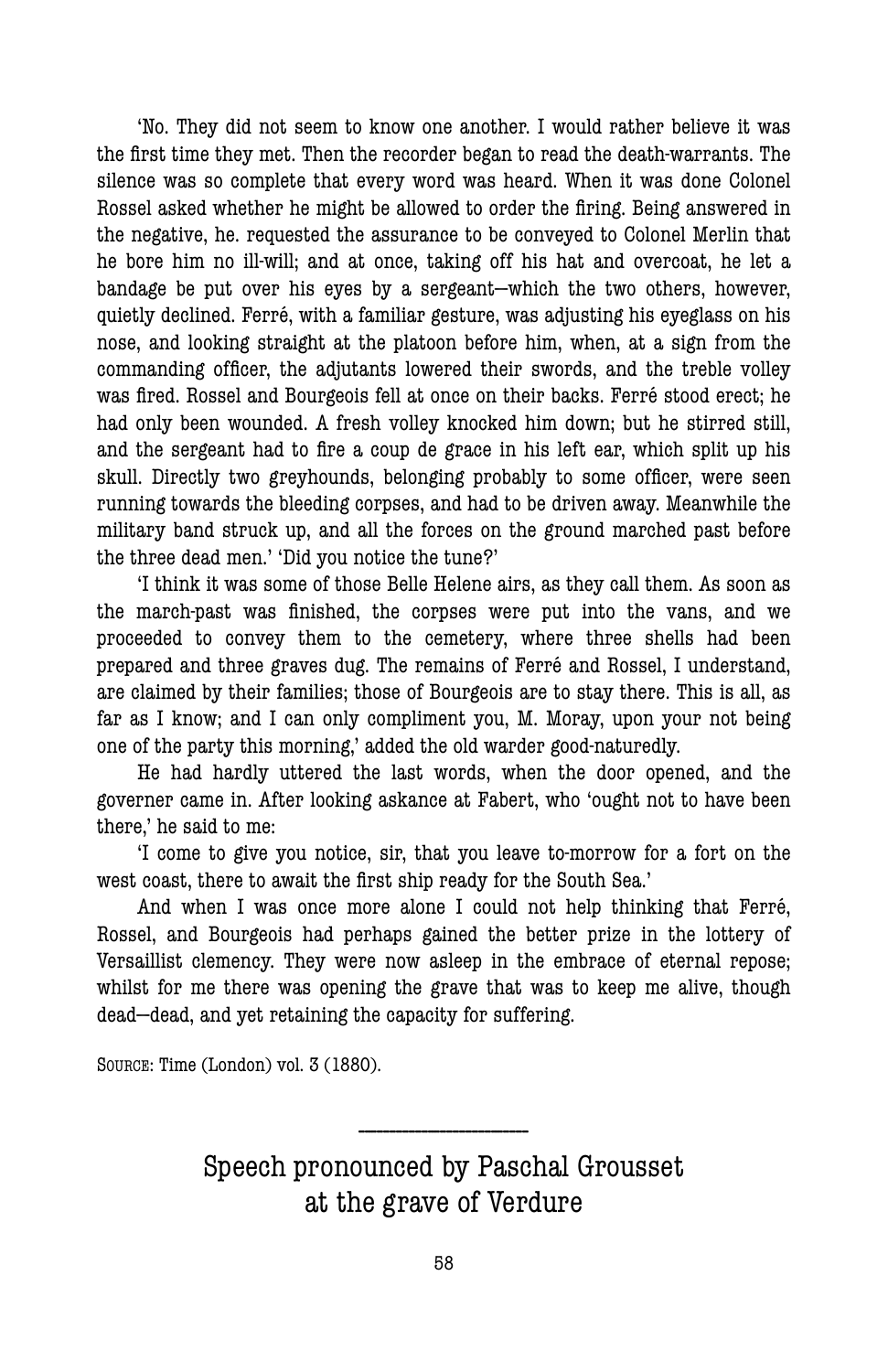'No. They did not seem to know one another. I would rather believe it was the first time they met. Then the recorder began to read the death-warrants. The silence was so complete that every word was heard. When it was done Colonel Rossel asked whether he might be allowed to order the firing. Being answered in the negative, he. requested the assurance to be conveyed to Colonel Merlin that he bore him no ill-will; and at once, taking off his hat and overcoat, he let a bandage be put over his eyes by a sergeant—which the two others, however, quietly declined. Ferré, with a familiar gesture, was adjusting his eyeglass on his nose, and looking straight at the platoon before him, when, at a sign from the commanding officer, the adjutants lowered their swords, and the treble volley was fired. Rossel and Bourgeois fell at once on their backs. Ferré stood erect; he had only been wounded. A fresh volley knocked him down; but he stirred still, and the sergeant had to fire a coup de grace in his left ear, which split up his skull. Directly two greyhounds, belonging probably to some officer, were seen running towards the bleeding corpses, and had to be driven away. Meanwhile the military band struck up, and all the forces on the ground marched past before the three dead men.' 'Did you notice the tune?'

'I think it was some of those Belle Helene airs, as they call them. As soon as the march-past was finished, the corpses were put into the vans, and we proceeded to convey them to the cemetery, where three shells had been prepared and three graves dug. The remains of Ferré and Rossel, I understand, are claimed by their families; those of Bourgeois are to stay there. This is all, as far as I know; and I can only compliment you, M. Moray, upon your not being one of the party this morning,' added the old warder good-naturedly.

He had hardly uttered the last words, when the door opened, and the governer came in. After looking askance at Fabert, who 'ought not to have been there,' he said to me:

'I come to give you notice, sir, that you leave to-morrow for a fort on the west coast, there to await the first ship ready for the South Sea.'

And when I was once more alone I could not help thinking that Ferré, Rossel, and Bourgeois had perhaps gained the better prize in the lottery of Versaillist clemency. They were now asleep in the embrace of eternal repose; whilst for me there was opening the grave that was to keep me alive, though dead—dead, and yet retaining the capacity for suffering.

SOURCE: Time (London) vol. 3 (1880).

---

## Speech pronounced by Paschal Grousset at the grave of Verdure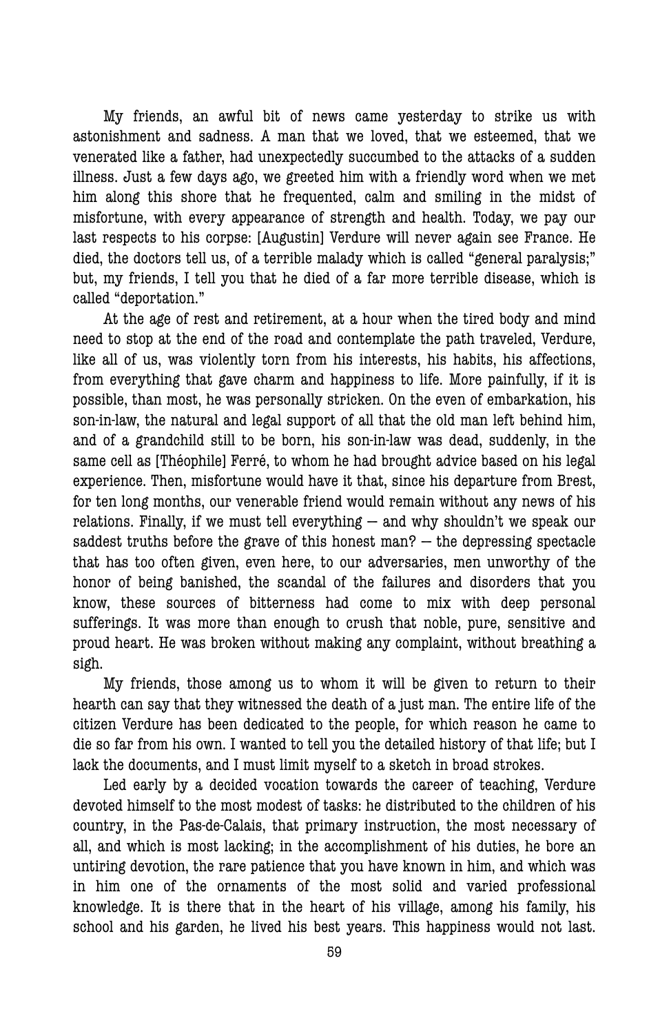My friends, an awful bit of news came yesterday to strike us with astonishment and sadness. A man that we loved, that we esteemed, that we venerated like a father, had unexpectedly succumbed to the attacks of a sudden illness. Just a few days ago, we greeted him with a friendly word when we met him along this shore that he frequented, calm and smiling in the midst of misfortune, with every appearance of strength and health. Today, we pay our last respects to his corpse: [Augustin] Verdure will never again see France. He died, the doctors tell us, of a terrible malady which is called "general paralysis;" but, my friends, I tell you that he died of a far more terrible disease, which is called "deportation."

At the age of rest and retirement, at a hour when the tired body and mind need to stop at the end of the road and contemplate the path traveled, Verdure, like all of us, was violently torn from his interests, his habits, his affections, from everything that gave charm and happiness to life. More painfully, if it is possible, than most, he was personally stricken. On the even of embarkation, his son-in-law, the natural and legal support of all that the old man left behind him, and of a grandchild still to be born, his son-in-law was dead, suddenly, in the same cell as [Théophile] Ferré, to whom he had brought advice based on his legal experience. Then, misfortune would have it that, since his departure from Brest, for ten long months, our venerable friend would remain without any news of his relations. Finally, if we must tell everything — and why shouldn't we speak our saddest truths before the grave of this honest man? — the depressing spectacle that has too often given, even here, to our adversaries, men unworthy of the honor of being banished, the scandal of the failures and disorders that you know, these sources of bitterness had come to mix with deep personal sufferings. It was more than enough to crush that noble, pure, sensitive and proud heart. He was broken without making any complaint, without breathing a sigh.

My friends, those among us to whom it will be given to return to their hearth can say that they witnessed the death of a just man. The entire life of the citizen Verdure has been dedicated to the people, for which reason he came to die so far from his own. I wanted to tell you the detailed history of that life; but I lack the documents, and I must limit myself to a sketch in broad strokes.

Led early by a decided vocation towards the career of teaching, Verdure devoted himself to the most modest of tasks: he distributed to the children of his country, in the Pas-de-Calais, that primary instruction, the most necessary of all, and which is most lacking; in the accomplishment of his duties, he bore an untiring devotion, the rare patience that you have known in him, and which was in him one of the ornaments of the most solid and varied professional knowledge. It is there that in the heart of his village, among his family, his school and his garden, he lived his best years. This happiness would not last.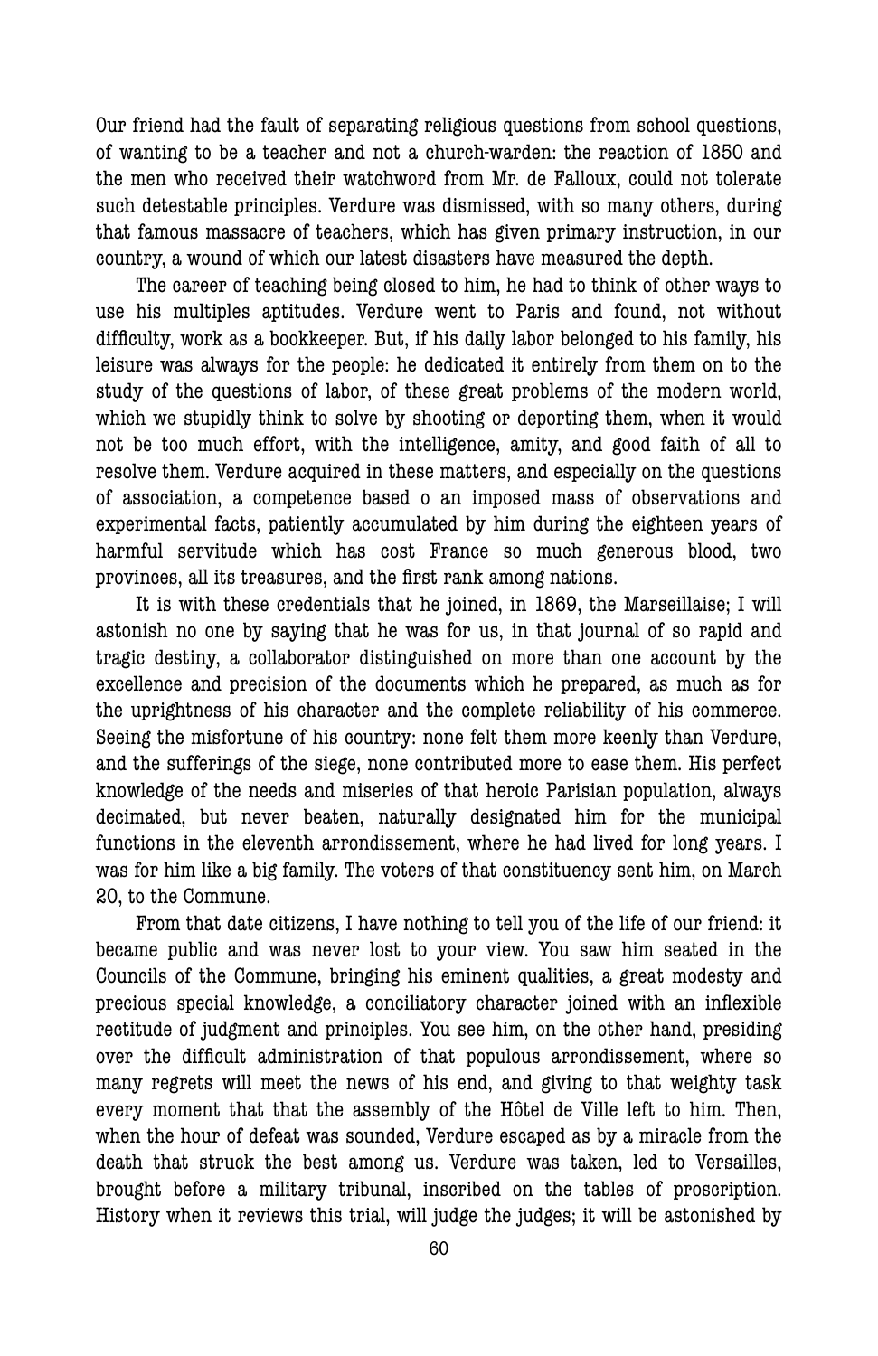Our friend had the fault of separating religious questions from school questions, of wanting to be a teacher and not a church-warden: the reaction of 1850 and the men who received their watchword from Mr. de Falloux, could not tolerate such detestable principles. Verdure was dismissed, with so many others, during that famous massacre of teachers, which has given primary instruction, in our country, a wound of which our latest disasters have measured the depth.

The career of teaching being closed to him, he had to think of other ways to use his multiples aptitudes. Verdure went to Paris and found, not without difficulty, work as a bookkeeper. But, if his daily labor belonged to his family, his leisure was always for the people: he dedicated it entirely from them on to the study of the questions of labor, of these great problems of the modern world, which we stupidly think to solve by shooting or deporting them, when it would not be too much effort, with the intelligence, amity, and good faith of all to resolve them. Verdure acquired in these matters, and especially on the questions of association, a competence based o an imposed mass of observations and experimental facts, patiently accumulated by him during the eighteen years of harmful servitude which has cost France so much generous blood, two provinces, all its treasures, and the first rank among nations.

It is with these credentials that he joined, in 1869, the Marseillaise; I will astonish no one by saying that he was for us, in that journal of so rapid and tragic destiny, a collaborator distinguished on more than one account by the excellence and precision of the documents which he prepared, as much as for the uprightness of his character and the complete reliability of his commerce. Seeing the misfortune of his country: none felt them more keenly than Verdure, and the sufferings of the siege, none contributed more to ease them. His perfect knowledge of the needs and miseries of that heroic Parisian population, always decimated, but never beaten, naturally designated him for the municipal functions in the eleventh arrondissement, where he had lived for long years. I was for him like a big family. The voters of that constituency sent him, on March 20, to the Commune.

From that date citizens, I have nothing to tell you of the life of our friend: it became public and was never lost to your view. You saw him seated in the Councils of the Commune, bringing his eminent qualities, a great modesty and precious special knowledge, a conciliatory character joined with an inflexible rectitude of judgment and principles. You see him, on the other hand, presiding over the difficult administration of that populous arrondissement, where so many regrets will meet the news of his end, and giving to that weighty task every moment that that the assembly of the Hôtel de Ville left to him. Then, when the hour of defeat was sounded, Verdure escaped as by a miracle from the death that struck the best among us. Verdure was taken, led to Versailles, brought before a military tribunal, inscribed on the tables of proscription. History when it reviews this trial, will judge the judges; it will be astonished by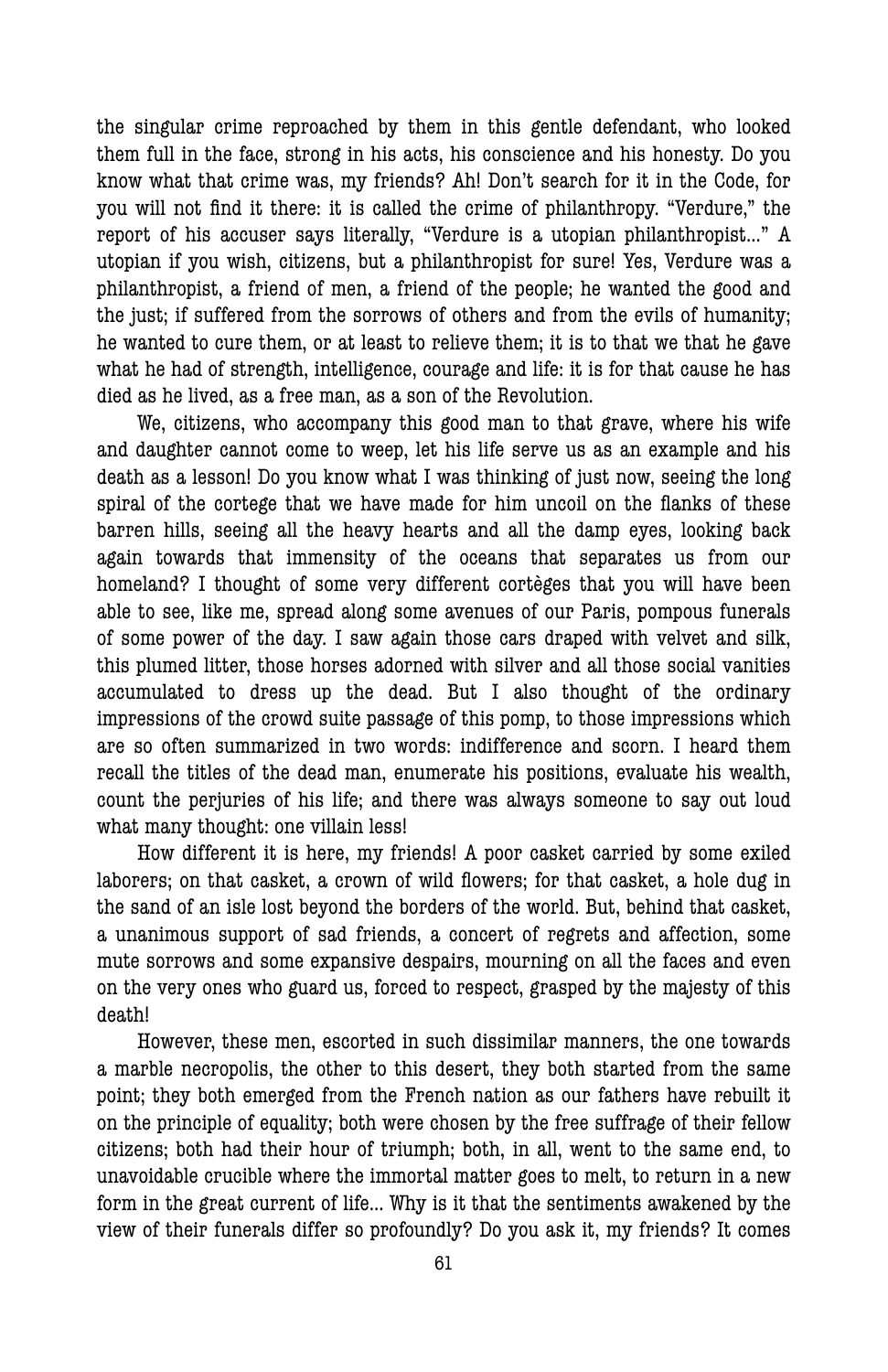the singular crime reproached by them in this gentle defendant, who looked them full in the face, strong in his acts, his conscience and his honesty. Do you know what that crime was, my friends? Ah! Don't search for it in the Code, for you will not find it there: it is called the crime of philanthropy. "Verdure," the report of his accuser says literally, "Verdure is a utopian philanthropist..." A utopian if you wish, citizens, but a philanthropist for sure! Yes, Verdure was a philanthropist, a friend of men, a friend of the people; he wanted the good and the just; if suffered from the sorrows of others and from the evils of humanity; he wanted to cure them, or at least to relieve them; it is to that we that he gave what he had of strength, intelligence, courage and life: it is for that cause he has died as he lived, as a free man, as a son of the Revolution.

We, citizens, who accompany this good man to that grave, where his wife and daughter cannot come to weep, let his life serve us as an example and his death as a lesson! Do you know what I was thinking of just now, seeing the long spiral of the cortege that we have made for him uncoil on the flanks of these barren hills, seeing all the heavy hearts and all the damp eyes, looking back again towards that immensity of the oceans that separates us from our homeland? I thought of some very different cortèges that you will have been able to see, like me, spread along some avenues of our Paris, pompous funerals of some power of the day. I saw again those cars draped with velvet and silk, this plumed litter, those horses adorned with silver and all those social vanities accumulated to dress up the dead. But I also thought of the ordinary impressions of the crowd suite passage of this pomp, to those impressions which are so often summarized in two words: indifference and scorn. I heard them recall the titles of the dead man, enumerate his positions, evaluate his wealth, count the perjuries of his life; and there was always someone to say out loud what many thought: one villain less!

How different it is here, my friends! A poor casket carried by some exiled laborers; on that casket, a crown of wild flowers; for that casket, a hole dug in the sand of an isle lost beyond the borders of the world. But, behind that casket, a unanimous support of sad friends, a concert of regrets and affection, some mute sorrows and some expansive despairs, mourning on all the faces and even on the very ones who guard us, forced to respect, grasped by the majesty of this death!

However, these men, escorted in such dissimilar manners, the one towards a marble necropolis, the other to this desert, they both started from the same point; they both emerged from the French nation as our fathers have rebuilt it on the principle of equality; both were chosen by the free suffrage of their fellow citizens; both had their hour of triumph; both, in all, went to the same end, to unavoidable crucible where the immortal matter goes to melt, to return in a new form in the great current of life... Why is it that the sentiments awakened by the view of their funerals differ so profoundly? Do you ask it, my friends? It comes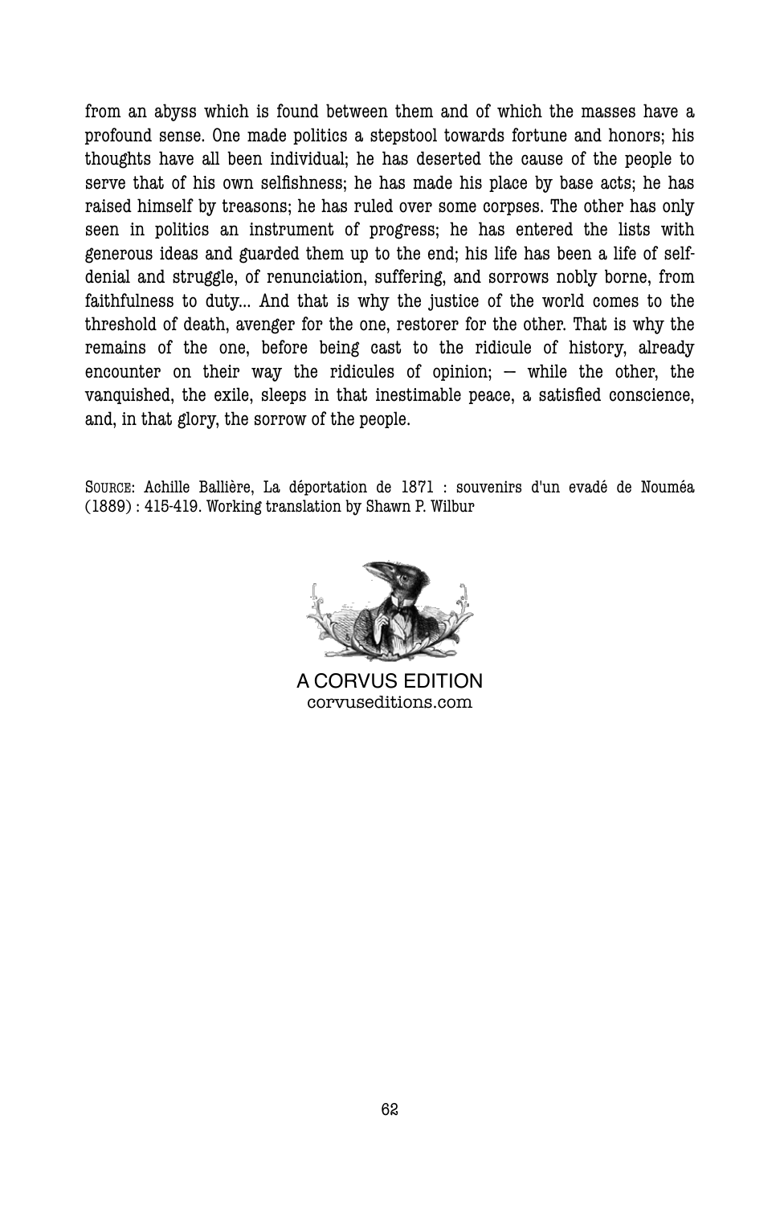from an abyss which is found between them and of which the masses have a profound sense. One made politics a stepstool towards fortune and honors; his thoughts have all been individual; he has deserted the cause of the people to serve that of his own selfishness; he has made his place by base acts; he has raised himself by treasons; he has ruled over some corpses. The other has only seen in politics an instrument of progress; he has entered the lists with generous ideas and guarded them up to the end; his life has been a life of self-denial and struggle, of renunciation, suffering, and sorrows nobly borne, from faithfulness to duty... And that is why the justice of the world comes to the threshold of death, avenger for the one, restorer for the other. That is why the remains of the one, before being cast to the ridicule of history, already encounter on their way the ridicules of opinion; — while the other, the vanquished, the exile, sleeps in that inestimable peace, a satisfied conscience, and, in that glory, the sorrow of the people.

SOURCE: Achille Ballière, La déportation de 1871 : souvenirs d'un evadé de Nouméa (1889) : 415-419. Working translation by Shawn P. Wilbur

A CORVUS EDITION
corvuseditions.com